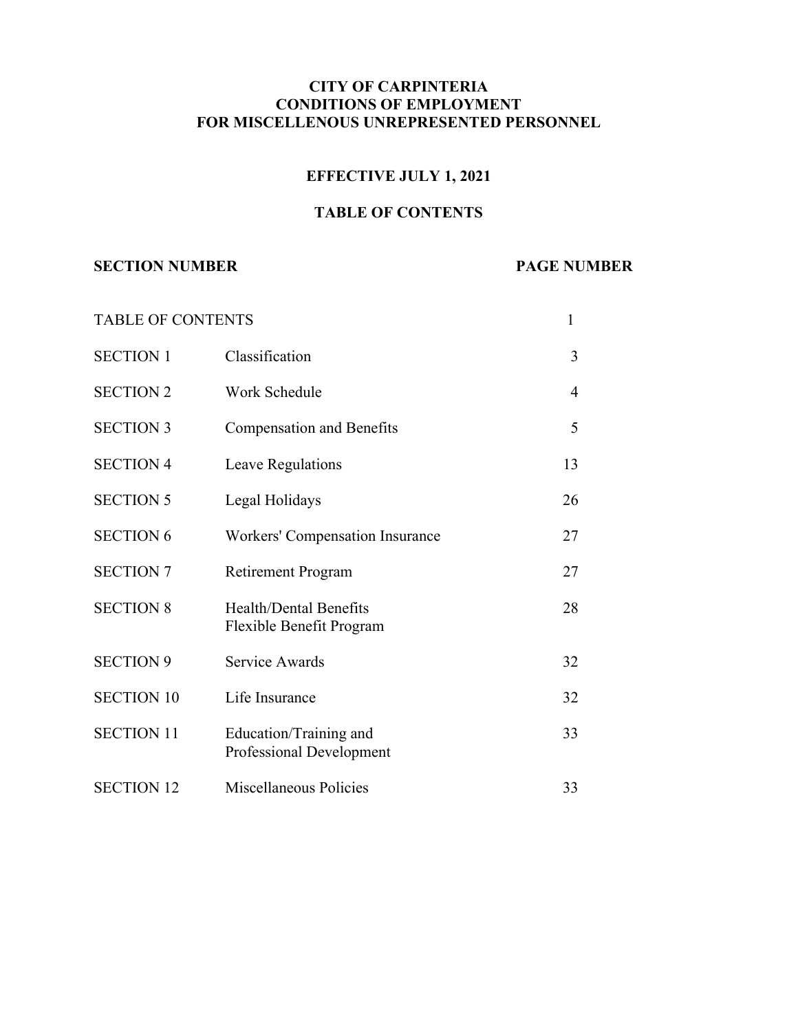# CITY OF CARPINTERIA
# CONDITIONS OF EMPLOYMENT
# FOR MISCELLENOUS UNREPRESENTED PERSONNEL

## EFFECTIVE JULY 1, 2021

## TABLE OF CONTENTS

| SECTION NUMBER | | PAGE NUMBER |
|---|---|---|
| TABLE OF CONTENTS | | 1 |
| SECTION 1 | Classification | 3 |
| SECTION 2 | Work Schedule | 4 |
| SECTION 3 | Compensation and Benefits | 5 |
| SECTION 4 | Leave Regulations | 13 |
| SECTION 5 | Legal Holidays | 26 |
| SECTION 6 | Workers' Compensation Insurance | 27 |
| SECTION 7 | Retirement Program | 27 |
| SECTION 8 | Health/Dental Benefits Flexible Benefit Program | 28 |
| SECTION 9 | Service Awards | 32 |
| SECTION 10 | Life Insurance | 32 |
| SECTION 11 | Education/Training and Professional Development | 33 |
| SECTION 12 | Miscellaneous Policies | 33 |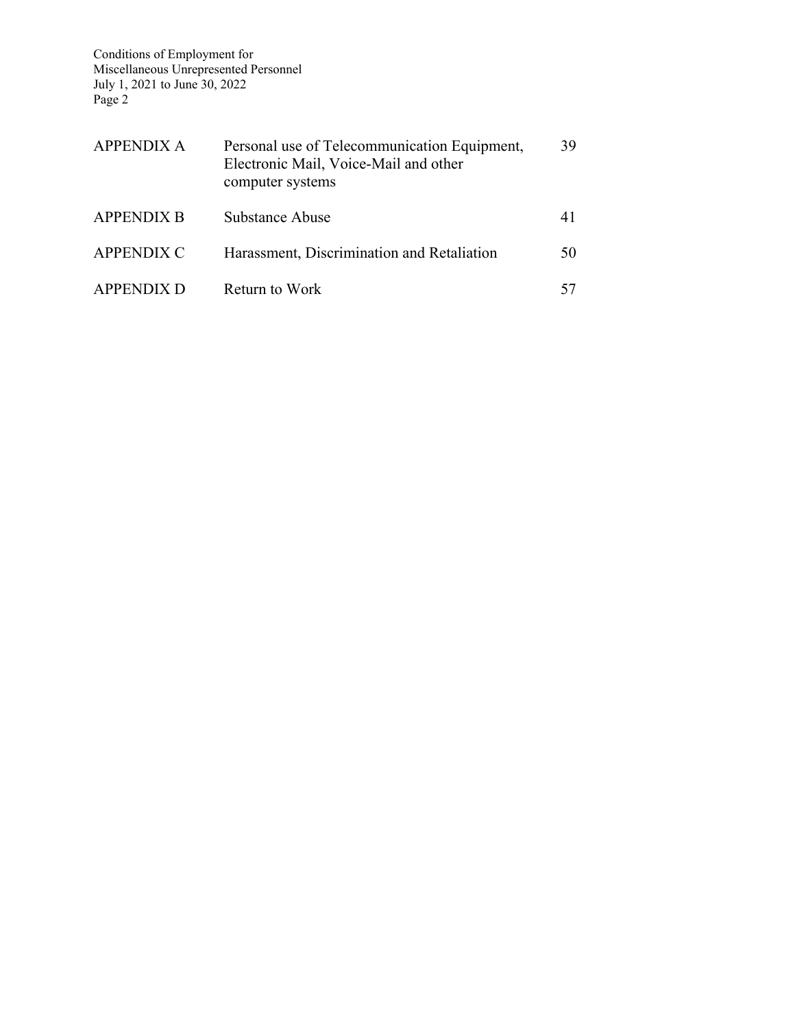| | | |
|---|---|---|
| APPENDIX A | Personal use of Telecommunication Equipment, Electronic Mail, Voice-Mail and other computer systems | 39 |
| APPENDIX B | Substance Abuse | 41 |
| APPENDIX C | Harassment, Discrimination and Retaliation | 50 |
| APPENDIX D | Return to Work | 57 |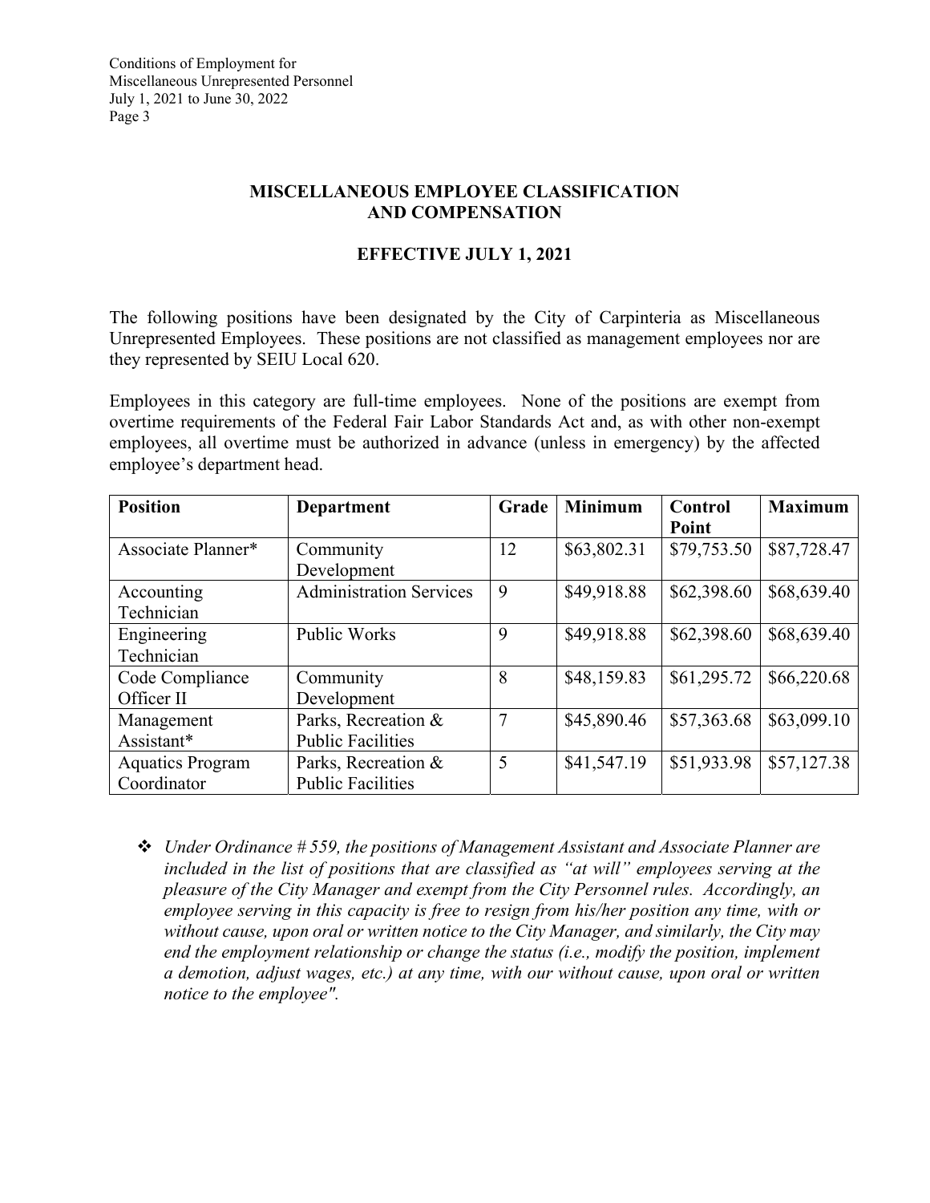## MISCELLANEOUS EMPLOYEE CLASSIFICATION AND COMPENSATION

### EFFECTIVE JULY 1, 2021

The following positions have been designated by the City of Carpinteria as Miscellaneous Unrepresented Employees. These positions are not classified as management employees nor are they represented by SEIU Local 620.

Employees in this category are full-time employees. None of the positions are exempt from overtime requirements of the Federal Fair Labor Standards Act and, as with other non-exempt employees, all overtime must be authorized in advance (unless in emergency) by the affected employee's department head.

| Position | Department | Grade | Minimum | Control Point | Maximum |
|---|---|---|---|---|---|
| Associate Planner* | Community Development | 12 | $63,802.31 | $79,753.50 | $87,728.47 |
| Accounting Technician | Administration Services | 9 | $49,918.88 | $62,398.60 | $68,639.40 |
| Engineering Technician | Public Works | 9 | $49,918.88 | $62,398.60 | $68,639.40 |
| Code Compliance Officer II | Community Development | 8 | $48,159.83 | $61,295.72 | $66,220.68 |
| Management Assistant* | Parks, Recreation & Public Facilities | 7 | $45,890.46 | $57,363.68 | $63,099.10 |
| Aquatics Program Coordinator | Parks, Recreation & Public Facilities | 5 | $41,547.19 | $51,933.98 | $57,127.38 |

- *Under Ordinance # 559, the positions of Management Assistant and Associate Planner are included in the list of positions that are classified as "at will" employees serving at the pleasure of the City Manager and exempt from the City Personnel rules. Accordingly, an employee serving in this capacity is free to resign from his/her position any time, with or without cause, upon oral or written notice to the City Manager, and similarly, the City may end the employment relationship or change the status (i.e., modify the position, implement a demotion, adjust wages, etc.) at any time, with our without cause, upon oral or written notice to the employee".*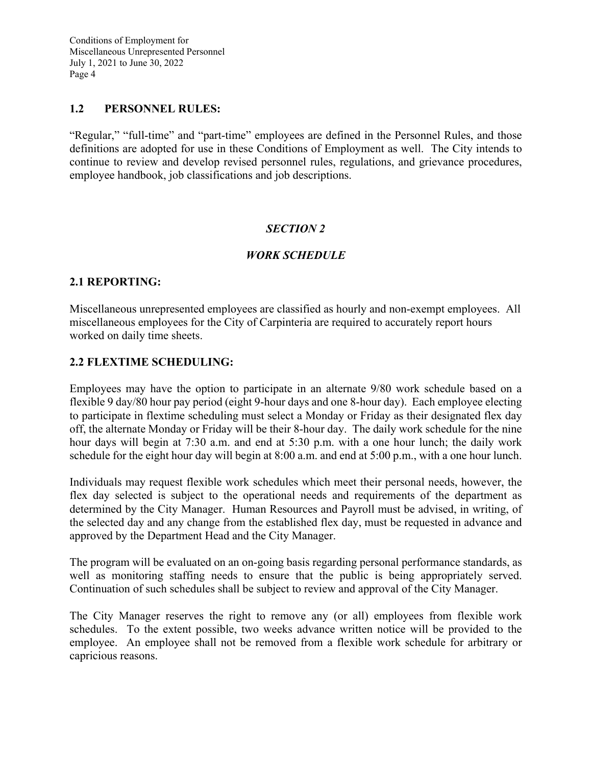### 1.2 PERSONNEL RULES:

"Regular," "full-time" and "part-time" employees are defined in the Personnel Rules, and those definitions are adopted for use in these Conditions of Employment as well. The City intends to continue to review and develop revised personnel rules, regulations, and grievance procedures, employee handbook, job classifications and job descriptions.

## *SECTION 2*

## *WORK SCHEDULE*

### 2.1 REPORTING:

Miscellaneous unrepresented employees are classified as hourly and non-exempt employees. All miscellaneous employees for the City of Carpinteria are required to accurately report hours worked on daily time sheets.

### 2.2 FLEXTIME SCHEDULING:

Employees may have the option to participate in an alternate 9/80 work schedule based on a flexible 9 day/80 hour pay period (eight 9-hour days and one 8-hour day). Each employee electing to participate in flextime scheduling must select a Monday or Friday as their designated flex day off, the alternate Monday or Friday will be their 8-hour day. The daily work schedule for the nine hour days will begin at 7:30 a.m. and end at 5:30 p.m. with a one hour lunch; the daily work schedule for the eight hour day will begin at 8:00 a.m. and end at 5:00 p.m., with a one hour lunch.

Individuals may request flexible work schedules which meet their personal needs, however, the flex day selected is subject to the operational needs and requirements of the department as determined by the City Manager. Human Resources and Payroll must be advised, in writing, of the selected day and any change from the established flex day, must be requested in advance and approved by the Department Head and the City Manager.

The program will be evaluated on an on-going basis regarding personal performance standards, as well as monitoring staffing needs to ensure that the public is being appropriately served. Continuation of such schedules shall be subject to review and approval of the City Manager.

The City Manager reserves the right to remove any (or all) employees from flexible work schedules. To the extent possible, two weeks advance written notice will be provided to the employee. An employee shall not be removed from a flexible work schedule for arbitrary or capricious reasons.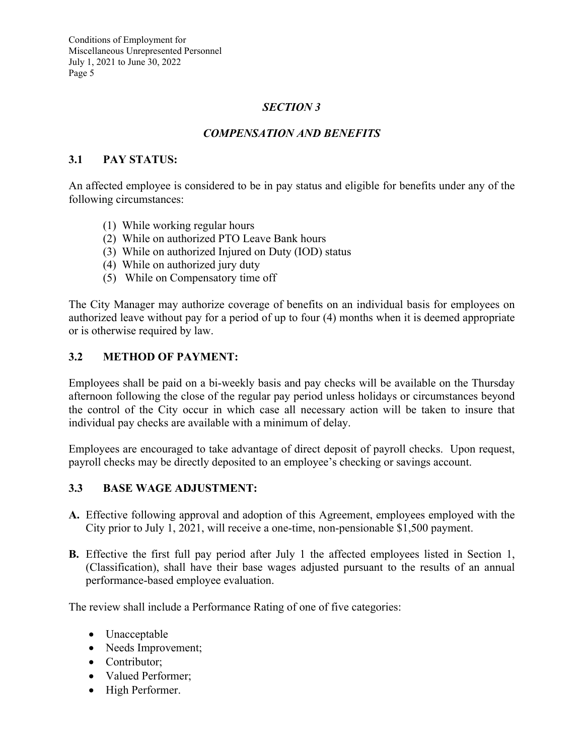## *SECTION 3*

## *COMPENSATION AND BENEFITS*

### 3.1 PAY STATUS:

An affected employee is considered to be in pay status and eligible for benefits under any of the following circumstances:

(1) While working regular hours
(2) While on authorized PTO Leave Bank hours
(3) While on authorized Injured on Duty (IOD) status
(4) While on authorized jury duty
(5) While on Compensatory time off

The City Manager may authorize coverage of benefits on an individual basis for employees on authorized leave without pay for a period of up to four (4) months when it is deemed appropriate or is otherwise required by law.

### 3.2 METHOD OF PAYMENT:

Employees shall be paid on a bi-weekly basis and pay checks will be available on the Thursday afternoon following the close of the regular pay period unless holidays or circumstances beyond the control of the City occur in which case all necessary action will be taken to insure that individual pay checks are available with a minimum of delay.

Employees are encouraged to take advantage of direct deposit of payroll checks. Upon request, payroll checks may be directly deposited to an employee's checking or savings account.

### 3.3 BASE WAGE ADJUSTMENT:

**A.** Effective following approval and adoption of this Agreement, employees employed with the City prior to July 1, 2021, will receive a one-time, non-pensionable $1,500 payment.

**B.** Effective the first full pay period after July 1 the affected employees listed in Section 1, (Classification), shall have their base wages adjusted pursuant to the results of an annual performance-based employee evaluation.

The review shall include a Performance Rating of one of five categories:

- Unacceptable
- Needs Improvement;
- Contributor;
- Valued Performer;
- High Performer.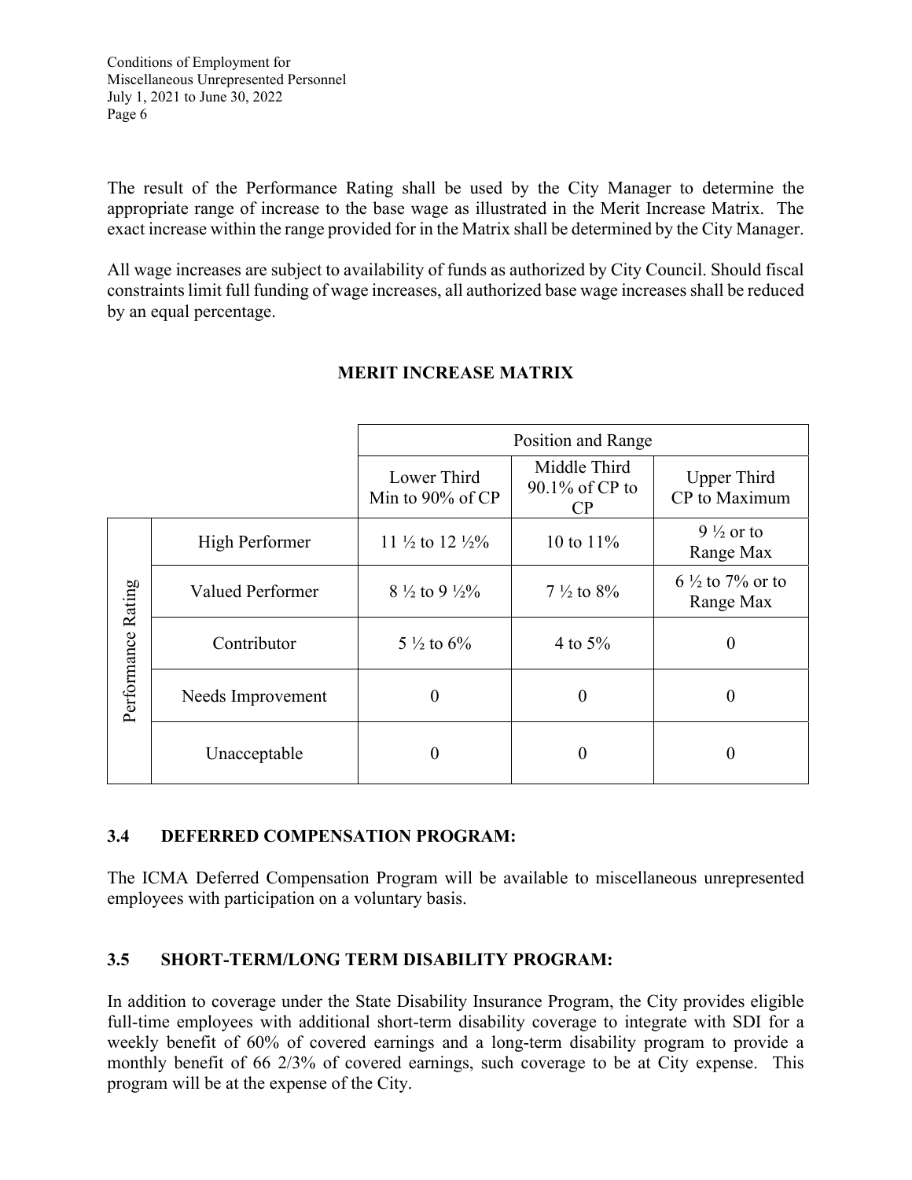The result of the Performance Rating shall be used by the City Manager to determine the appropriate range of increase to the base wage as illustrated in the Merit Increase Matrix. The exact increase within the range provided for in the Matrix shall be determined by the City Manager.

All wage increases are subject to availability of funds as authorized by City Council. Should fiscal constraints limit full funding of wage increases, all authorized base wage increases shall be reduced by an equal percentage.

**MERIT INCREASE MATRIX**

| | | Position and Range | | |
|---|---|---|---|---|
| | | Lower Third Min to 90% of CP | Middle Third 90.1% of CP to CP | Upper Third CP to Maximum |
| Performance Rating | High Performer | 11 ½ to 12 ½% | 10 to 11% | 9 ½ or to Range Max |
| | Valued Performer | 8 ½ to 9 ½% | 7 ½ to 8% | 6 ½ to 7% or to Range Max |
| | Contributor | 5 ½ to 6% | 4 to 5% | 0 |
| | Needs Improvement | 0 | 0 | 0 |
| | Unacceptable | 0 | 0 | 0 |

### 3.4 DEFERRED COMPENSATION PROGRAM:

The ICMA Deferred Compensation Program will be available to miscellaneous unrepresented employees with participation on a voluntary basis.

### 3.5 SHORT-TERM/LONG TERM DISABILITY PROGRAM:

In addition to coverage under the State Disability Insurance Program, the City provides eligible full-time employees with additional short-term disability coverage to integrate with SDI for a weekly benefit of 60% of covered earnings and a long-term disability program to provide a monthly benefit of 66 2/3% of covered earnings, such coverage to be at City expense. This program will be at the expense of the City.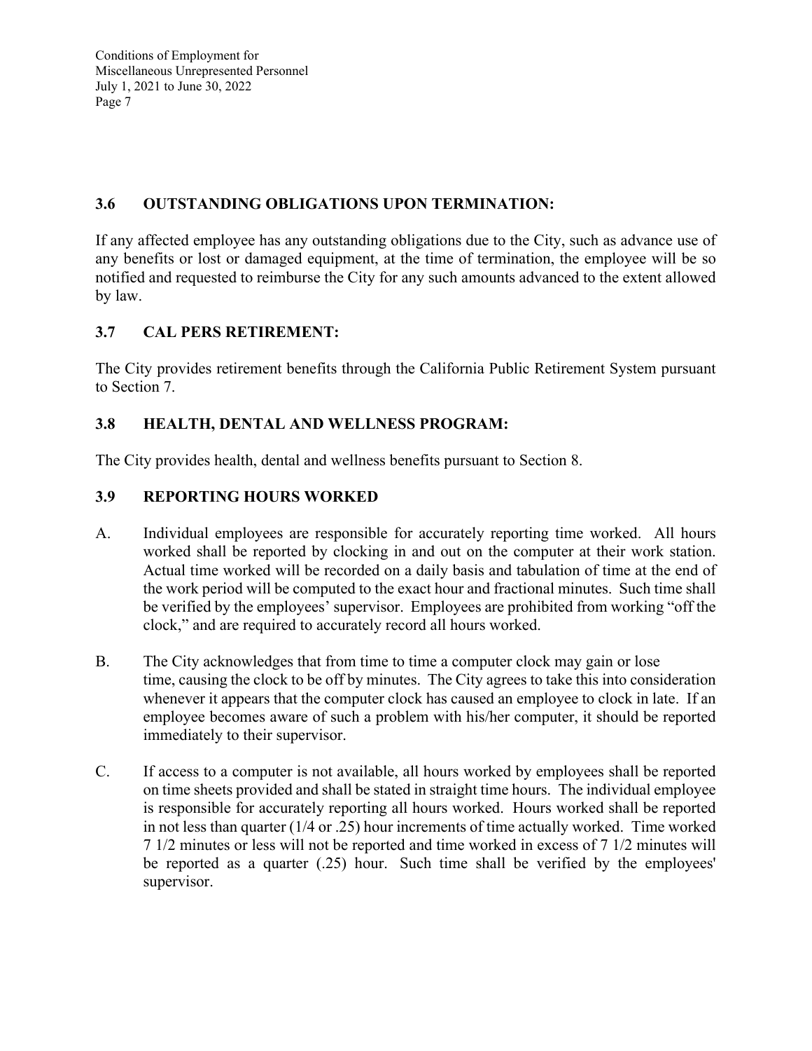## 3.6 OUTSTANDING OBLIGATIONS UPON TERMINATION:

If any affected employee has any outstanding obligations due to the City, such as advance use of any benefits or lost or damaged equipment, at the time of termination, the employee will be so notified and requested to reimburse the City for any such amounts advanced to the extent allowed by law.

## 3.7 CAL PERS RETIREMENT:

The City provides retirement benefits through the California Public Retirement System pursuant to Section 7.

## 3.8 HEALTH, DENTAL AND WELLNESS PROGRAM:

The City provides health, dental and wellness benefits pursuant to Section 8.

## 3.9 REPORTING HOURS WORKED

A. Individual employees are responsible for accurately reporting time worked. All hours worked shall be reported by clocking in and out on the computer at their work station. Actual time worked will be recorded on a daily basis and tabulation of time at the end of the work period will be computed to the exact hour and fractional minutes. Such time shall be verified by the employees' supervisor. Employees are prohibited from working "off the clock," and are required to accurately record all hours worked.

B. The City acknowledges that from time to time a computer clock may gain or lose time, causing the clock to be off by minutes. The City agrees to take this into consideration whenever it appears that the computer clock has caused an employee to clock in late. If an employee becomes aware of such a problem with his/her computer, it should be reported immediately to their supervisor.

C. If access to a computer is not available, all hours worked by employees shall be reported on time sheets provided and shall be stated in straight time hours. The individual employee is responsible for accurately reporting all hours worked. Hours worked shall be reported in not less than quarter (1/4 or .25) hour increments of time actually worked. Time worked 7 1/2 minutes or less will not be reported and time worked in excess of 7 1/2 minutes will be reported as a quarter (.25) hour. Such time shall be verified by the employees' supervisor.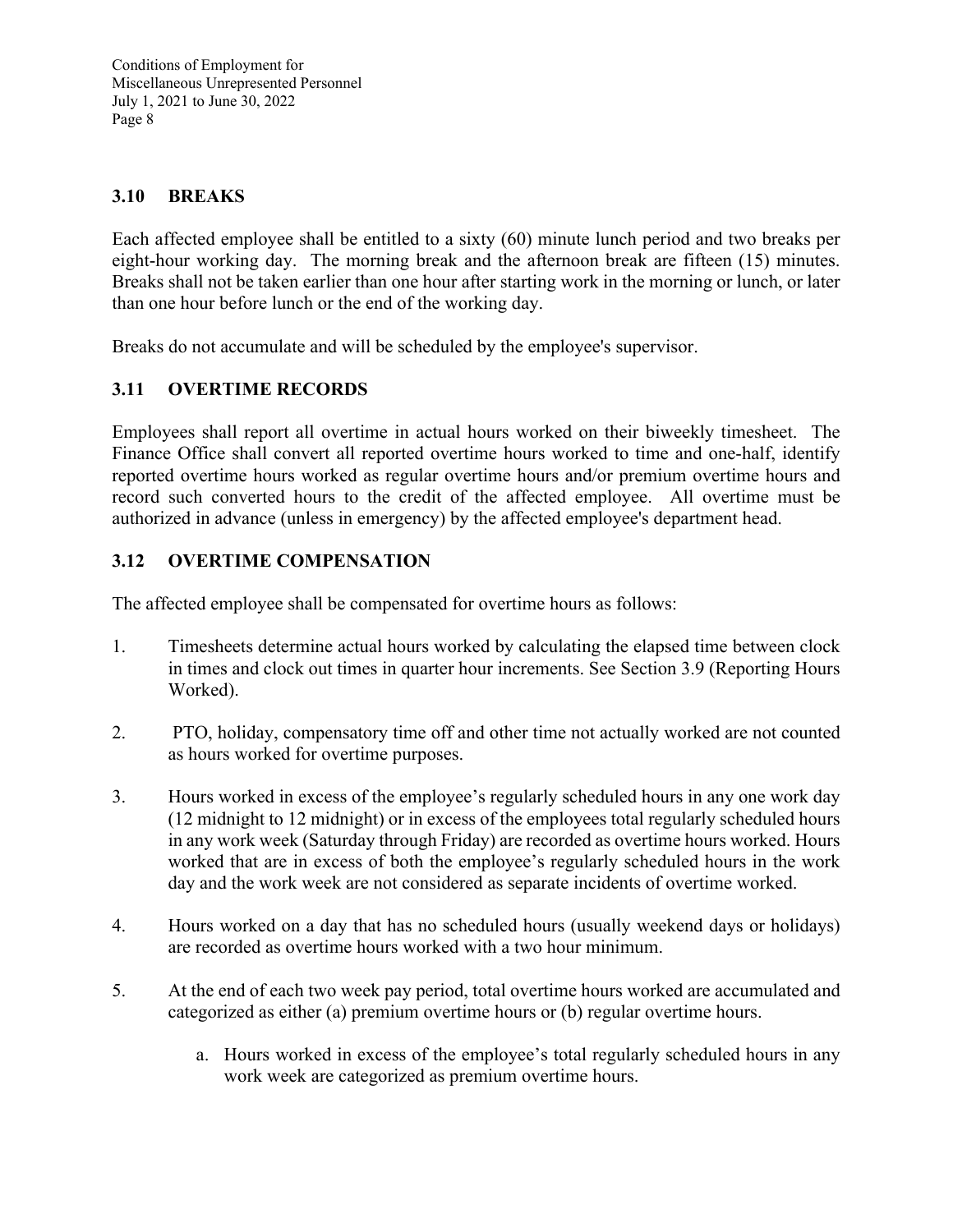## 3.10 BREAKS

Each affected employee shall be entitled to a sixty (60) minute lunch period and two breaks per eight-hour working day. The morning break and the afternoon break are fifteen (15) minutes. Breaks shall not be taken earlier than one hour after starting work in the morning or lunch, or later than one hour before lunch or the end of the working day.

Breaks do not accumulate and will be scheduled by the employee's supervisor.

## 3.11 OVERTIME RECORDS

Employees shall report all overtime in actual hours worked on their biweekly timesheet. The Finance Office shall convert all reported overtime hours worked to time and one-half, identify reported overtime hours worked as regular overtime hours and/or premium overtime hours and record such converted hours to the credit of the affected employee. All overtime must be authorized in advance (unless in emergency) by the affected employee's department head.

## 3.12 OVERTIME COMPENSATION

The affected employee shall be compensated for overtime hours as follows:

1. Timesheets determine actual hours worked by calculating the elapsed time between clock in times and clock out times in quarter hour increments. See Section 3.9 (Reporting Hours Worked).

2. PTO, holiday, compensatory time off and other time not actually worked are not counted as hours worked for overtime purposes.

3. Hours worked in excess of the employee's regularly scheduled hours in any one work day (12 midnight to 12 midnight) or in excess of the employees total regularly scheduled hours in any work week (Saturday through Friday) are recorded as overtime hours worked. Hours worked that are in excess of both the employee's regularly scheduled hours in the work day and the work week are not considered as separate incidents of overtime worked.

4. Hours worked on a day that has no scheduled hours (usually weekend days or holidays) are recorded as overtime hours worked with a two hour minimum.

5. At the end of each two week pay period, total overtime hours worked are accumulated and categorized as either (a) premium overtime hours or (b) regular overtime hours.

    a. Hours worked in excess of the employee's total regularly scheduled hours in any work week are categorized as premium overtime hours.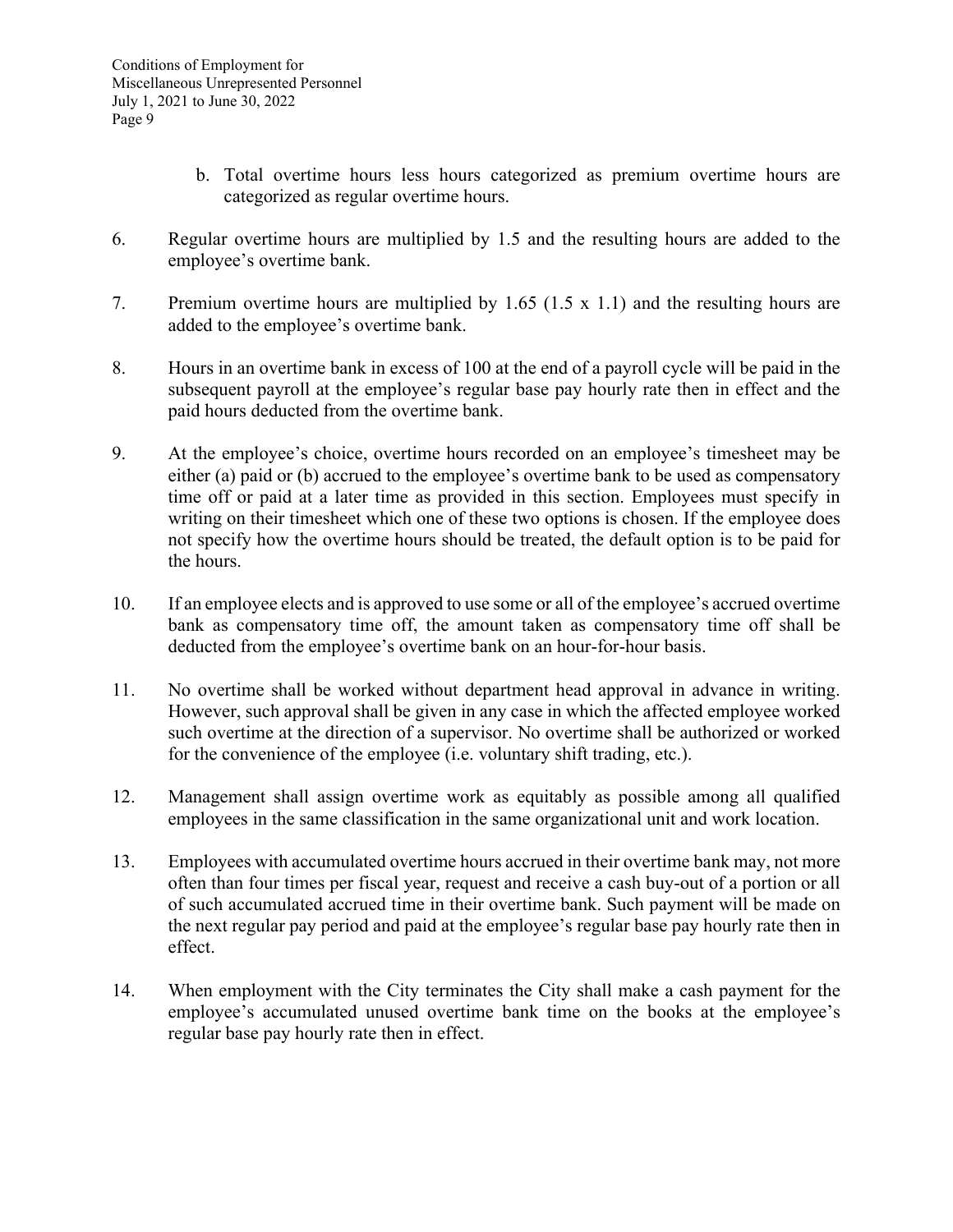b. Total overtime hours less hours categorized as premium overtime hours are categorized as regular overtime hours.

6. Regular overtime hours are multiplied by 1.5 and the resulting hours are added to the employee's overtime bank.

7. Premium overtime hours are multiplied by 1.65 (1.5 x 1.1) and the resulting hours are added to the employee's overtime bank.

8. Hours in an overtime bank in excess of 100 at the end of a payroll cycle will be paid in the subsequent payroll at the employee's regular base pay hourly rate then in effect and the paid hours deducted from the overtime bank.

9. At the employee's choice, overtime hours recorded on an employee's timesheet may be either (a) paid or (b) accrued to the employee's overtime bank to be used as compensatory time off or paid at a later time as provided in this section. Employees must specify in writing on their timesheet which one of these two options is chosen. If the employee does not specify how the overtime hours should be treated, the default option is to be paid for the hours.

10. If an employee elects and is approved to use some or all of the employee's accrued overtime bank as compensatory time off, the amount taken as compensatory time off shall be deducted from the employee's overtime bank on an hour-for-hour basis.

11. No overtime shall be worked without department head approval in advance in writing. However, such approval shall be given in any case in which the affected employee worked such overtime at the direction of a supervisor. No overtime shall be authorized or worked for the convenience of the employee (i.e. voluntary shift trading, etc.).

12. Management shall assign overtime work as equitably as possible among all qualified employees in the same classification in the same organizational unit and work location.

13. Employees with accumulated overtime hours accrued in their overtime bank may, not more often than four times per fiscal year, request and receive a cash buy-out of a portion or all of such accumulated accrued time in their overtime bank. Such payment will be made on the next regular pay period and paid at the employee's regular base pay hourly rate then in effect.

14. When employment with the City terminates the City shall make a cash payment for the employee's accumulated unused overtime bank time on the books at the employee's regular base pay hourly rate then in effect.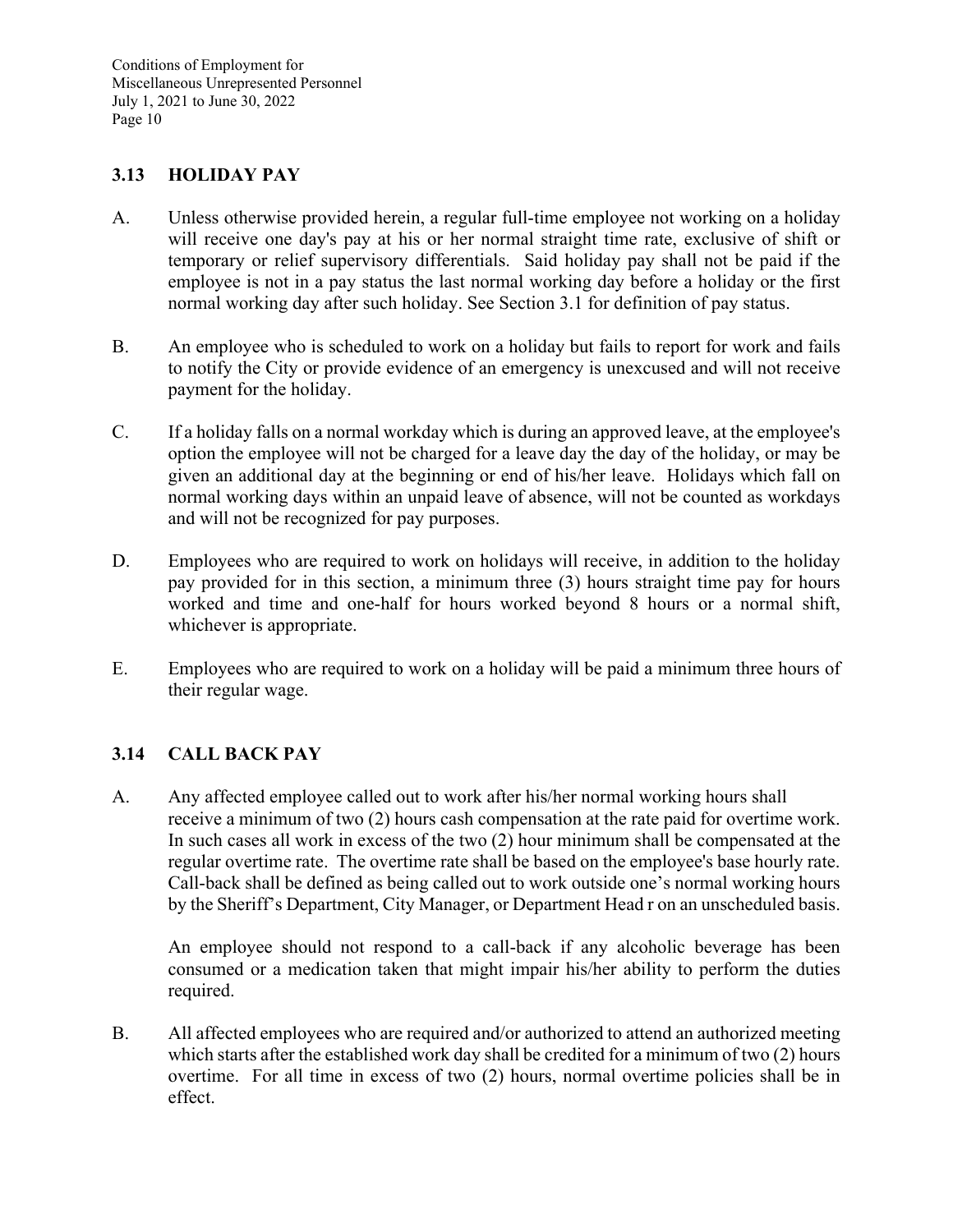## 3.13 HOLIDAY PAY

A. Unless otherwise provided herein, a regular full-time employee not working on a holiday will receive one day's pay at his or her normal straight time rate, exclusive of shift or temporary or relief supervisory differentials. Said holiday pay shall not be paid if the employee is not in a pay status the last normal working day before a holiday or the first normal working day after such holiday. See Section 3.1 for definition of pay status.

B. An employee who is scheduled to work on a holiday but fails to report for work and fails to notify the City or provide evidence of an emergency is unexcused and will not receive payment for the holiday.

C. If a holiday falls on a normal workday which is during an approved leave, at the employee's option the employee will not be charged for a leave day the day of the holiday, or may be given an additional day at the beginning or end of his/her leave. Holidays which fall on normal working days within an unpaid leave of absence, will not be counted as workdays and will not be recognized for pay purposes.

D. Employees who are required to work on holidays will receive, in addition to the holiday pay provided for in this section, a minimum three (3) hours straight time pay for hours worked and time and one-half for hours worked beyond 8 hours or a normal shift, whichever is appropriate.

E. Employees who are required to work on a holiday will be paid a minimum three hours of their regular wage.

## 3.14 CALL BACK PAY

A. Any affected employee called out to work after his/her normal working hours shall receive a minimum of two (2) hours cash compensation at the rate paid for overtime work. In such cases all work in excess of the two (2) hour minimum shall be compensated at the regular overtime rate. The overtime rate shall be based on the employee's base hourly rate. Call-back shall be defined as being called out to work outside one's normal working hours by the Sheriff's Department, City Manager, or Department Head r on an unscheduled basis.

   An employee should not respond to a call-back if any alcoholic beverage has been consumed or a medication taken that might impair his/her ability to perform the duties required.

B. All affected employees who are required and/or authorized to attend an authorized meeting which starts after the established work day shall be credited for a minimum of two (2) hours overtime. For all time in excess of two (2) hours, normal overtime policies shall be in effect.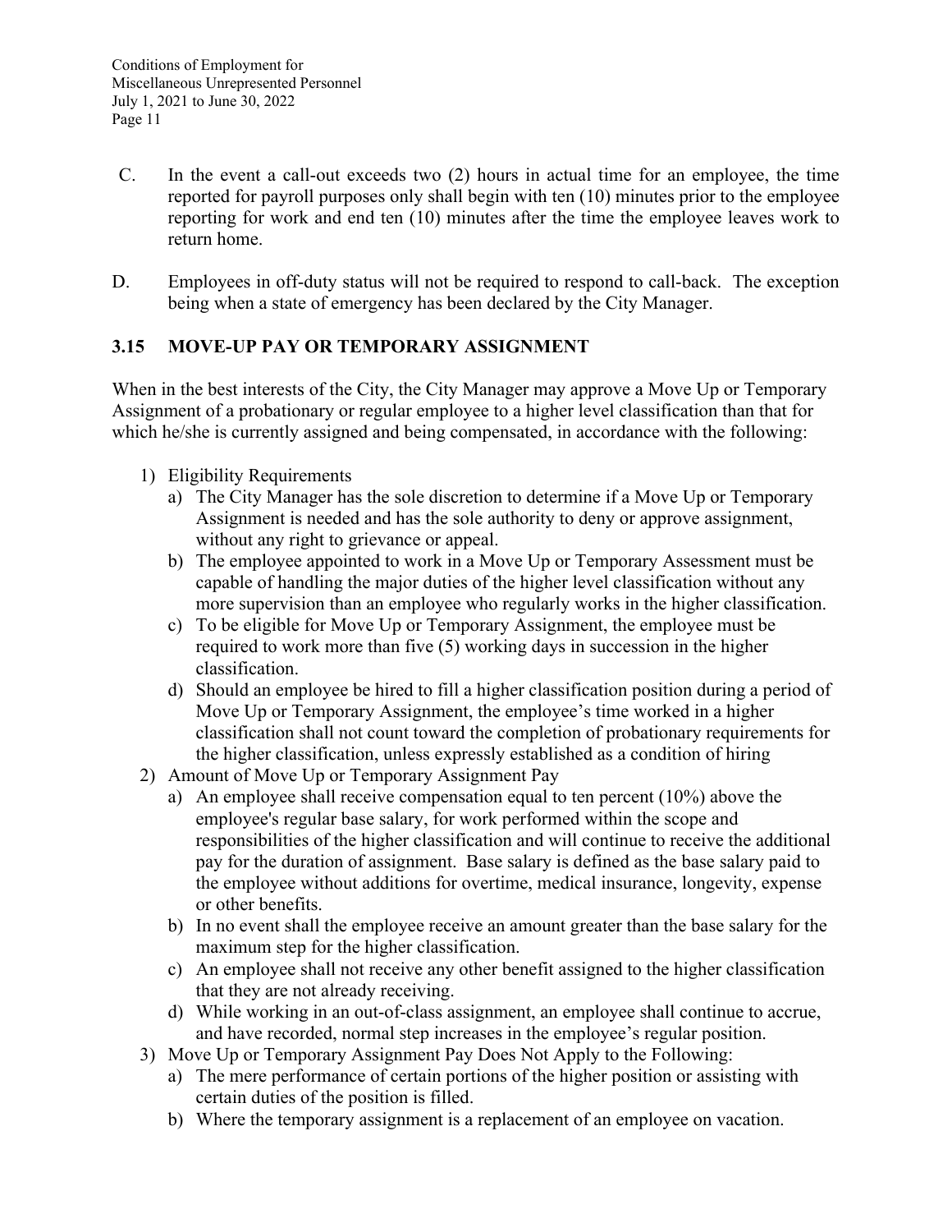C. In the event a call-out exceeds two (2) hours in actual time for an employee, the time reported for payroll purposes only shall begin with ten (10) minutes prior to the employee reporting for work and end ten (10) minutes after the time the employee leaves work to return home.

D. Employees in off-duty status will not be required to respond to call-back. The exception being when a state of emergency has been declared by the City Manager.

### 3.15 MOVE-UP PAY OR TEMPORARY ASSIGNMENT

When in the best interests of the City, the City Manager may approve a Move Up or Temporary Assignment of a probationary or regular employee to a higher level classification than that for which he/she is currently assigned and being compensated, in accordance with the following:

1) Eligibility Requirements
   a) The City Manager has the sole discretion to determine if a Move Up or Temporary Assignment is needed and has the sole authority to deny or approve assignment, without any right to grievance or appeal.
   b) The employee appointed to work in a Move Up or Temporary Assessment must be capable of handling the major duties of the higher level classification without any more supervision than an employee who regularly works in the higher classification.
   c) To be eligible for Move Up or Temporary Assignment, the employee must be required to work more than five (5) working days in succession in the higher classification.
   d) Should an employee be hired to fill a higher classification position during a period of Move Up or Temporary Assignment, the employee's time worked in a higher classification shall not count toward the completion of probationary requirements for the higher classification, unless expressly established as a condition of hiring
2) Amount of Move Up or Temporary Assignment Pay
   a) An employee shall receive compensation equal to ten percent (10%) above the employee's regular base salary, for work performed within the scope and responsibilities of the higher classification and will continue to receive the additional pay for the duration of assignment. Base salary is defined as the base salary paid to the employee without additions for overtime, medical insurance, longevity, expense or other benefits.
   b) In no event shall the employee receive an amount greater than the base salary for the maximum step for the higher classification.
   c) An employee shall not receive any other benefit assigned to the higher classification that they are not already receiving.
   d) While working in an out-of-class assignment, an employee shall continue to accrue, and have recorded, normal step increases in the employee's regular position.
3) Move Up or Temporary Assignment Pay Does Not Apply to the Following:
   a) The mere performance of certain portions of the higher position or assisting with certain duties of the position is filled.
   b) Where the temporary assignment is a replacement of an employee on vacation.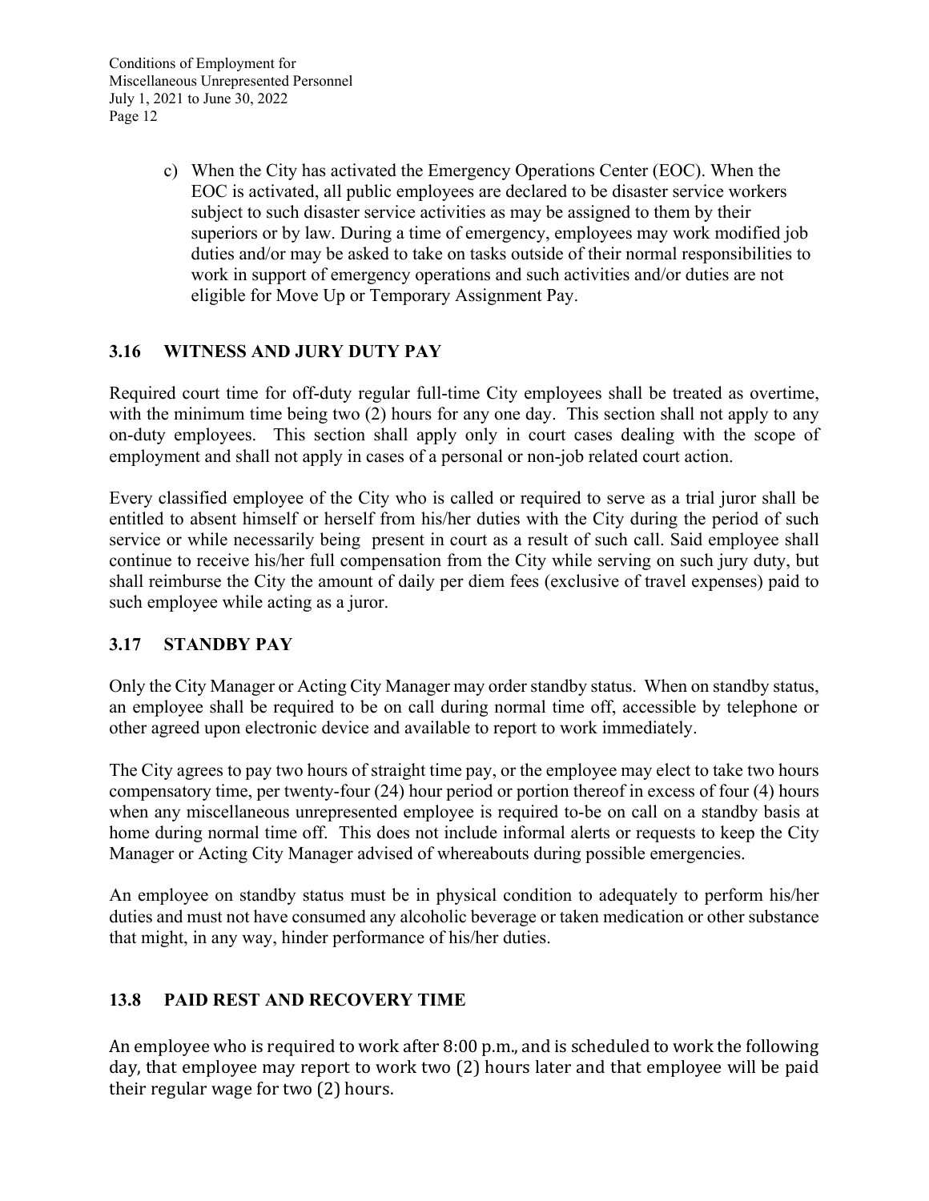c) When the City has activated the Emergency Operations Center (EOC). When the EOC is activated, all public employees are declared to be disaster service workers subject to such disaster service activities as may be assigned to them by their superiors or by law. During a time of emergency, employees may work modified job duties and/or may be asked to take on tasks outside of their normal responsibilities to work in support of emergency operations and such activities and/or duties are not eligible for Move Up or Temporary Assignment Pay.

### 3.16 WITNESS AND JURY DUTY PAY

Required court time for off-duty regular full-time City employees shall be treated as overtime, with the minimum time being two (2) hours for any one day. This section shall not apply to any on-duty employees. This section shall apply only in court cases dealing with the scope of employment and shall not apply in cases of a personal or non-job related court action.

Every classified employee of the City who is called or required to serve as a trial juror shall be entitled to absent himself or herself from his/her duties with the City during the period of such service or while necessarily being present in court as a result of such call. Said employee shall continue to receive his/her full compensation from the City while serving on such jury duty, but shall reimburse the City the amount of daily per diem fees (exclusive of travel expenses) paid to such employee while acting as a juror.

### 3.17 STANDBY PAY

Only the City Manager or Acting City Manager may order standby status. When on standby status, an employee shall be required to be on call during normal time off, accessible by telephone or other agreed upon electronic device and available to report to work immediately.

The City agrees to pay two hours of straight time pay, or the employee may elect to take two hours compensatory time, per twenty-four (24) hour period or portion thereof in excess of four (4) hours when any miscellaneous unrepresented employee is required to-be on call on a standby basis at home during normal time off. This does not include informal alerts or requests to keep the City Manager or Acting City Manager advised of whereabouts during possible emergencies.

An employee on standby status must be in physical condition to adequately to perform his/her duties and must not have consumed any alcoholic beverage or taken medication or other substance that might, in any way, hinder performance of his/her duties.

### 13.8 PAID REST AND RECOVERY TIME

An employee who is required to work after 8:00 p.m., and is scheduled to work the following day, that employee may report to work two (2) hours later and that employee will be paid their regular wage for two (2) hours.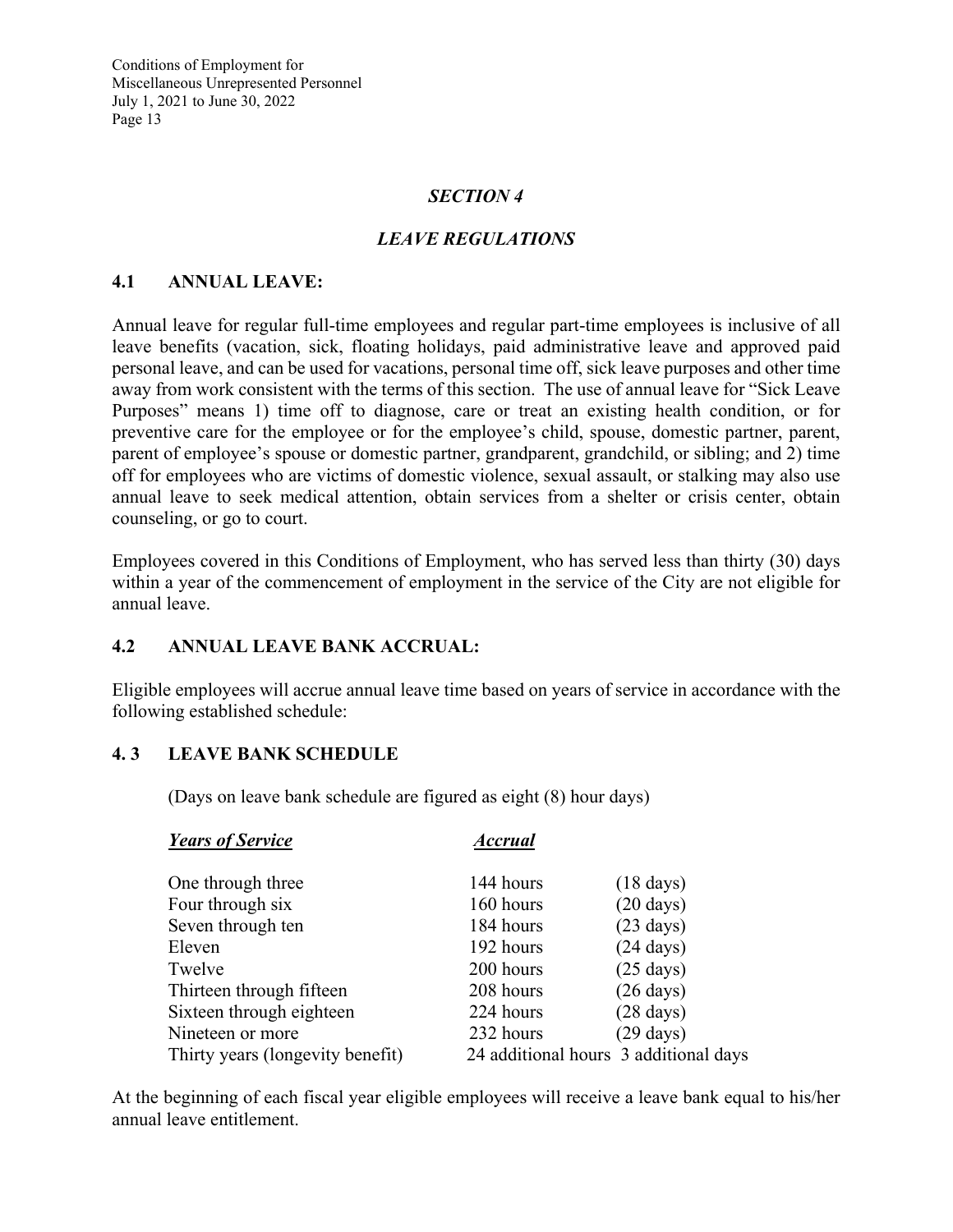## *SECTION 4*

## *LEAVE REGULATIONS*

### 4.1 ANNUAL LEAVE:

Annual leave for regular full-time employees and regular part-time employees is inclusive of all leave benefits (vacation, sick, floating holidays, paid administrative leave and approved paid personal leave, and can be used for vacations, personal time off, sick leave purposes and other time away from work consistent with the terms of this section. The use of annual leave for "Sick Leave Purposes" means 1) time off to diagnose, care or treat an existing health condition, or for preventive care for the employee or for the employee's child, spouse, domestic partner, parent, parent of employee's spouse or domestic partner, grandparent, grandchild, or sibling; and 2) time off for employees who are victims of domestic violence, sexual assault, or stalking may also use annual leave to seek medical attention, obtain services from a shelter or crisis center, obtain counseling, or go to court.

Employees covered in this Conditions of Employment, who has served less than thirty (30) days within a year of the commencement of employment in the service of the City are not eligible for annual leave.

### 4.2 ANNUAL LEAVE BANK ACCRUAL:

Eligible employees will accrue annual leave time based on years of service in accordance with the following established schedule:

### 4. 3 LEAVE BANK SCHEDULE

(Days on leave bank schedule are figured as eight (8) hour days)

| *Years of Service* | *Accrual* | |
|---|---|---|
| One through three | 144 hours | (18 days) |
| Four through six | 160 hours | (20 days) |
| Seven through ten | 184 hours | (23 days) |
| Eleven | 192 hours | (24 days) |
| Twelve | 200 hours | (25 days) |
| Thirteen through fifteen | 208 hours | (26 days) |
| Sixteen through eighteen | 224 hours | (28 days) |
| Nineteen or more | 232 hours | (29 days) |
| Thirty years (longevity benefit) | 24 additional hours | 3 additional days |

At the beginning of each fiscal year eligible employees will receive a leave bank equal to his/her annual leave entitlement.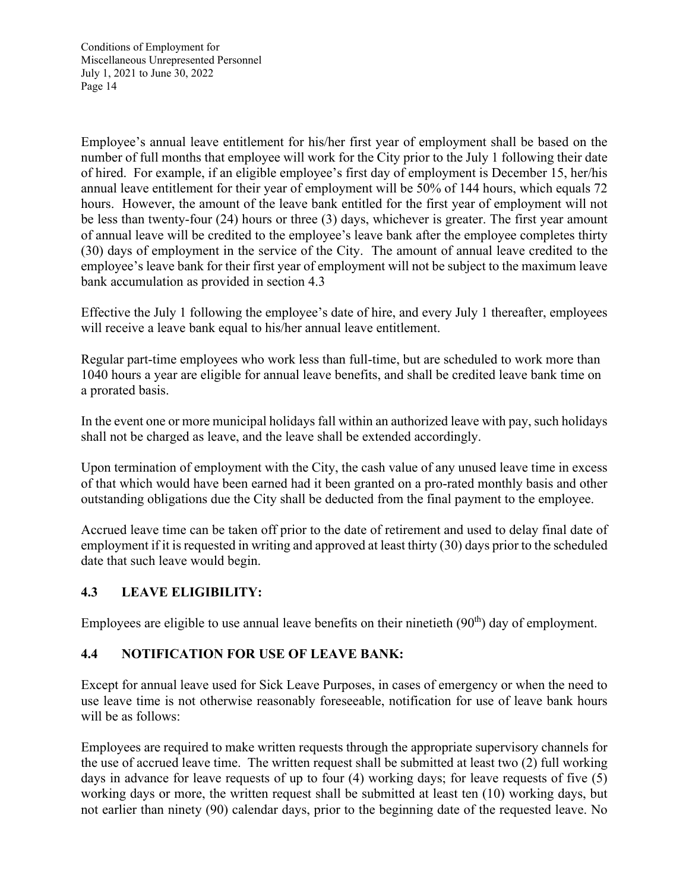Employee's annual leave entitlement for his/her first year of employment shall be based on the number of full months that employee will work for the City prior to the July 1 following their date of hired. For example, if an eligible employee's first day of employment is December 15, her/his annual leave entitlement for their year of employment will be 50% of 144 hours, which equals 72 hours. However, the amount of the leave bank entitled for the first year of employment will not be less than twenty-four (24) hours or three (3) days, whichever is greater. The first year amount of annual leave will be credited to the employee's leave bank after the employee completes thirty (30) days of employment in the service of the City. The amount of annual leave credited to the employee's leave bank for their first year of employment will not be subject to the maximum leave bank accumulation as provided in section 4.3

Effective the July 1 following the employee's date of hire, and every July 1 thereafter, employees will receive a leave bank equal to his/her annual leave entitlement.

Regular part-time employees who work less than full-time, but are scheduled to work more than 1040 hours a year are eligible for annual leave benefits, and shall be credited leave bank time on a prorated basis.

In the event one or more municipal holidays fall within an authorized leave with pay, such holidays shall not be charged as leave, and the leave shall be extended accordingly.

Upon termination of employment with the City, the cash value of any unused leave time in excess of that which would have been earned had it been granted on a pro-rated monthly basis and other outstanding obligations due the City shall be deducted from the final payment to the employee.

Accrued leave time can be taken off prior to the date of retirement and used to delay final date of employment if it is requested in writing and approved at least thirty (30) days prior to the scheduled date that such leave would begin.

## 4.3 LEAVE ELIGIBILITY:

Employees are eligible to use annual leave benefits on their ninetieth (90th) day of employment.

## 4.4 NOTIFICATION FOR USE OF LEAVE BANK:

Except for annual leave used for Sick Leave Purposes, in cases of emergency or when the need to use leave time is not otherwise reasonably foreseeable, notification for use of leave bank hours will be as follows:

Employees are required to make written requests through the appropriate supervisory channels for the use of accrued leave time. The written request shall be submitted at least two (2) full working days in advance for leave requests of up to four (4) working days; for leave requests of five (5) working days or more, the written request shall be submitted at least ten (10) working days, but not earlier than ninety (90) calendar days, prior to the beginning date of the requested leave. No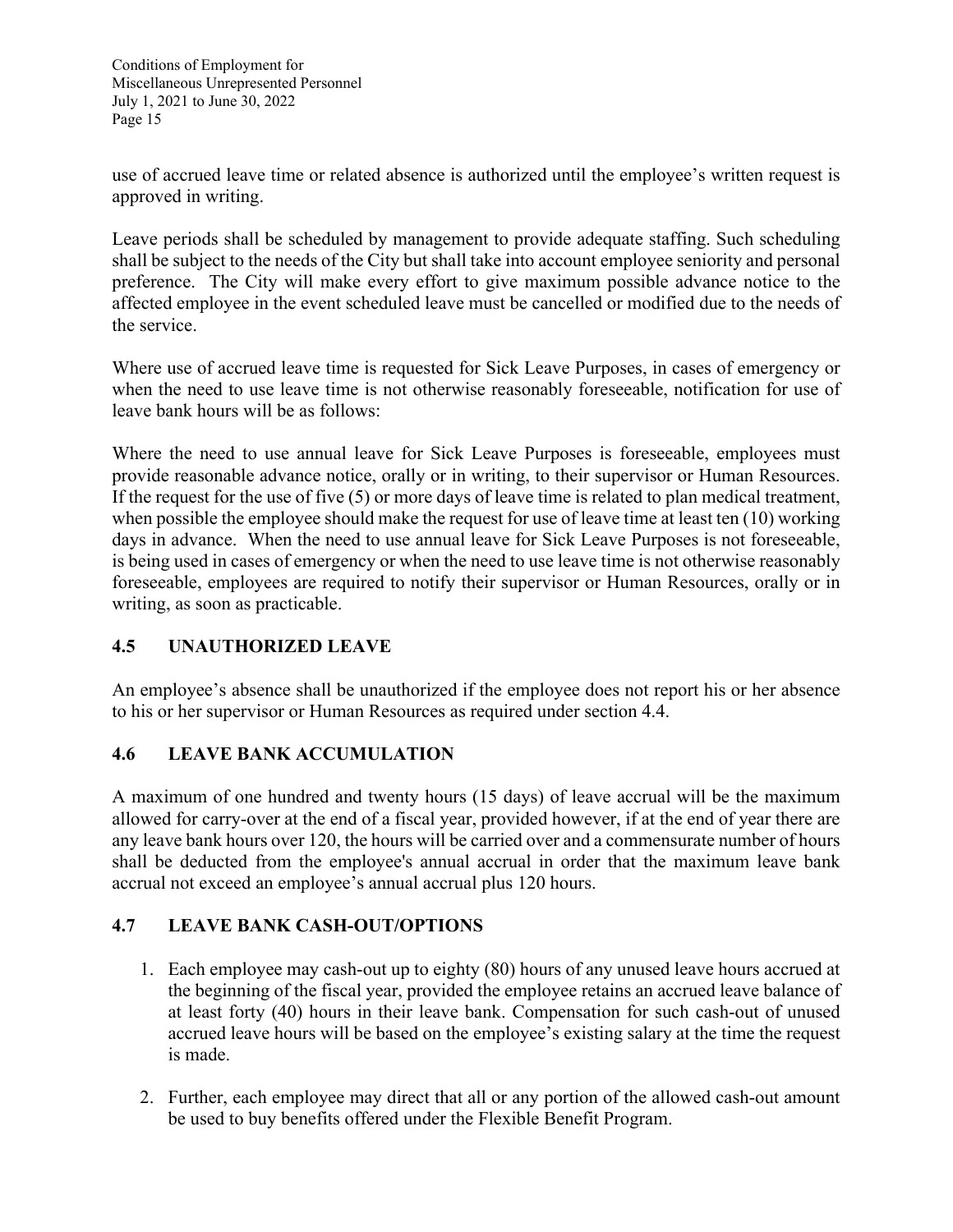use of accrued leave time or related absence is authorized until the employee's written request is approved in writing.

Leave periods shall be scheduled by management to provide adequate staffing. Such scheduling shall be subject to the needs of the City but shall take into account employee seniority and personal preference. The City will make every effort to give maximum possible advance notice to the affected employee in the event scheduled leave must be cancelled or modified due to the needs of the service.

Where use of accrued leave time is requested for Sick Leave Purposes, in cases of emergency or when the need to use leave time is not otherwise reasonably foreseeable, notification for use of leave bank hours will be as follows:

Where the need to use annual leave for Sick Leave Purposes is foreseeable, employees must provide reasonable advance notice, orally or in writing, to their supervisor or Human Resources. If the request for the use of five (5) or more days of leave time is related to plan medical treatment, when possible the employee should make the request for use of leave time at least ten (10) working days in advance. When the need to use annual leave for Sick Leave Purposes is not foreseeable, is being used in cases of emergency or when the need to use leave time is not otherwise reasonably foreseeable, employees are required to notify their supervisor or Human Resources, orally or in writing, as soon as practicable.

## 4.5 UNAUTHORIZED LEAVE

An employee's absence shall be unauthorized if the employee does not report his or her absence to his or her supervisor or Human Resources as required under section 4.4.

## 4.6 LEAVE BANK ACCUMULATION

A maximum of one hundred and twenty hours (15 days) of leave accrual will be the maximum allowed for carry-over at the end of a fiscal year, provided however, if at the end of year there are any leave bank hours over 120, the hours will be carried over and a commensurate number of hours shall be deducted from the employee's annual accrual in order that the maximum leave bank accrual not exceed an employee's annual accrual plus 120 hours.

## 4.7 LEAVE BANK CASH-OUT/OPTIONS

1. Each employee may cash-out up to eighty (80) hours of any unused leave hours accrued at the beginning of the fiscal year, provided the employee retains an accrued leave balance of at least forty (40) hours in their leave bank. Compensation for such cash-out of unused accrued leave hours will be based on the employee's existing salary at the time the request is made.

2. Further, each employee may direct that all or any portion of the allowed cash-out amount be used to buy benefits offered under the Flexible Benefit Program.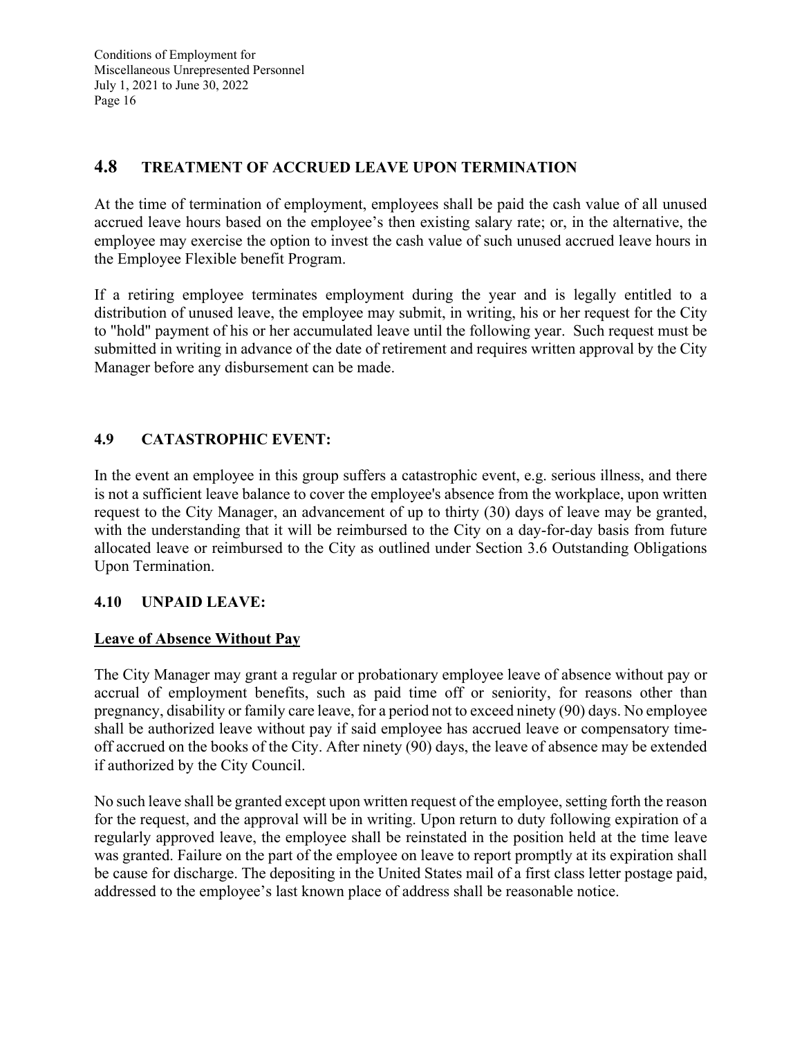## 4.8 TREATMENT OF ACCRUED LEAVE UPON TERMINATION

At the time of termination of employment, employees shall be paid the cash value of all unused accrued leave hours based on the employee's then existing salary rate; or, in the alternative, the employee may exercise the option to invest the cash value of such unused accrued leave hours in the Employee Flexible benefit Program.

If a retiring employee terminates employment during the year and is legally entitled to a distribution of unused leave, the employee may submit, in writing, his or her request for the City to "hold" payment of his or her accumulated leave until the following year. Such request must be submitted in writing in advance of the date of retirement and requires written approval by the City Manager before any disbursement can be made.

## 4.9 CATASTROPHIC EVENT:

In the event an employee in this group suffers a catastrophic event, e.g. serious illness, and there is not a sufficient leave balance to cover the employee's absence from the workplace, upon written request to the City Manager, an advancement of up to thirty (30) days of leave may be granted, with the understanding that it will be reimbursed to the City on a day-for-day basis from future allocated leave or reimbursed to the City as outlined under Section 3.6 Outstanding Obligations Upon Termination.

## 4.10 UNPAID LEAVE:

**Leave of Absence Without Pay**

The City Manager may grant a regular or probationary employee leave of absence without pay or accrual of employment benefits, such as paid time off or seniority, for reasons other than pregnancy, disability or family care leave, for a period not to exceed ninety (90) days. No employee shall be authorized leave without pay if said employee has accrued leave or compensatory time-off accrued on the books of the City. After ninety (90) days, the leave of absence may be extended if authorized by the City Council.

No such leave shall be granted except upon written request of the employee, setting forth the reason for the request, and the approval will be in writing. Upon return to duty following expiration of a regularly approved leave, the employee shall be reinstated in the position held at the time leave was granted. Failure on the part of the employee on leave to report promptly at its expiration shall be cause for discharge. The depositing in the United States mail of a first class letter postage paid, addressed to the employee's last known place of address shall be reasonable notice.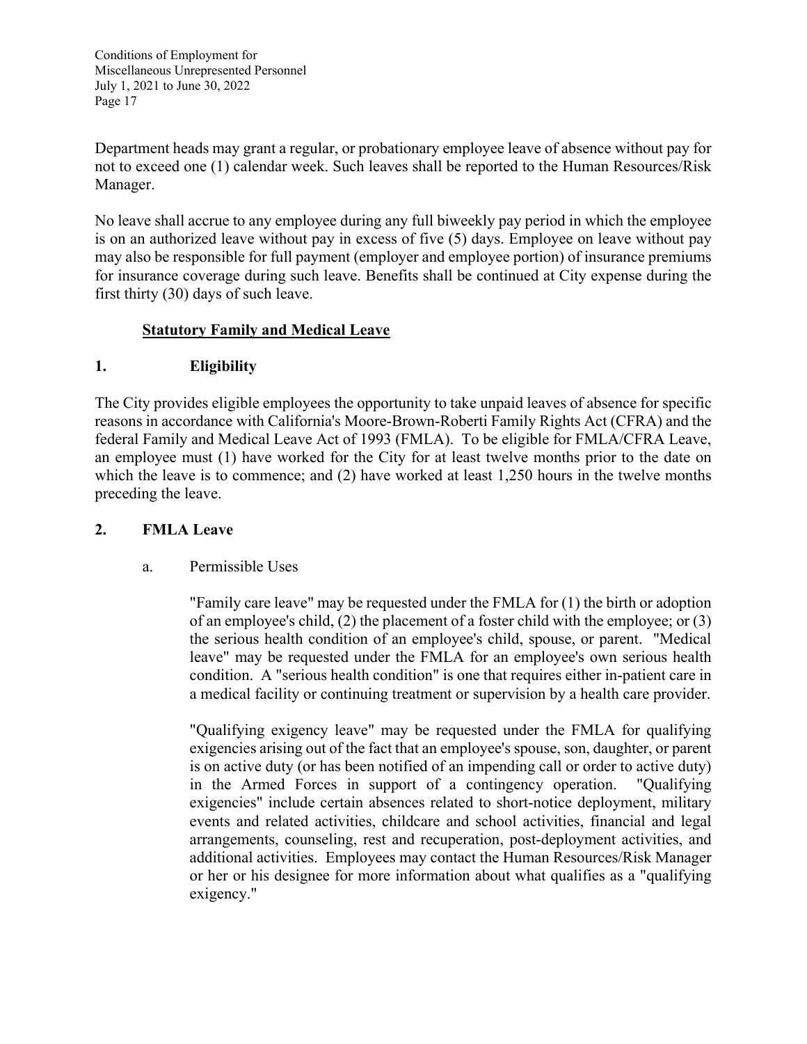Department heads may grant a regular, or probationary employee leave of absence without pay for not to exceed one (1) calendar week. Such leaves shall be reported to the Human Resources/Risk Manager.

No leave shall accrue to any employee during any full biweekly pay period in which the employee is on an authorized leave without pay in excess of five (5) days. Employee on leave without pay may also be responsible for full payment (employer and employee portion) of insurance premiums for insurance coverage during such leave. Benefits shall be continued at City expense during the first thirty (30) days of such leave.

## Statutory Family and Medical Leave

### 1. Eligibility

The City provides eligible employees the opportunity to take unpaid leaves of absence for specific reasons in accordance with California's Moore-Brown-Roberti Family Rights Act (CFRA) and the federal Family and Medical Leave Act of 1993 (FMLA). To be eligible for FMLA/CFRA Leave, an employee must (1) have worked for the City for at least twelve months prior to the date on which the leave is to commence; and (2) have worked at least 1,250 hours in the twelve months preceding the leave.

### 2. FMLA Leave

a. Permissible Uses

"Family care leave" may be requested under the FMLA for (1) the birth or adoption of an employee's child, (2) the placement of a foster child with the employee; or (3) the serious health condition of an employee's child, spouse, or parent. "Medical leave" may be requested under the FMLA for an employee's own serious health condition. A "serious health condition" is one that requires either in-patient care in a medical facility or continuing treatment or supervision by a health care provider.

"Qualifying exigency leave" may be requested under the FMLA for qualifying exigencies arising out of the fact that an employee's spouse, son, daughter, or parent is on active duty (or has been notified of an impending call or order to active duty) in the Armed Forces in support of a contingency operation. "Qualifying exigencies" include certain absences related to short-notice deployment, military events and related activities, childcare and school activities, financial and legal arrangements, counseling, rest and recuperation, post-deployment activities, and additional activities. Employees may contact the Human Resources/Risk Manager or her or his designee for more information about what qualifies as a "qualifying exigency."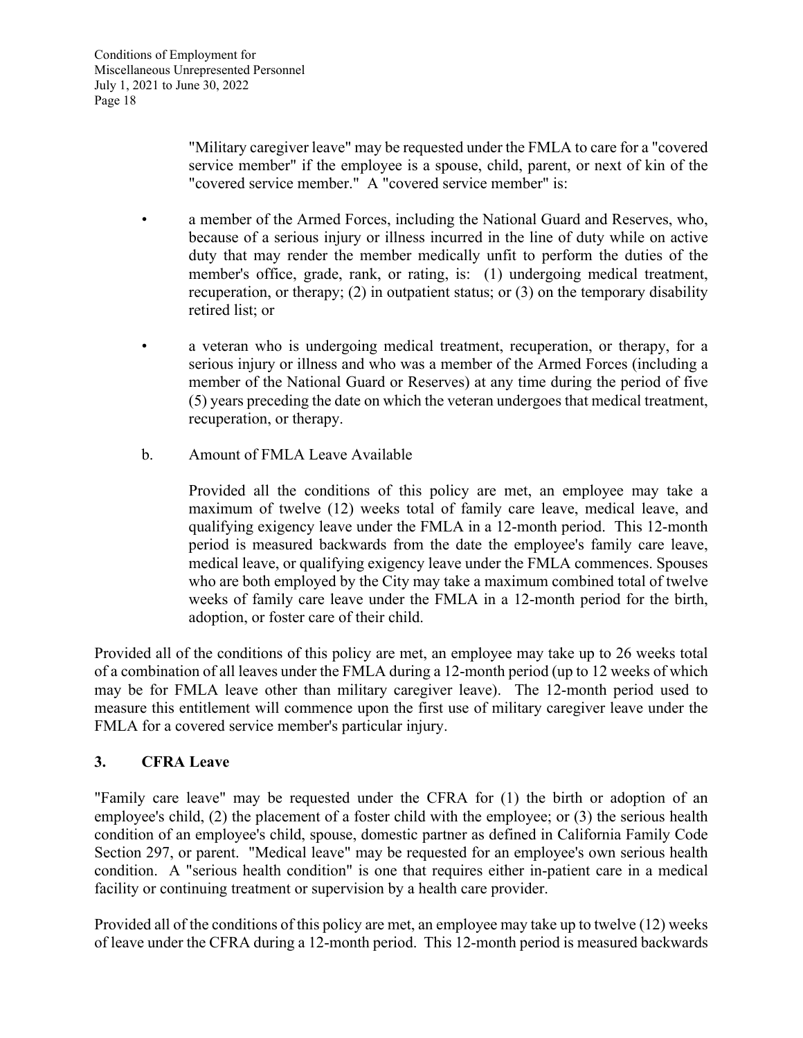"Military caregiver leave" may be requested under the FMLA to care for a "covered service member" if the employee is a spouse, child, parent, or next of kin of the "covered service member." A "covered service member" is:

- a member of the Armed Forces, including the National Guard and Reserves, who, because of a serious injury or illness incurred in the line of duty while on active duty that may render the member medically unfit to perform the duties of the member's office, grade, rank, or rating, is: (1) undergoing medical treatment, recuperation, or therapy; (2) in outpatient status; or (3) on the temporary disability retired list; or

- a veteran who is undergoing medical treatment, recuperation, or therapy, for a serious injury or illness and who was a member of the Armed Forces (including a member of the National Guard or Reserves) at any time during the period of five (5) years preceding the date on which the veteran undergoes that medical treatment, recuperation, or therapy.

b. Amount of FMLA Leave Available

Provided all the conditions of this policy are met, an employee may take a maximum of twelve (12) weeks total of family care leave, medical leave, and qualifying exigency leave under the FMLA in a 12-month period. This 12-month period is measured backwards from the date the employee's family care leave, medical leave, or qualifying exigency leave under the FMLA commences. Spouses who are both employed by the City may take a maximum combined total of twelve weeks of family care leave under the FMLA in a 12-month period for the birth, adoption, or foster care of their child.

Provided all of the conditions of this policy are met, an employee may take up to 26 weeks total of a combination of all leaves under the FMLA during a 12-month period (up to 12 weeks of which may be for FMLA leave other than military caregiver leave). The 12-month period used to measure this entitlement will commence upon the first use of military caregiver leave under the FMLA for a covered service member's particular injury.

### 3. CFRA Leave

"Family care leave" may be requested under the CFRA for (1) the birth or adoption of an employee's child, (2) the placement of a foster child with the employee; or (3) the serious health condition of an employee's child, spouse, domestic partner as defined in California Family Code Section 297, or parent. "Medical leave" may be requested for an employee's own serious health condition. A "serious health condition" is one that requires either in-patient care in a medical facility or continuing treatment or supervision by a health care provider.

Provided all of the conditions of this policy are met, an employee may take up to twelve (12) weeks of leave under the CFRA during a 12-month period. This 12-month period is measured backwards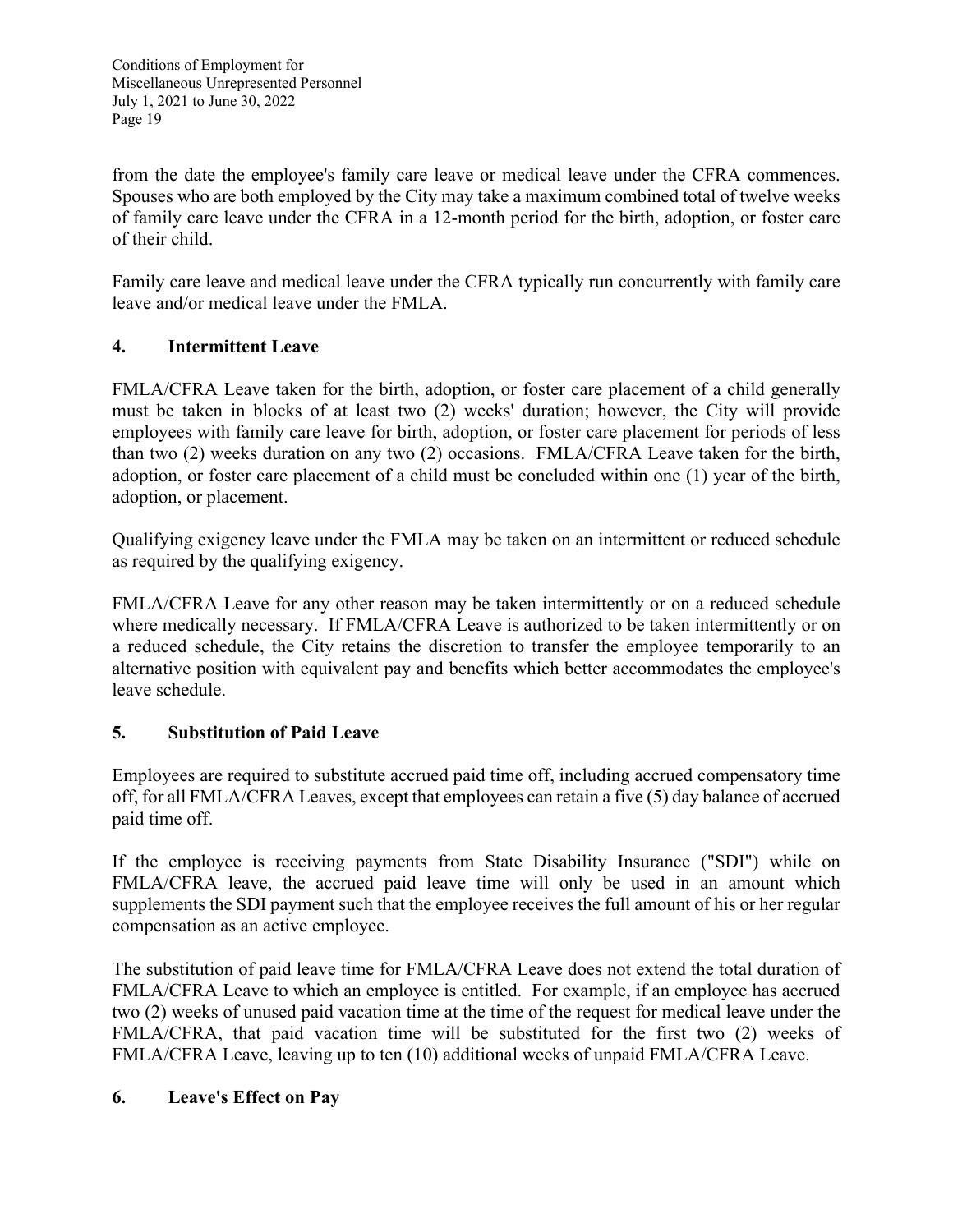from the date the employee's family care leave or medical leave under the CFRA commences. Spouses who are both employed by the City may take a maximum combined total of twelve weeks of family care leave under the CFRA in a 12-month period for the birth, adoption, or foster care of their child.

Family care leave and medical leave under the CFRA typically run concurrently with family care leave and/or medical leave under the FMLA.

### 4. Intermittent Leave

FMLA/CFRA Leave taken for the birth, adoption, or foster care placement of a child generally must be taken in blocks of at least two (2) weeks' duration; however, the City will provide employees with family care leave for birth, adoption, or foster care placement for periods of less than two (2) weeks duration on any two (2) occasions. FMLA/CFRA Leave taken for the birth, adoption, or foster care placement of a child must be concluded within one (1) year of the birth, adoption, or placement.

Qualifying exigency leave under the FMLA may be taken on an intermittent or reduced schedule as required by the qualifying exigency.

FMLA/CFRA Leave for any other reason may be taken intermittently or on a reduced schedule where medically necessary. If FMLA/CFRA Leave is authorized to be taken intermittently or on a reduced schedule, the City retains the discretion to transfer the employee temporarily to an alternative position with equivalent pay and benefits which better accommodates the employee's leave schedule.

### 5. Substitution of Paid Leave

Employees are required to substitute accrued paid time off, including accrued compensatory time off, for all FMLA/CFRA Leaves, except that employees can retain a five (5) day balance of accrued paid time off.

If the employee is receiving payments from State Disability Insurance ("SDI") while on FMLA/CFRA leave, the accrued paid leave time will only be used in an amount which supplements the SDI payment such that the employee receives the full amount of his or her regular compensation as an active employee.

The substitution of paid leave time for FMLA/CFRA Leave does not extend the total duration of FMLA/CFRA Leave to which an employee is entitled. For example, if an employee has accrued two (2) weeks of unused paid vacation time at the time of the request for medical leave under the FMLA/CFRA, that paid vacation time will be substituted for the first two (2) weeks of FMLA/CFRA Leave, leaving up to ten (10) additional weeks of unpaid FMLA/CFRA Leave.

### 6. Leave's Effect on Pay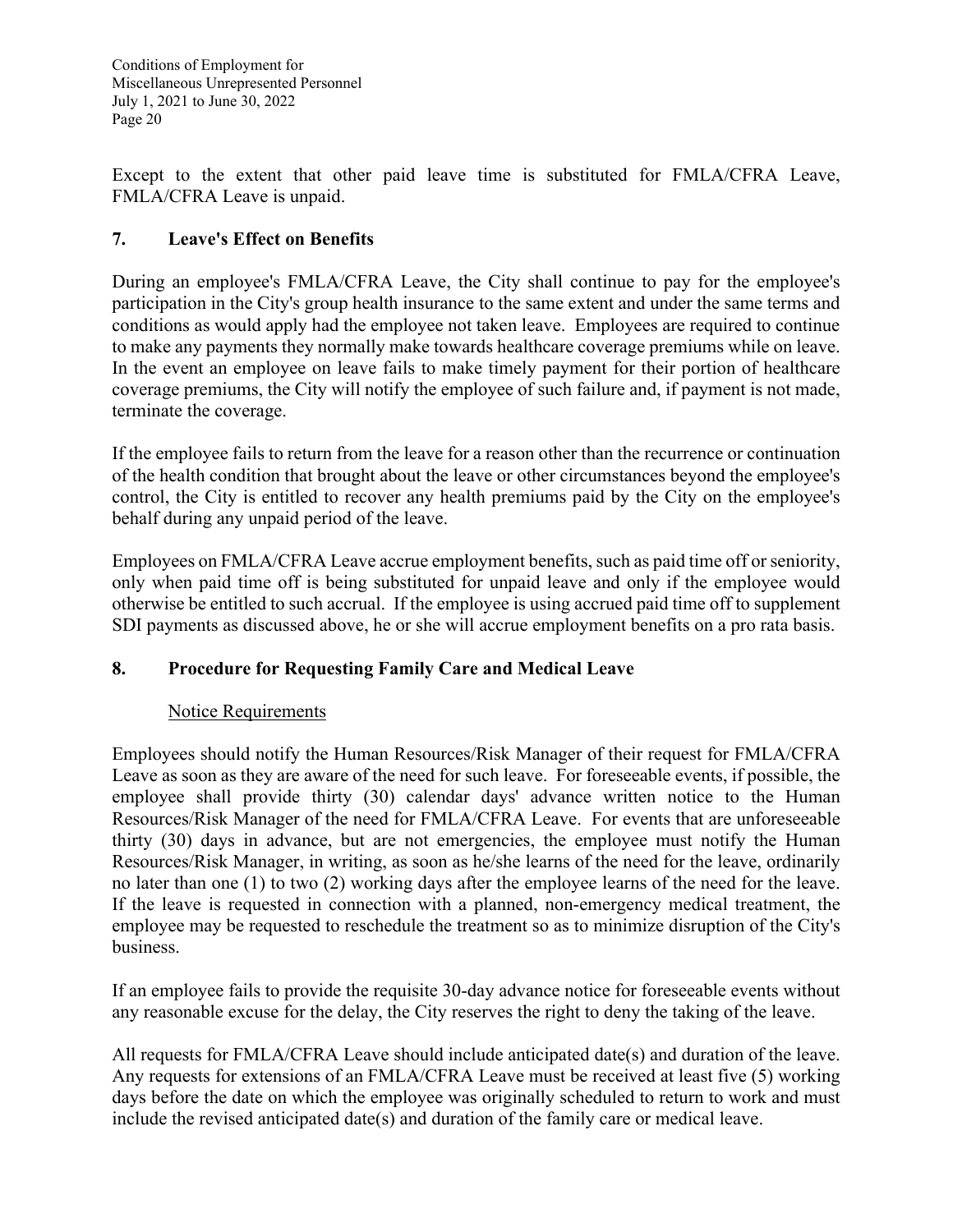Except to the extent that other paid leave time is substituted for FMLA/CFRA Leave, FMLA/CFRA Leave is unpaid.

## 7. Leave's Effect on Benefits

During an employee's FMLA/CFRA Leave, the City shall continue to pay for the employee's participation in the City's group health insurance to the same extent and under the same terms and conditions as would apply had the employee not taken leave. Employees are required to continue to make any payments they normally make towards healthcare coverage premiums while on leave. In the event an employee on leave fails to make timely payment for their portion of healthcare coverage premiums, the City will notify the employee of such failure and, if payment is not made, terminate the coverage.

If the employee fails to return from the leave for a reason other than the recurrence or continuation of the health condition that brought about the leave or other circumstances beyond the employee's control, the City is entitled to recover any health premiums paid by the City on the employee's behalf during any unpaid period of the leave.

Employees on FMLA/CFRA Leave accrue employment benefits, such as paid time off or seniority, only when paid time off is being substituted for unpaid leave and only if the employee would otherwise be entitled to such accrual. If the employee is using accrued paid time off to supplement SDI payments as discussed above, he or she will accrue employment benefits on a pro rata basis.

## 8. Procedure for Requesting Family Care and Medical Leave

Notice Requirements

Employees should notify the Human Resources/Risk Manager of their request for FMLA/CFRA Leave as soon as they are aware of the need for such leave. For foreseeable events, if possible, the employee shall provide thirty (30) calendar days' advance written notice to the Human Resources/Risk Manager of the need for FMLA/CFRA Leave. For events that are unforeseeable thirty (30) days in advance, but are not emergencies, the employee must notify the Human Resources/Risk Manager, in writing, as soon as he/she learns of the need for the leave, ordinarily no later than one (1) to two (2) working days after the employee learns of the need for the leave. If the leave is requested in connection with a planned, non-emergency medical treatment, the employee may be requested to reschedule the treatment so as to minimize disruption of the City's business.

If an employee fails to provide the requisite 30-day advance notice for foreseeable events without any reasonable excuse for the delay, the City reserves the right to deny the taking of the leave.

All requests for FMLA/CFRA Leave should include anticipated date(s) and duration of the leave. Any requests for extensions of an FMLA/CFRA Leave must be received at least five (5) working days before the date on which the employee was originally scheduled to return to work and must include the revised anticipated date(s) and duration of the family care or medical leave.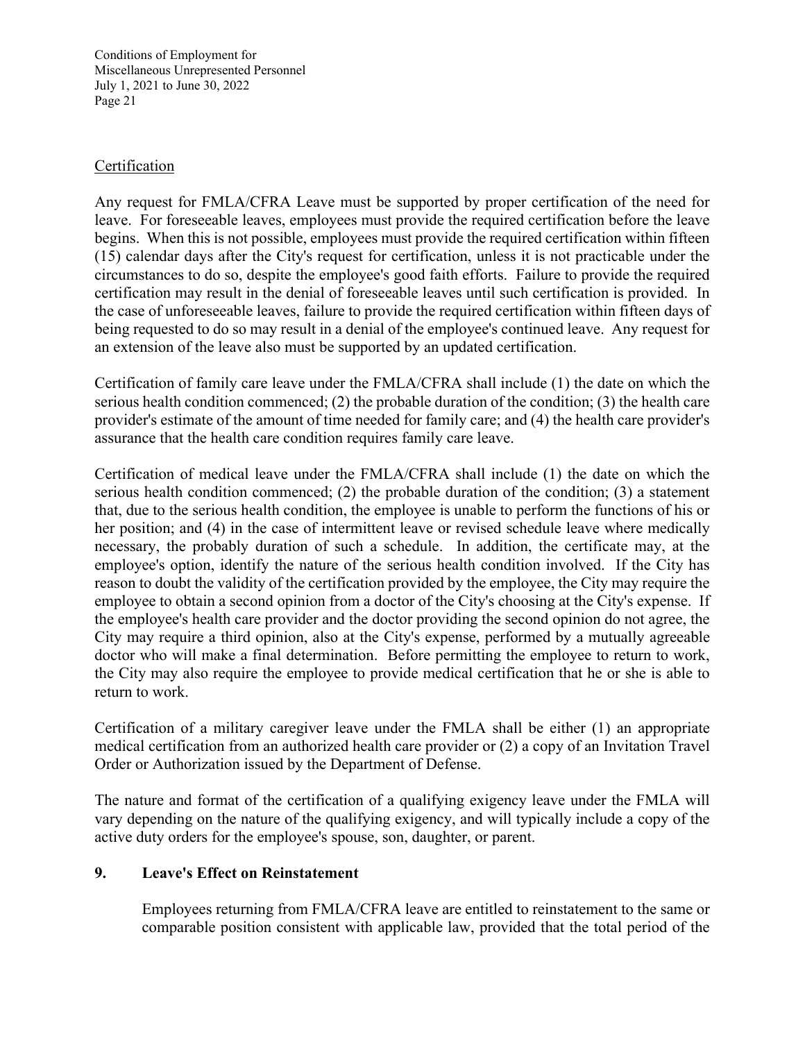Certification

Any request for FMLA/CFRA Leave must be supported by proper certification of the need for leave. For foreseeable leaves, employees must provide the required certification before the leave begins. When this is not possible, employees must provide the required certification within fifteen (15) calendar days after the City's request for certification, unless it is not practicable under the circumstances to do so, despite the employee's good faith efforts. Failure to provide the required certification may result in the denial of foreseeable leaves until such certification is provided. In the case of unforeseeable leaves, failure to provide the required certification within fifteen days of being requested to do so may result in a denial of the employee's continued leave. Any request for an extension of the leave also must be supported by an updated certification.

Certification of family care leave under the FMLA/CFRA shall include (1) the date on which the serious health condition commenced; (2) the probable duration of the condition; (3) the health care provider's estimate of the amount of time needed for family care; and (4) the health care provider's assurance that the health care condition requires family care leave.

Certification of medical leave under the FMLA/CFRA shall include (1) the date on which the serious health condition commenced; (2) the probable duration of the condition; (3) a statement that, due to the serious health condition, the employee is unable to perform the functions of his or her position; and (4) in the case of intermittent leave or revised schedule leave where medically necessary, the probably duration of such a schedule. In addition, the certificate may, at the employee's option, identify the nature of the serious health condition involved. If the City has reason to doubt the validity of the certification provided by the employee, the City may require the employee to obtain a second opinion from a doctor of the City's choosing at the City's expense. If the employee's health care provider and the doctor providing the second opinion do not agree, the City may require a third opinion, also at the City's expense, performed by a mutually agreeable doctor who will make a final determination. Before permitting the employee to return to work, the City may also require the employee to provide medical certification that he or she is able to return to work.

Certification of a military caregiver leave under the FMLA shall be either (1) an appropriate medical certification from an authorized health care provider or (2) a copy of an Invitation Travel Order or Authorization issued by the Department of Defense.

The nature and format of the certification of a qualifying exigency leave under the FMLA will vary depending on the nature of the qualifying exigency, and will typically include a copy of the active duty orders for the employee's spouse, son, daughter, or parent.

**9. Leave's Effect on Reinstatement**

Employees returning from FMLA/CFRA leave are entitled to reinstatement to the same or comparable position consistent with applicable law, provided that the total period of the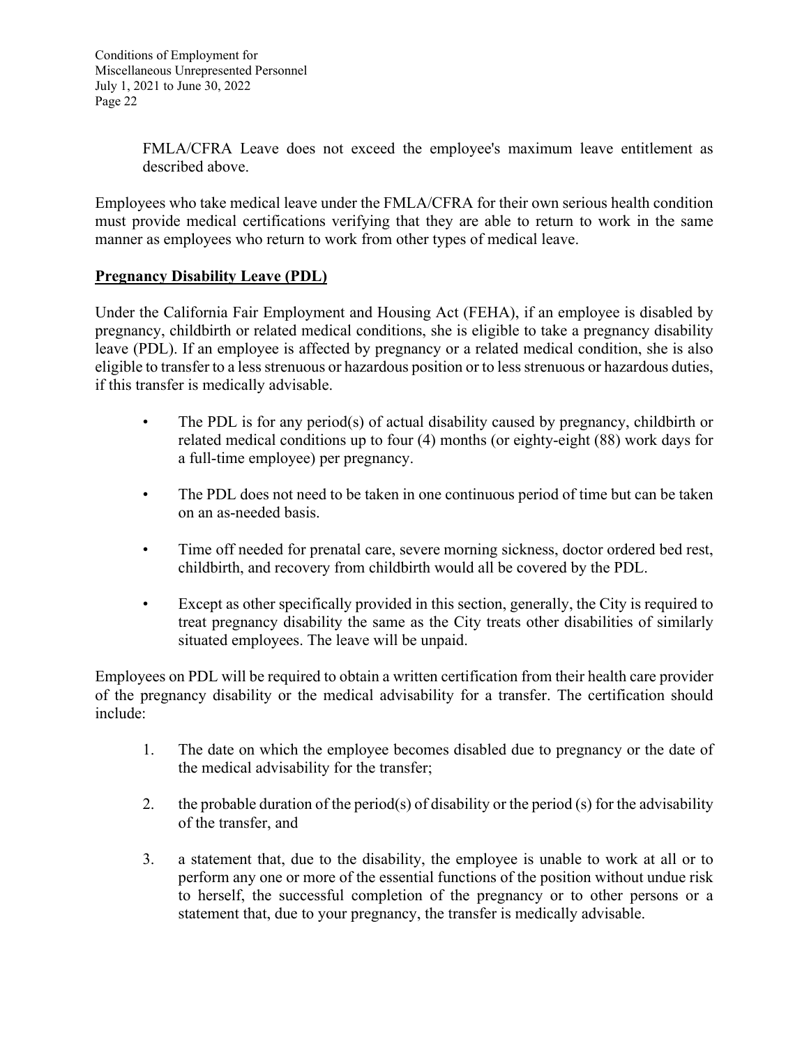FMLA/CFRA Leave does not exceed the employee's maximum leave entitlement as described above.

Employees who take medical leave under the FMLA/CFRA for their own serious health condition must provide medical certifications verifying that they are able to return to work in the same manner as employees who return to work from other types of medical leave.

**Pregnancy Disability Leave (PDL)**

Under the California Fair Employment and Housing Act (FEHA), if an employee is disabled by pregnancy, childbirth or related medical conditions, she is eligible to take a pregnancy disability leave (PDL). If an employee is affected by pregnancy or a related medical condition, she is also eligible to transfer to a less strenuous or hazardous position or to less strenuous or hazardous duties, if this transfer is medically advisable.

- The PDL is for any period(s) of actual disability caused by pregnancy, childbirth or related medical conditions up to four (4) months (or eighty-eight (88) work days for a full-time employee) per pregnancy.
- The PDL does not need to be taken in one continuous period of time but can be taken on an as-needed basis.
- Time off needed for prenatal care, severe morning sickness, doctor ordered bed rest, childbirth, and recovery from childbirth would all be covered by the PDL.
- Except as other specifically provided in this section, generally, the City is required to treat pregnancy disability the same as the City treats other disabilities of similarly situated employees. The leave will be unpaid.

Employees on PDL will be required to obtain a written certification from their health care provider of the pregnancy disability or the medical advisability for a transfer. The certification should include:

1. The date on which the employee becomes disabled due to pregnancy or the date of the medical advisability for the transfer;
2. the probable duration of the period(s) of disability or the period (s) for the advisability of the transfer, and
3. a statement that, due to the disability, the employee is unable to work at all or to perform any one or more of the essential functions of the position without undue risk to herself, the successful completion of the pregnancy or to other persons or a statement that, due to your pregnancy, the transfer is medically advisable.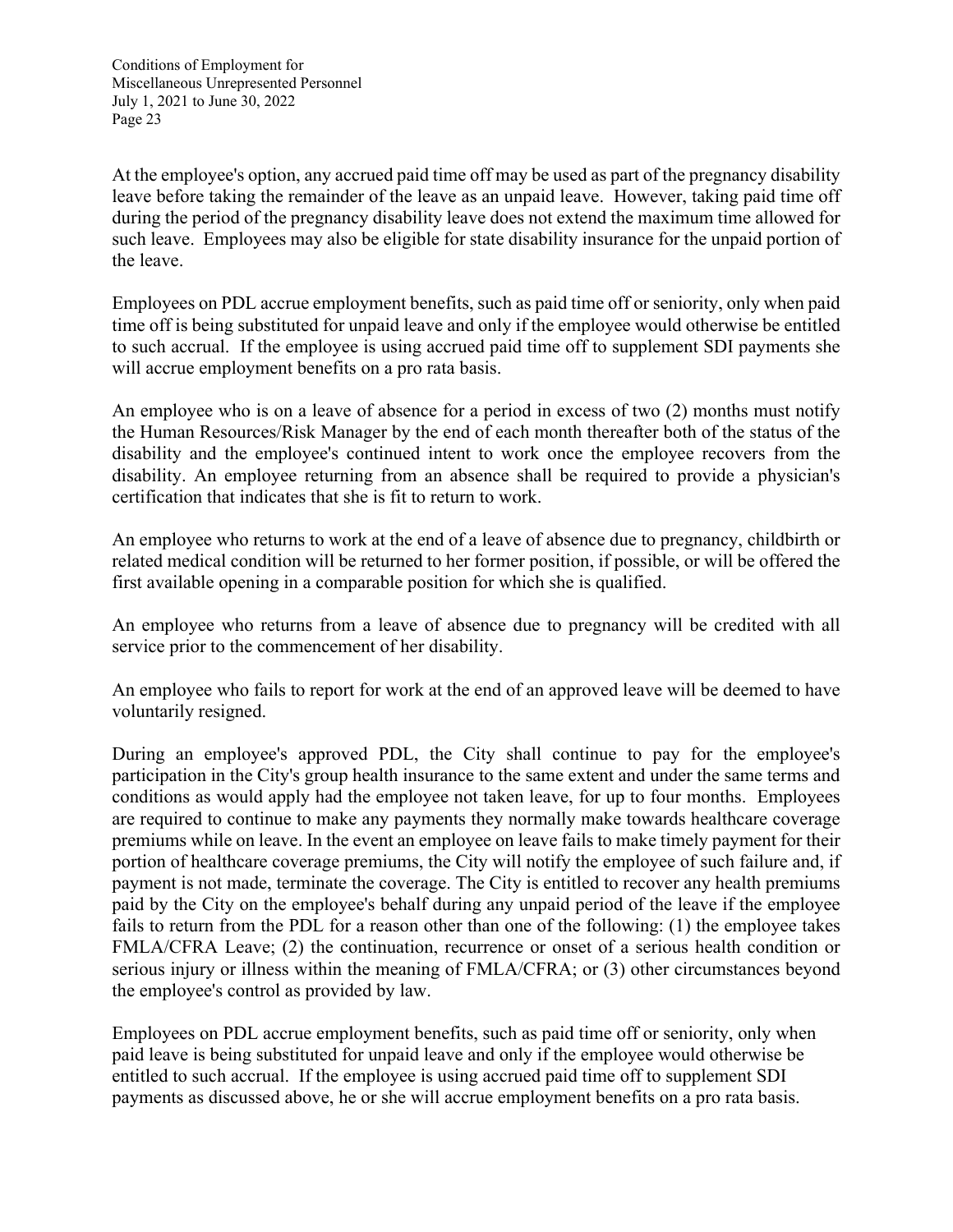At the employee's option, any accrued paid time off may be used as part of the pregnancy disability leave before taking the remainder of the leave as an unpaid leave. However, taking paid time off during the period of the pregnancy disability leave does not extend the maximum time allowed for such leave. Employees may also be eligible for state disability insurance for the unpaid portion of the leave.

Employees on PDL accrue employment benefits, such as paid time off or seniority, only when paid time off is being substituted for unpaid leave and only if the employee would otherwise be entitled to such accrual. If the employee is using accrued paid time off to supplement SDI payments she will accrue employment benefits on a pro rata basis.

An employee who is on a leave of absence for a period in excess of two (2) months must notify the Human Resources/Risk Manager by the end of each month thereafter both of the status of the disability and the employee's continued intent to work once the employee recovers from the disability. An employee returning from an absence shall be required to provide a physician's certification that indicates that she is fit to return to work.

An employee who returns to work at the end of a leave of absence due to pregnancy, childbirth or related medical condition will be returned to her former position, if possible, or will be offered the first available opening in a comparable position for which she is qualified.

An employee who returns from a leave of absence due to pregnancy will be credited with all service prior to the commencement of her disability.

An employee who fails to report for work at the end of an approved leave will be deemed to have voluntarily resigned.

During an employee's approved PDL, the City shall continue to pay for the employee's participation in the City's group health insurance to the same extent and under the same terms and conditions as would apply had the employee not taken leave, for up to four months. Employees are required to continue to make any payments they normally make towards healthcare coverage premiums while on leave. In the event an employee on leave fails to make timely payment for their portion of healthcare coverage premiums, the City will notify the employee of such failure and, if payment is not made, terminate the coverage. The City is entitled to recover any health premiums paid by the City on the employee's behalf during any unpaid period of the leave if the employee fails to return from the PDL for a reason other than one of the following: (1) the employee takes FMLA/CFRA Leave; (2) the continuation, recurrence or onset of a serious health condition or serious injury or illness within the meaning of FMLA/CFRA; or (3) other circumstances beyond the employee's control as provided by law.

Employees on PDL accrue employment benefits, such as paid time off or seniority, only when paid leave is being substituted for unpaid leave and only if the employee would otherwise be entitled to such accrual. If the employee is using accrued paid time off to supplement SDI payments as discussed above, he or she will accrue employment benefits on a pro rata basis.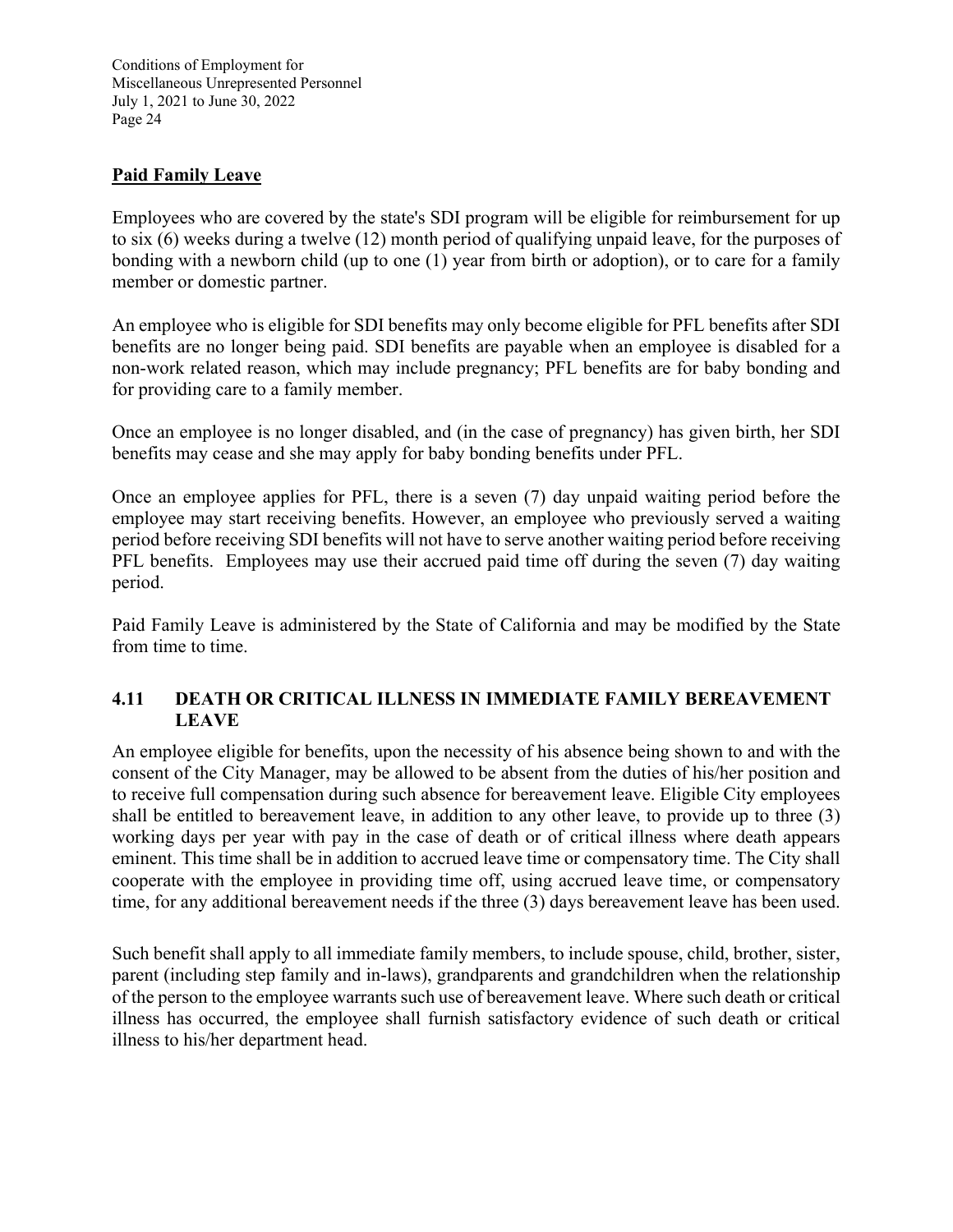**Paid Family Leave**

Employees who are covered by the state's SDI program will be eligible for reimbursement for up to six (6) weeks during a twelve (12) month period of qualifying unpaid leave, for the purposes of bonding with a newborn child (up to one (1) year from birth or adoption), or to care for a family member or domestic partner.

An employee who is eligible for SDI benefits may only become eligible for PFL benefits after SDI benefits are no longer being paid. SDI benefits are payable when an employee is disabled for a non-work related reason, which may include pregnancy; PFL benefits are for baby bonding and for providing care to a family member.

Once an employee is no longer disabled, and (in the case of pregnancy) has given birth, her SDI benefits may cease and she may apply for baby bonding benefits under PFL.

Once an employee applies for PFL, there is a seven (7) day unpaid waiting period before the employee may start receiving benefits. However, an employee who previously served a waiting period before receiving SDI benefits will not have to serve another waiting period before receiving PFL benefits. Employees may use their accrued paid time off during the seven (7) day waiting period.

Paid Family Leave is administered by the State of California and may be modified by the State from time to time.

### 4.11 DEATH OR CRITICAL ILLNESS IN IMMEDIATE FAMILY BEREAVEMENT LEAVE

An employee eligible for benefits, upon the necessity of his absence being shown to and with the consent of the City Manager, may be allowed to be absent from the duties of his/her position and to receive full compensation during such absence for bereavement leave. Eligible City employees shall be entitled to bereavement leave, in addition to any other leave, to provide up to three (3) working days per year with pay in the case of death or of critical illness where death appears eminent. This time shall be in addition to accrued leave time or compensatory time. The City shall cooperate with the employee in providing time off, using accrued leave time, or compensatory time, for any additional bereavement needs if the three (3) days bereavement leave has been used.

Such benefit shall apply to all immediate family members, to include spouse, child, brother, sister, parent (including step family and in-laws), grandparents and grandchildren when the relationship of the person to the employee warrants such use of bereavement leave. Where such death or critical illness has occurred, the employee shall furnish satisfactory evidence of such death or critical illness to his/her department head.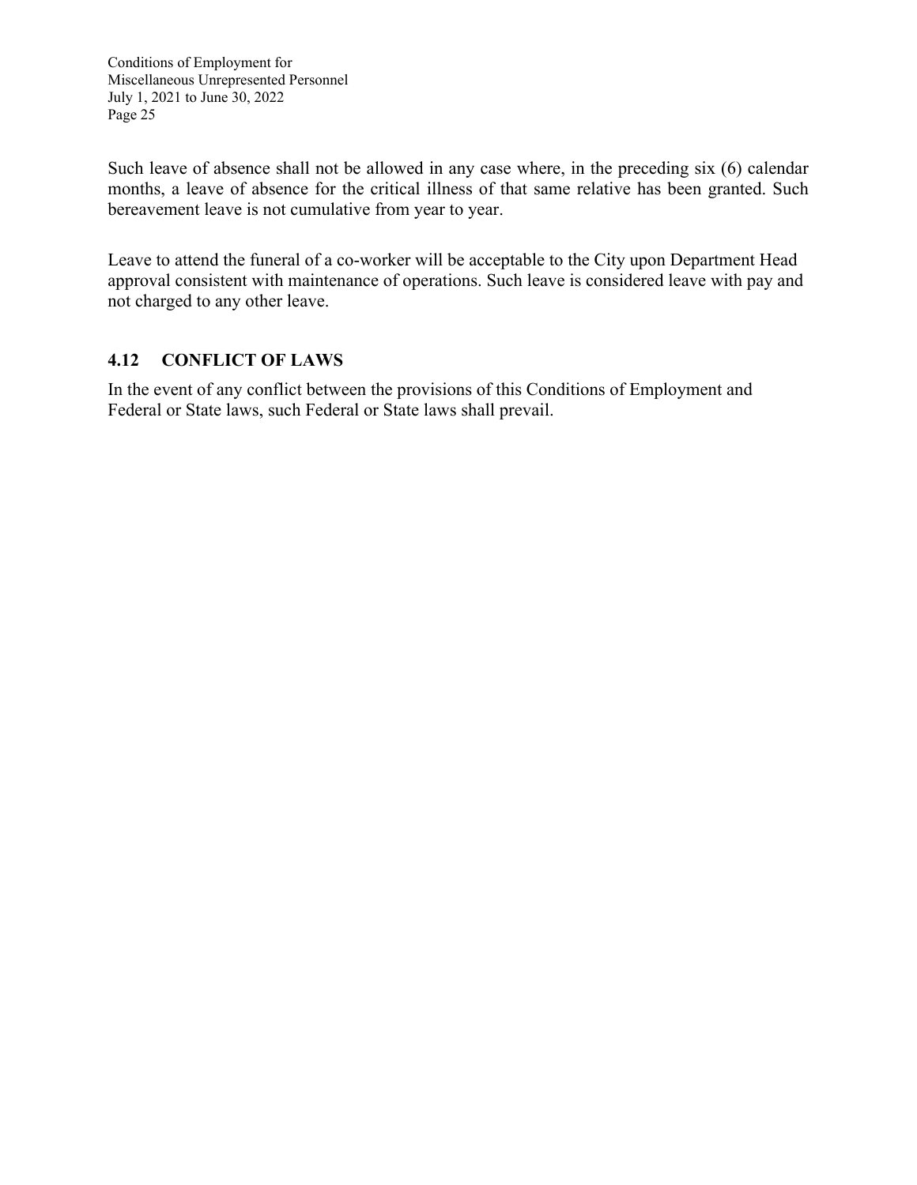Such leave of absence shall not be allowed in any case where, in the preceding six (6) calendar months, a leave of absence for the critical illness of that same relative has been granted. Such bereavement leave is not cumulative from year to year.

Leave to attend the funeral of a co-worker will be acceptable to the City upon Department Head approval consistent with maintenance of operations. Such leave is considered leave with pay and not charged to any other leave.

## 4.12 CONFLICT OF LAWS

In the event of any conflict between the provisions of this Conditions of Employment and Federal or State laws, such Federal or State laws shall prevail.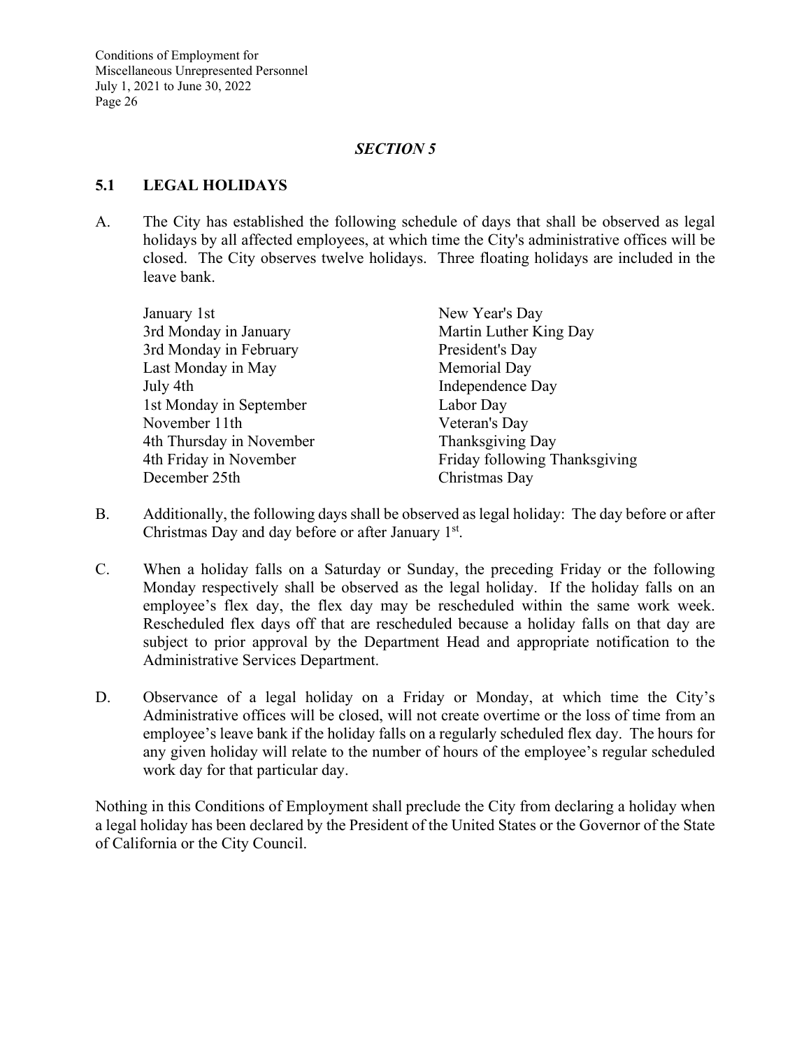*SECTION 5*

## 5.1 LEGAL HOLIDAYS

A. The City has established the following schedule of days that shall be observed as legal holidays by all affected employees, at which time the City's administrative offices will be closed. The City observes twelve holidays. Three floating holidays are included in the leave bank.

| | |
|---|---|
| January 1st | New Year's Day |
| 3rd Monday in January | Martin Luther King Day |
| 3rd Monday in February | President's Day |
| Last Monday in May | Memorial Day |
| July 4th | Independence Day |
| 1st Monday in September | Labor Day |
| November 11th | Veteran's Day |
| 4th Thursday in November | Thanksgiving Day |
| 4th Friday in November | Friday following Thanksgiving |
| December 25th | Christmas Day |

B. Additionally, the following days shall be observed as legal holiday: The day before or after Christmas Day and day before or after January 1st.

C. When a holiday falls on a Saturday or Sunday, the preceding Friday or the following Monday respectively shall be observed as the legal holiday. If the holiday falls on an employee's flex day, the flex day may be rescheduled within the same work week. Rescheduled flex days off that are rescheduled because a holiday falls on that day are subject to prior approval by the Department Head and appropriate notification to the Administrative Services Department.

D. Observance of a legal holiday on a Friday or Monday, at which time the City's Administrative offices will be closed, will not create overtime or the loss of time from an employee's leave bank if the holiday falls on a regularly scheduled flex day. The hours for any given holiday will relate to the number of hours of the employee's regular scheduled work day for that particular day.

Nothing in this Conditions of Employment shall preclude the City from declaring a holiday when a legal holiday has been declared by the President of the United States or the Governor of the State of California or the City Council.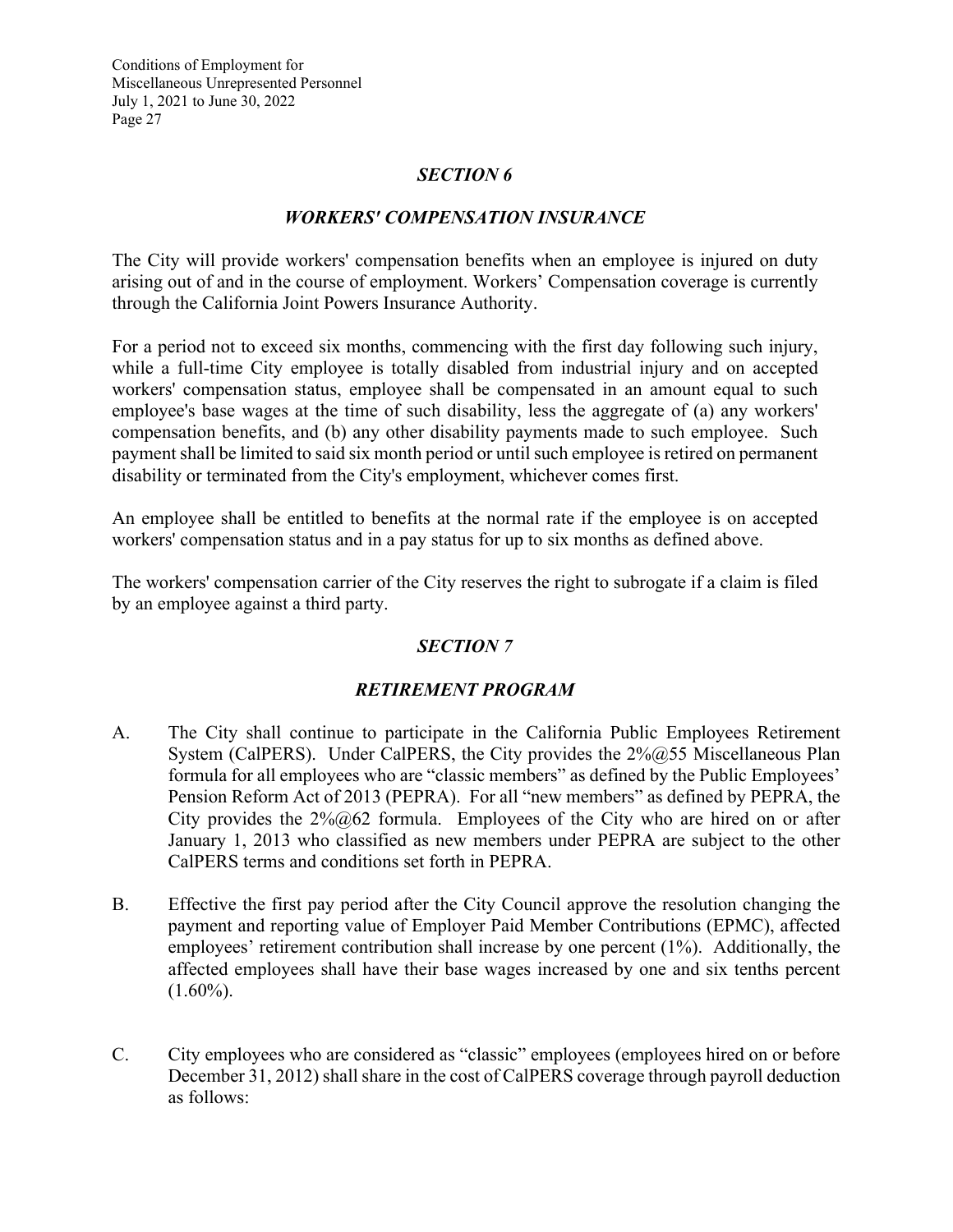## *SECTION 6*

## *WORKERS' COMPENSATION INSURANCE*

The City will provide workers' compensation benefits when an employee is injured on duty arising out of and in the course of employment. Workers' Compensation coverage is currently through the California Joint Powers Insurance Authority.

For a period not to exceed six months, commencing with the first day following such injury, while a full-time City employee is totally disabled from industrial injury and on accepted workers' compensation status, employee shall be compensated in an amount equal to such employee's base wages at the time of such disability, less the aggregate of (a) any workers' compensation benefits, and (b) any other disability payments made to such employee. Such payment shall be limited to said six month period or until such employee is retired on permanent disability or terminated from the City's employment, whichever comes first.

An employee shall be entitled to benefits at the normal rate if the employee is on accepted workers' compensation status and in a pay status for up to six months as defined above.

The workers' compensation carrier of the City reserves the right to subrogate if a claim is filed by an employee against a third party.

## *SECTION 7*

## *RETIREMENT PROGRAM*

A. The City shall continue to participate in the California Public Employees Retirement System (CalPERS). Under CalPERS, the City provides the 2%@55 Miscellaneous Plan formula for all employees who are "classic members" as defined by the Public Employees' Pension Reform Act of 2013 (PEPRA). For all "new members" as defined by PEPRA, the City provides the 2%@62 formula. Employees of the City who are hired on or after January 1, 2013 who classified as new members under PEPRA are subject to the other CalPERS terms and conditions set forth in PEPRA.

B. Effective the first pay period after the City Council approve the resolution changing the payment and reporting value of Employer Paid Member Contributions (EPMC), affected employees' retirement contribution shall increase by one percent (1%). Additionally, the affected employees shall have their base wages increased by one and six tenths percent (1.60%).

C. City employees who are considered as "classic" employees (employees hired on or before December 31, 2012) shall share in the cost of CalPERS coverage through payroll deduction as follows: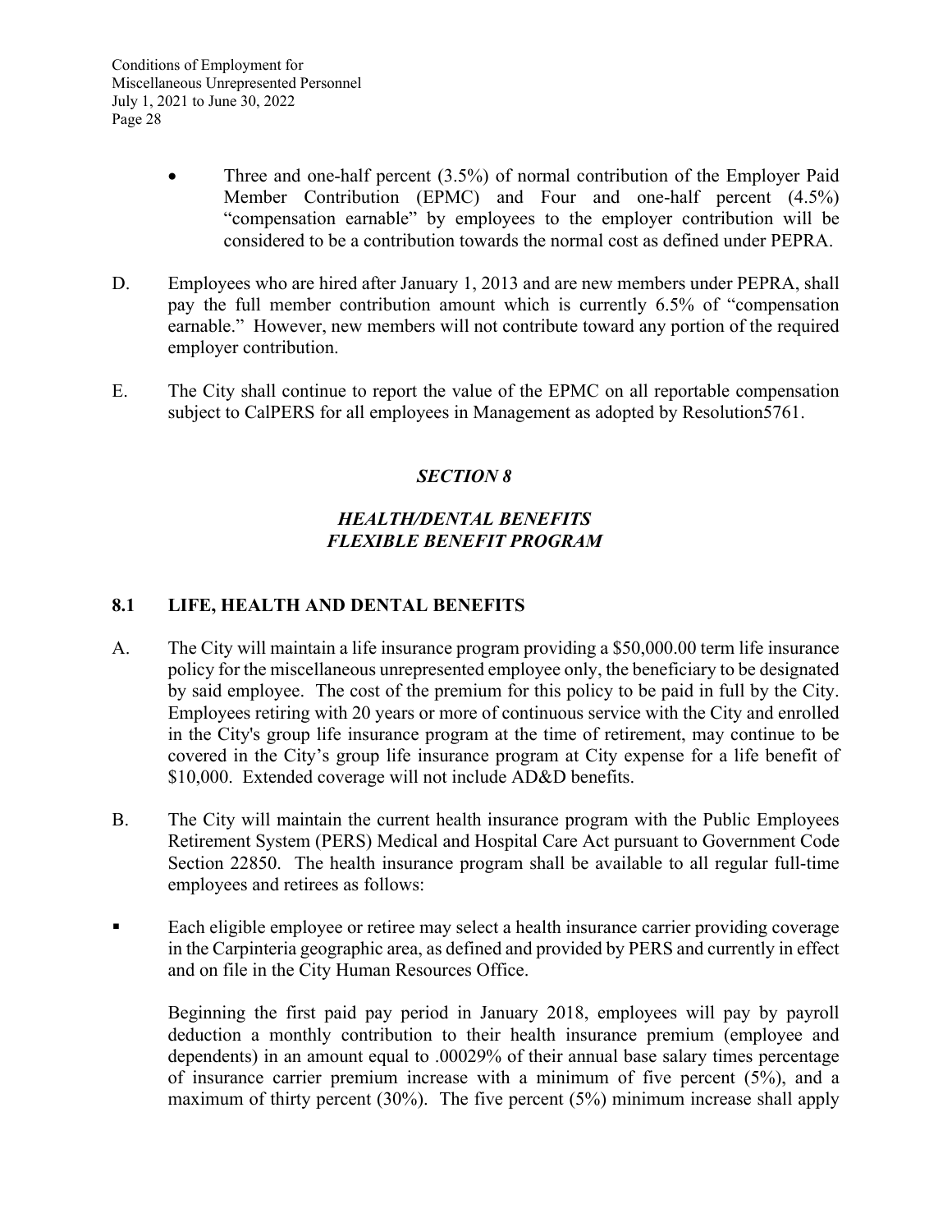- Three and one-half percent (3.5%) of normal contribution of the Employer Paid Member Contribution (EPMC) and Four and one-half percent (4.5%) "compensation earnable" by employees to the employer contribution will be considered to be a contribution towards the normal cost as defined under PEPRA.

D. Employees who are hired after January 1, 2013 and are new members under PEPRA, shall pay the full member contribution amount which is currently 6.5% of "compensation earnable." However, new members will not contribute toward any portion of the required employer contribution.

E. The City shall continue to report the value of the EPMC on all reportable compensation subject to CalPERS for all employees in Management as adopted by Resolution5761.

## *SECTION 8*

## *HEALTH/DENTAL BENEFITS*
## *FLEXIBLE BENEFIT PROGRAM*

### 8.1 LIFE, HEALTH AND DENTAL BENEFITS

A. The City will maintain a life insurance program providing a $50,000.00 term life insurance policy for the miscellaneous unrepresented employee only, the beneficiary to be designated by said employee. The cost of the premium for this policy to be paid in full by the City. Employees retiring with 20 years or more of continuous service with the City and enrolled in the City's group life insurance program at the time of retirement, may continue to be covered in the City's group life insurance program at City expense for a life benefit of $10,000. Extended coverage will not include AD&D benefits.

B. The City will maintain the current health insurance program with the Public Employees Retirement System (PERS) Medical and Hospital Care Act pursuant to Government Code Section 22850. The health insurance program shall be available to all regular full-time employees and retirees as follows:

- Each eligible employee or retiree may select a health insurance carrier providing coverage in the Carpinteria geographic area, as defined and provided by PERS and currently in effect and on file in the City Human Resources Office.

  Beginning the first paid pay period in January 2018, employees will pay by payroll deduction a monthly contribution to their health insurance premium (employee and dependents) in an amount equal to .00029% of their annual base salary times percentage of insurance carrier premium increase with a minimum of five percent (5%), and a maximum of thirty percent (30%). The five percent (5%) minimum increase shall apply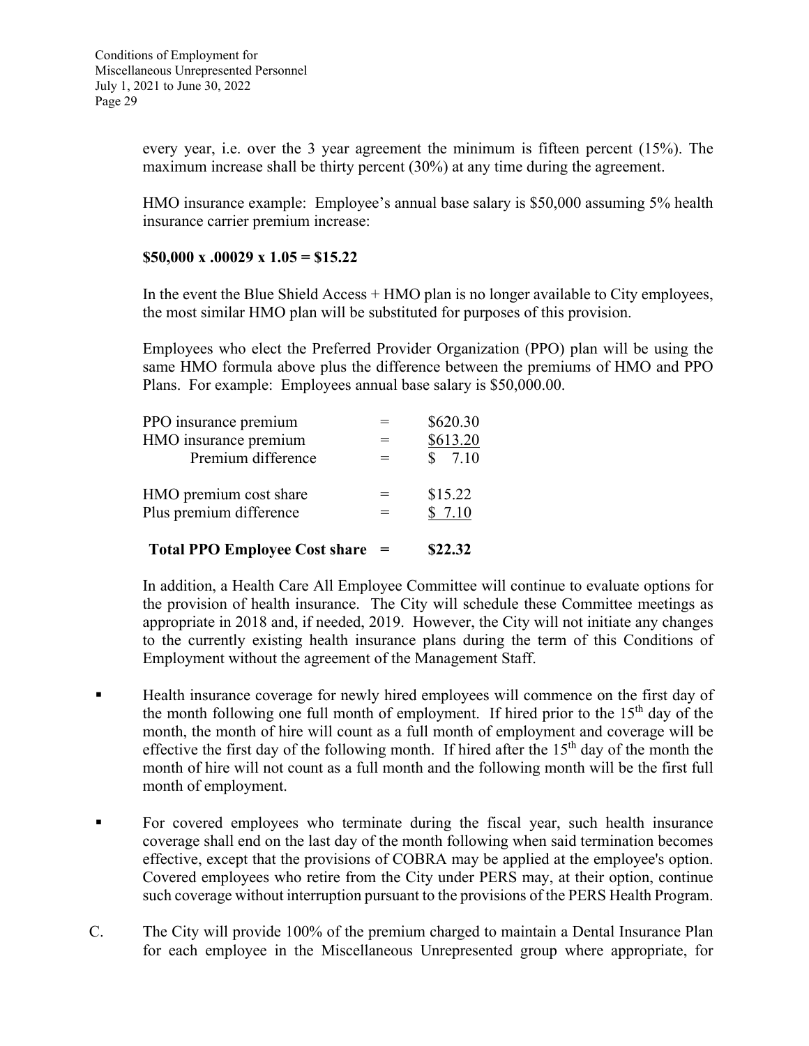every year, i.e. over the 3 year agreement the minimum is fifteen percent (15%). The maximum increase shall be thirty percent (30%) at any time during the agreement.

HMO insurance example: Employee's annual base salary is $50,000 assuming 5% health insurance carrier premium increase:

**$50,000 x .00029 x 1.05 = $15.22**

In the event the Blue Shield Access + HMO plan is no longer available to City employees, the most similar HMO plan will be substituted for purposes of this provision.

Employees who elect the Preferred Provider Organization (PPO) plan will be using the same HMO formula above plus the difference between the premiums of HMO and PPO Plans. For example: Employees annual base salary is $50,000.00.

| | | |
|---|---|---|
| PPO insurance premium | = | $620.30 |
| HMO insurance premium | = | $613.20 |
| Premium difference | = | $ 7.10 |
| HMO premium cost share | = | $15.22 |
| Plus premium difference | = | $ 7.10 |
| **Total PPO Employee Cost share** | **=** | **$22.32** |

In addition, a Health Care All Employee Committee will continue to evaluate options for the provision of health insurance. The City will schedule these Committee meetings as appropriate in 2018 and, if needed, 2019. However, the City will not initiate any changes to the currently existing health insurance plans during the term of this Conditions of Employment without the agreement of the Management Staff.

- Health insurance coverage for newly hired employees will commence on the first day of the month following one full month of employment. If hired prior to the 15th day of the month, the month of hire will count as a full month of employment and coverage will be effective the first day of the following month. If hired after the 15th day of the month the month of hire will not count as a full month and the following month will be the first full month of employment.

- For covered employees who terminate during the fiscal year, such health insurance coverage shall end on the last day of the month following when said termination becomes effective, except that the provisions of COBRA may be applied at the employee's option. Covered employees who retire from the City under PERS may, at their option, continue such coverage without interruption pursuant to the provisions of the PERS Health Program.

C. The City will provide 100% of the premium charged to maintain a Dental Insurance Plan for each employee in the Miscellaneous Unrepresented group where appropriate, for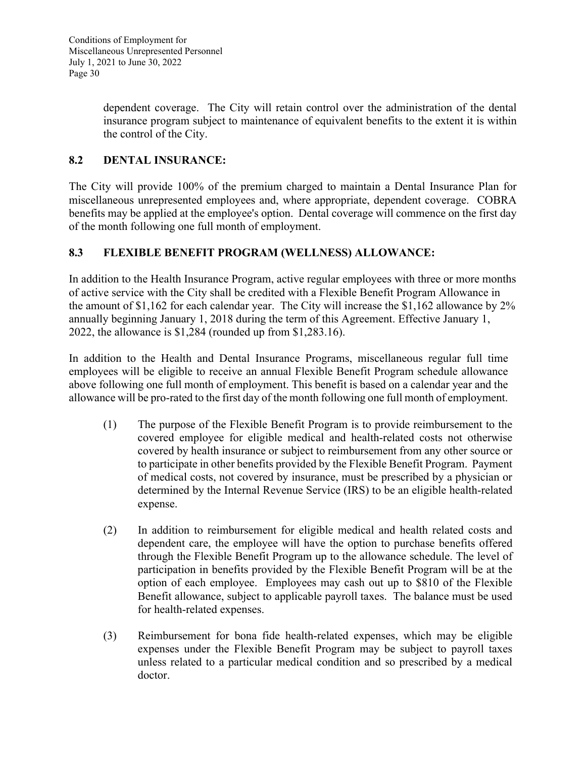dependent coverage. The City will retain control over the administration of the dental insurance program subject to maintenance of equivalent benefits to the extent it is within the control of the City.

## 8.2 DENTAL INSURANCE:

The City will provide 100% of the premium charged to maintain a Dental Insurance Plan for miscellaneous unrepresented employees and, where appropriate, dependent coverage. COBRA benefits may be applied at the employee's option. Dental coverage will commence on the first day of the month following one full month of employment.

## 8.3 FLEXIBLE BENEFIT PROGRAM (WELLNESS) ALLOWANCE:

In addition to the Health Insurance Program, active regular employees with three or more months of active service with the City shall be credited with a Flexible Benefit Program Allowance in the amount of $1,162 for each calendar year. The City will increase the $1,162 allowance by 2% annually beginning January 1, 2018 during the term of this Agreement. Effective January 1, 2022, the allowance is $1,284 (rounded up from $1,283.16).

In addition to the Health and Dental Insurance Programs, miscellaneous regular full time employees will be eligible to receive an annual Flexible Benefit Program schedule allowance above following one full month of employment. This benefit is based on a calendar year and the allowance will be pro-rated to the first day of the month following one full month of employment.

(1) The purpose of the Flexible Benefit Program is to provide reimbursement to the covered employee for eligible medical and health-related costs not otherwise covered by health insurance or subject to reimbursement from any other source or to participate in other benefits provided by the Flexible Benefit Program. Payment of medical costs, not covered by insurance, must be prescribed by a physician or determined by the Internal Revenue Service (IRS) to be an eligible health-related expense.

(2) In addition to reimbursement for eligible medical and health related costs and dependent care, the employee will have the option to purchase benefits offered through the Flexible Benefit Program up to the allowance schedule. The level of participation in benefits provided by the Flexible Benefit Program will be at the option of each employee. Employees may cash out up to $810 of the Flexible Benefit allowance, subject to applicable payroll taxes. The balance must be used for health-related expenses.

(3) Reimbursement for bona fide health-related expenses, which may be eligible expenses under the Flexible Benefit Program may be subject to payroll taxes unless related to a particular medical condition and so prescribed by a medical doctor.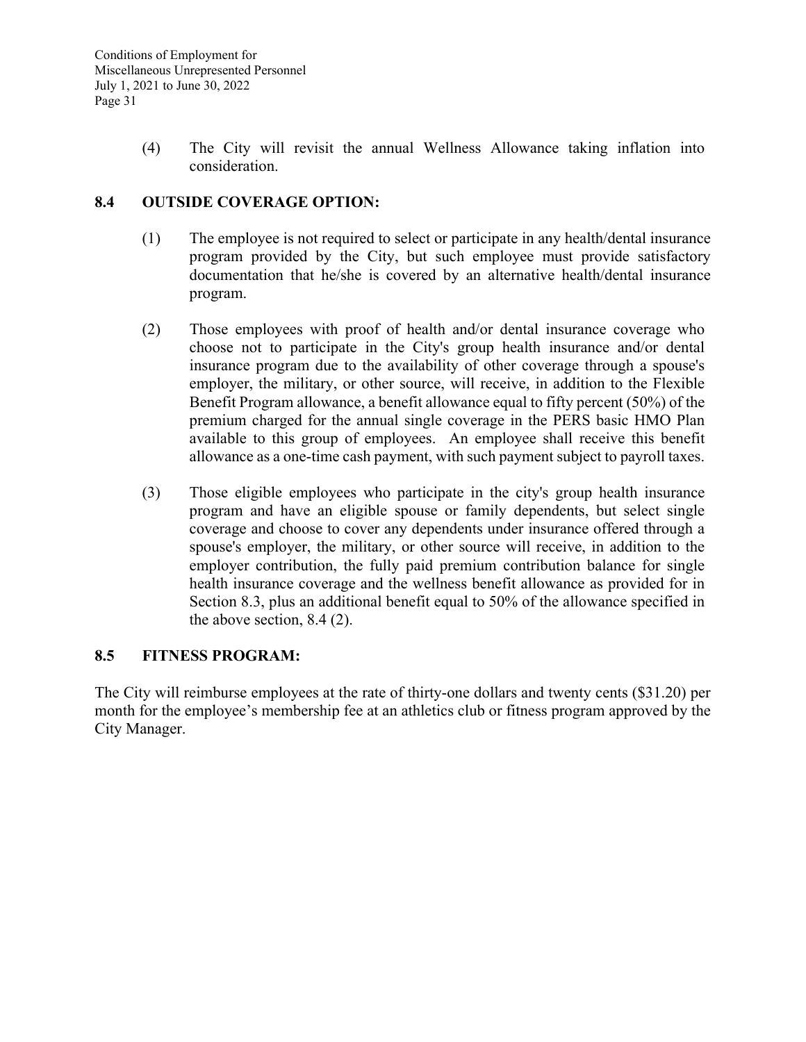(4) The City will revisit the annual Wellness Allowance taking inflation into consideration.

## 8.4 OUTSIDE COVERAGE OPTION:

(1) The employee is not required to select or participate in any health/dental insurance program provided by the City, but such employee must provide satisfactory documentation that he/she is covered by an alternative health/dental insurance program.

(2) Those employees with proof of health and/or dental insurance coverage who choose not to participate in the City's group health insurance and/or dental insurance program due to the availability of other coverage through a spouse's employer, the military, or other source, will receive, in addition to the Flexible Benefit Program allowance, a benefit allowance equal to fifty percent (50%) of the premium charged for the annual single coverage in the PERS basic HMO Plan available to this group of employees. An employee shall receive this benefit allowance as a one-time cash payment, with such payment subject to payroll taxes.

(3) Those eligible employees who participate in the city's group health insurance program and have an eligible spouse or family dependents, but select single coverage and choose to cover any dependents under insurance offered through a spouse's employer, the military, or other source will receive, in addition to the employer contribution, the fully paid premium contribution balance for single health insurance coverage and the wellness benefit allowance as provided for in Section 8.3, plus an additional benefit equal to 50% of the allowance specified in the above section, 8.4 (2).

## 8.5 FITNESS PROGRAM:

The City will reimburse employees at the rate of thirty-one dollars and twenty cents ($31.20) per month for the employee's membership fee at an athletics club or fitness program approved by the City Manager.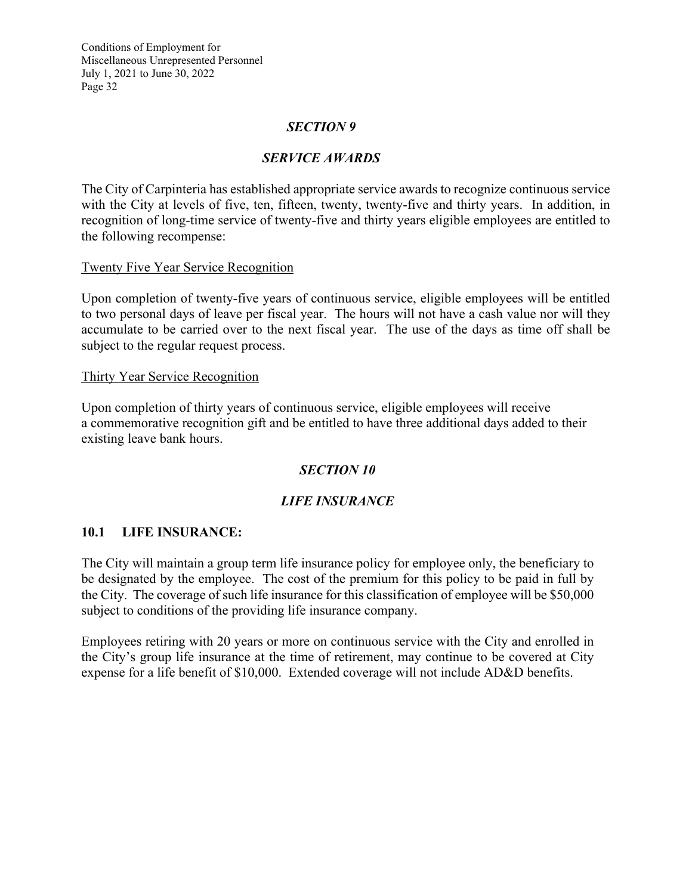## *SECTION 9*

## *SERVICE AWARDS*

The City of Carpinteria has established appropriate service awards to recognize continuous service with the City at levels of five, ten, fifteen, twenty, twenty-five and thirty years. In addition, in recognition of long-time service of twenty-five and thirty years eligible employees are entitled to the following recompense:

<u>Twenty Five Year Service Recognition</u>

Upon completion of twenty-five years of continuous service, eligible employees will be entitled to two personal days of leave per fiscal year. The hours will not have a cash value nor will they accumulate to be carried over to the next fiscal year. The use of the days as time off shall be subject to the regular request process.

<u>Thirty Year Service Recognition</u>

Upon completion of thirty years of continuous service, eligible employees will receive a commemorative recognition gift and be entitled to have three additional days added to their existing leave bank hours.

## *SECTION 10*

## *LIFE INSURANCE*

### 10.1 LIFE INSURANCE:

The City will maintain a group term life insurance policy for employee only, the beneficiary to be designated by the employee. The cost of the premium for this policy to be paid in full by the City. The coverage of such life insurance for this classification of employee will be $50,000 subject to conditions of the providing life insurance company.

Employees retiring with 20 years or more on continuous service with the City and enrolled in the City's group life insurance at the time of retirement, may continue to be covered at City expense for a life benefit of $10,000. Extended coverage will not include AD&D benefits.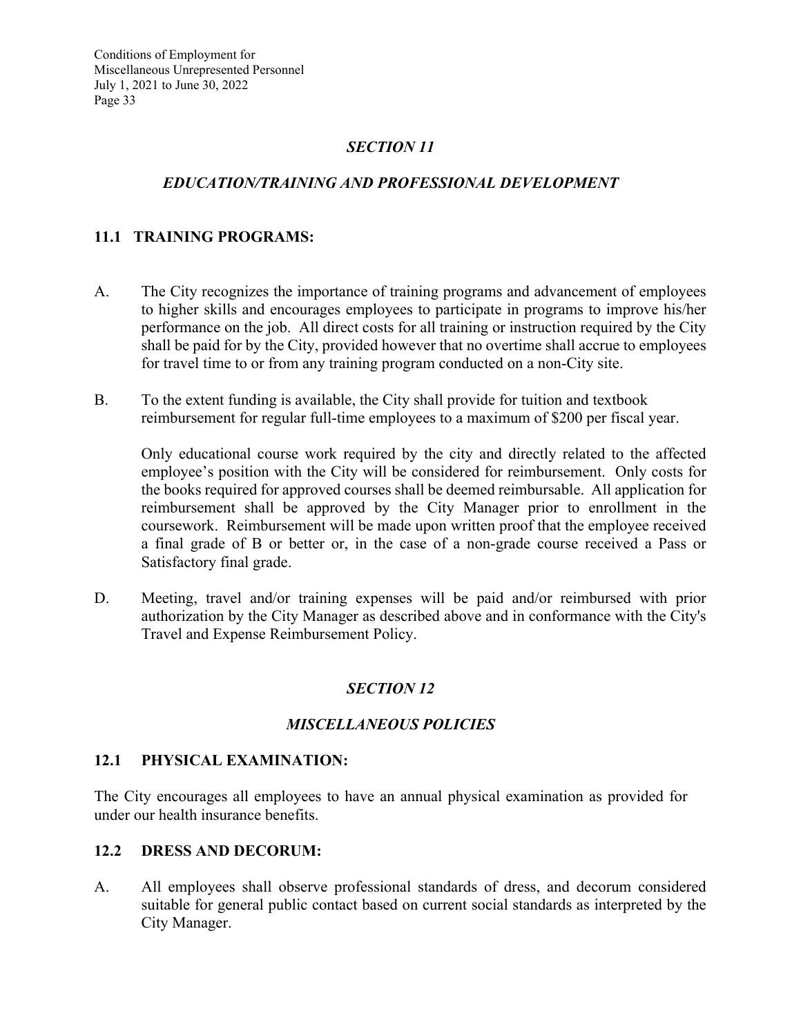## *SECTION 11*

## *EDUCATION/TRAINING AND PROFESSIONAL DEVELOPMENT*

### 11.1 TRAINING PROGRAMS:

A. The City recognizes the importance of training programs and advancement of employees to higher skills and encourages employees to participate in programs to improve his/her performance on the job. All direct costs for all training or instruction required by the City shall be paid for by the City, provided however that no overtime shall accrue to employees for travel time to or from any training program conducted on a non-City site.

B. To the extent funding is available, the City shall provide for tuition and textbook reimbursement for regular full-time employees to a maximum of $200 per fiscal year.

   Only educational course work required by the city and directly related to the affected employee's position with the City will be considered for reimbursement. Only costs for the books required for approved courses shall be deemed reimbursable. All application for reimbursement shall be approved by the City Manager prior to enrollment in the coursework. Reimbursement will be made upon written proof that the employee received a final grade of B or better or, in the case of a non-grade course received a Pass or Satisfactory final grade.

D. Meeting, travel and/or training expenses will be paid and/or reimbursed with prior authorization by the City Manager as described above and in conformance with the City's Travel and Expense Reimbursement Policy.

## *SECTION 12*

## *MISCELLANEOUS POLICIES*

### 12.1 PHYSICAL EXAMINATION:

The City encourages all employees to have an annual physical examination as provided for under our health insurance benefits.

### 12.2 DRESS AND DECORUM:

A. All employees shall observe professional standards of dress, and decorum considered suitable for general public contact based on current social standards as interpreted by the City Manager.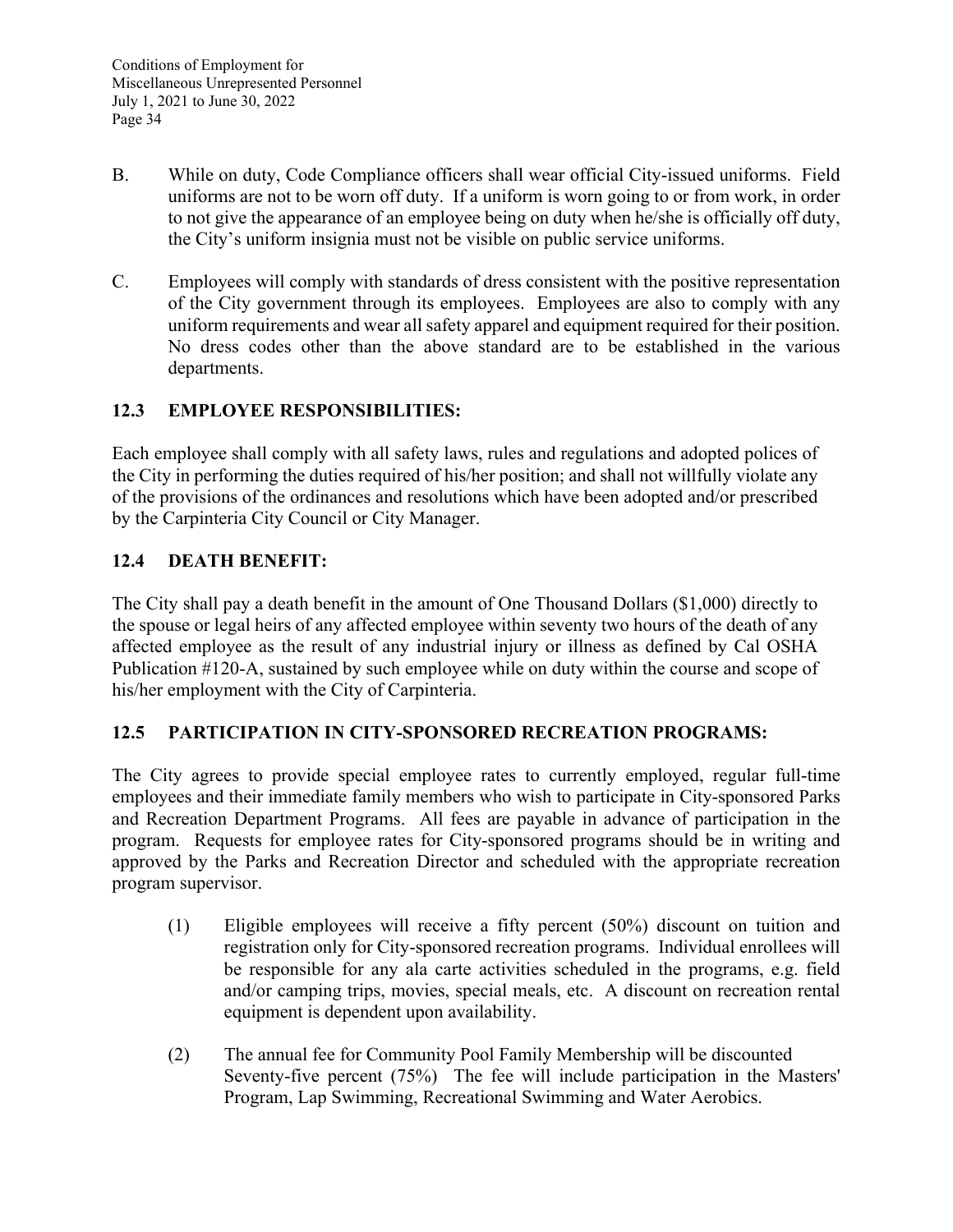B. While on duty, Code Compliance officers shall wear official City-issued uniforms. Field uniforms are not to be worn off duty. If a uniform is worn going to or from work, in order to not give the appearance of an employee being on duty when he/she is officially off duty, the City's uniform insignia must not be visible on public service uniforms.

C. Employees will comply with standards of dress consistent with the positive representation of the City government through its employees. Employees are also to comply with any uniform requirements and wear all safety apparel and equipment required for their position. No dress codes other than the above standard are to be established in the various departments.

## 12.3 EMPLOYEE RESPONSIBILITIES:

Each employee shall comply with all safety laws, rules and regulations and adopted polices of the City in performing the duties required of his/her position; and shall not willfully violate any of the provisions of the ordinances and resolutions which have been adopted and/or prescribed by the Carpinteria City Council or City Manager.

## 12.4 DEATH BENEFIT:

The City shall pay a death benefit in the amount of One Thousand Dollars ($1,000) directly to the spouse or legal heirs of any affected employee within seventy two hours of the death of any affected employee as the result of any industrial injury or illness as defined by Cal OSHA Publication #120-A, sustained by such employee while on duty within the course and scope of his/her employment with the City of Carpinteria.

## 12.5 PARTICIPATION IN CITY-SPONSORED RECREATION PROGRAMS:

The City agrees to provide special employee rates to currently employed, regular full-time employees and their immediate family members who wish to participate in City-sponsored Parks and Recreation Department Programs. All fees are payable in advance of participation in the program. Requests for employee rates for City-sponsored programs should be in writing and approved by the Parks and Recreation Director and scheduled with the appropriate recreation program supervisor.

(1) Eligible employees will receive a fifty percent (50%) discount on tuition and registration only for City-sponsored recreation programs. Individual enrollees will be responsible for any ala carte activities scheduled in the programs, e.g. field and/or camping trips, movies, special meals, etc. A discount on recreation rental equipment is dependent upon availability.

(2) The annual fee for Community Pool Family Membership will be discounted Seventy-five percent (75%) The fee will include participation in the Masters' Program, Lap Swimming, Recreational Swimming and Water Aerobics.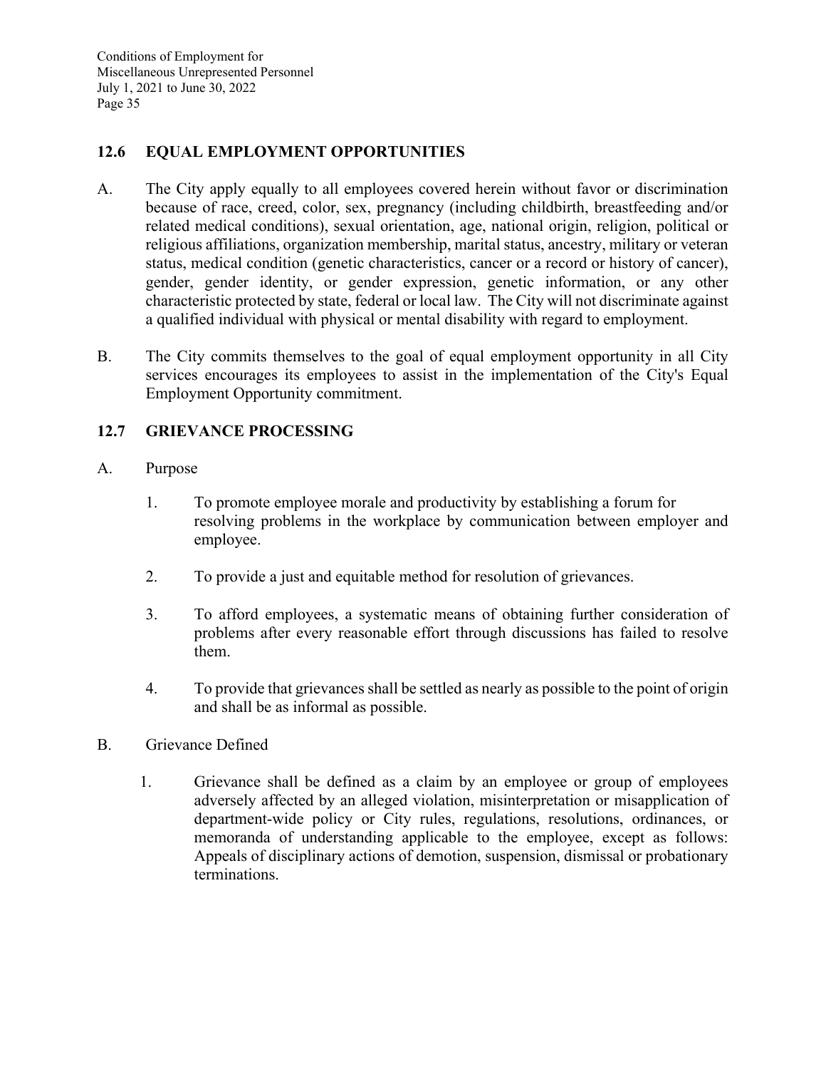## 12.6 EQUAL EMPLOYMENT OPPORTUNITIES

A. The City apply equally to all employees covered herein without favor or discrimination because of race, creed, color, sex, pregnancy (including childbirth, breastfeeding and/or related medical conditions), sexual orientation, age, national origin, religion, political or religious affiliations, organization membership, marital status, ancestry, military or veteran status, medical condition (genetic characteristics, cancer or a record or history of cancer), gender, gender identity, or gender expression, genetic information, or any other characteristic protected by state, federal or local law. The City will not discriminate against a qualified individual with physical or mental disability with regard to employment.

B. The City commits themselves to the goal of equal employment opportunity in all City services encourages its employees to assist in the implementation of the City's Equal Employment Opportunity commitment.

## 12.7 GRIEVANCE PROCESSING

A. Purpose

1. To promote employee morale and productivity by establishing a forum for resolving problems in the workplace by communication between employer and employee.

2. To provide a just and equitable method for resolution of grievances.

3. To afford employees, a systematic means of obtaining further consideration of problems after every reasonable effort through discussions has failed to resolve them.

4. To provide that grievances shall be settled as nearly as possible to the point of origin and shall be as informal as possible.

B. Grievance Defined

1. Grievance shall be defined as a claim by an employee or group of employees adversely affected by an alleged violation, misinterpretation or misapplication of department-wide policy or City rules, regulations, resolutions, ordinances, or memoranda of understanding applicable to the employee, except as follows: Appeals of disciplinary actions of demotion, suspension, dismissal or probationary terminations.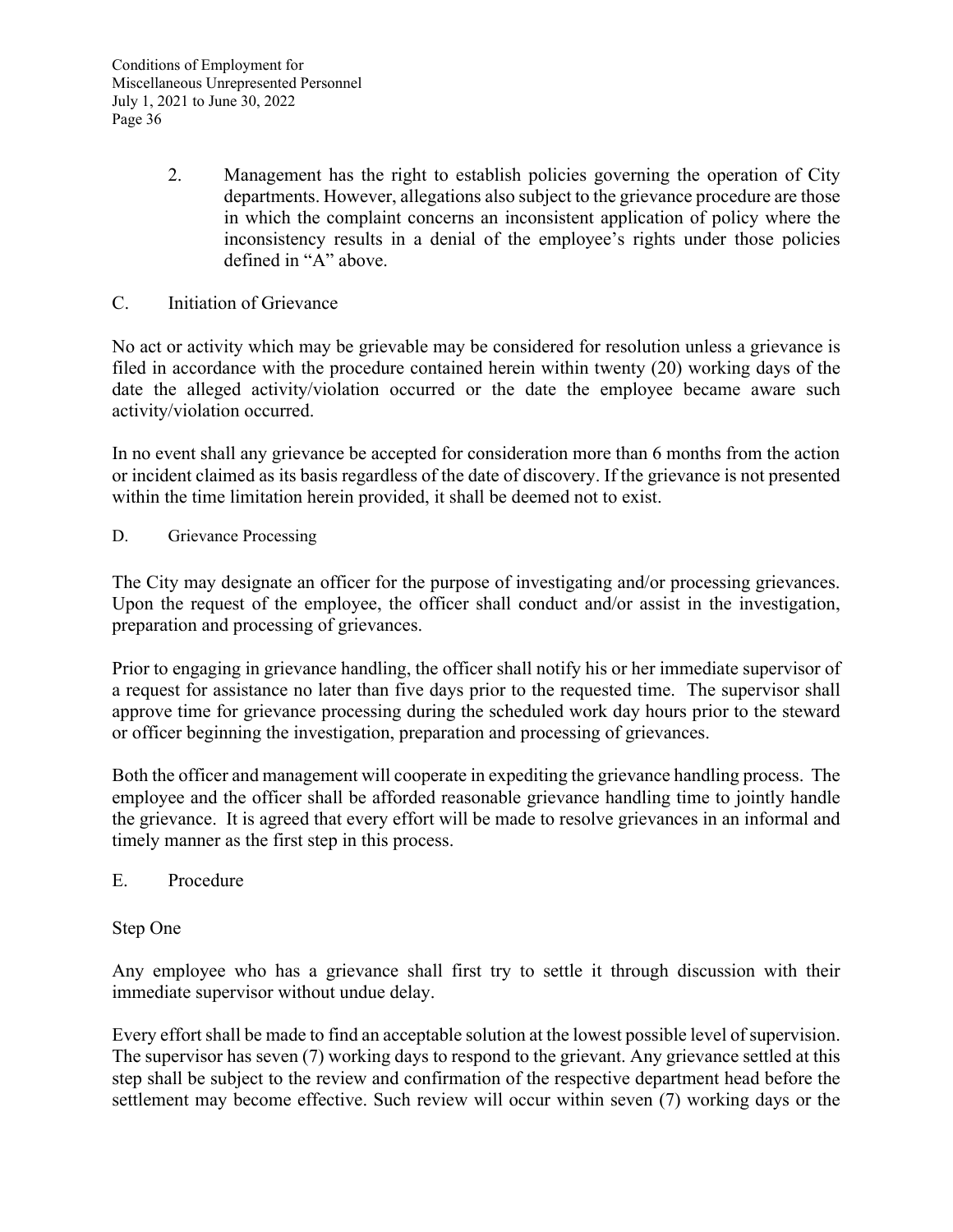2. Management has the right to establish policies governing the operation of City departments. However, allegations also subject to the grievance procedure are those in which the complaint concerns an inconsistent application of policy where the inconsistency results in a denial of the employee's rights under those policies defined in "A" above.

C. Initiation of Grievance

No act or activity which may be grievable may be considered for resolution unless a grievance is filed in accordance with the procedure contained herein within twenty (20) working days of the date the alleged activity/violation occurred or the date the employee became aware such activity/violation occurred.

In no event shall any grievance be accepted for consideration more than 6 months from the action or incident claimed as its basis regardless of the date of discovery. If the grievance is not presented within the time limitation herein provided, it shall be deemed not to exist.

D. Grievance Processing

The City may designate an officer for the purpose of investigating and/or processing grievances. Upon the request of the employee, the officer shall conduct and/or assist in the investigation, preparation and processing of grievances.

Prior to engaging in grievance handling, the officer shall notify his or her immediate supervisor of a request for assistance no later than five days prior to the requested time. The supervisor shall approve time for grievance processing during the scheduled work day hours prior to the steward or officer beginning the investigation, preparation and processing of grievances.

Both the officer and management will cooperate in expediting the grievance handling process. The employee and the officer shall be afforded reasonable grievance handling time to jointly handle the grievance. It is agreed that every effort will be made to resolve grievances in an informal and timely manner as the first step in this process.

E. Procedure

Step One

Any employee who has a grievance shall first try to settle it through discussion with their immediate supervisor without undue delay.

Every effort shall be made to find an acceptable solution at the lowest possible level of supervision. The supervisor has seven (7) working days to respond to the grievant. Any grievance settled at this step shall be subject to the review and confirmation of the respective department head before the settlement may become effective. Such review will occur within seven (7) working days or the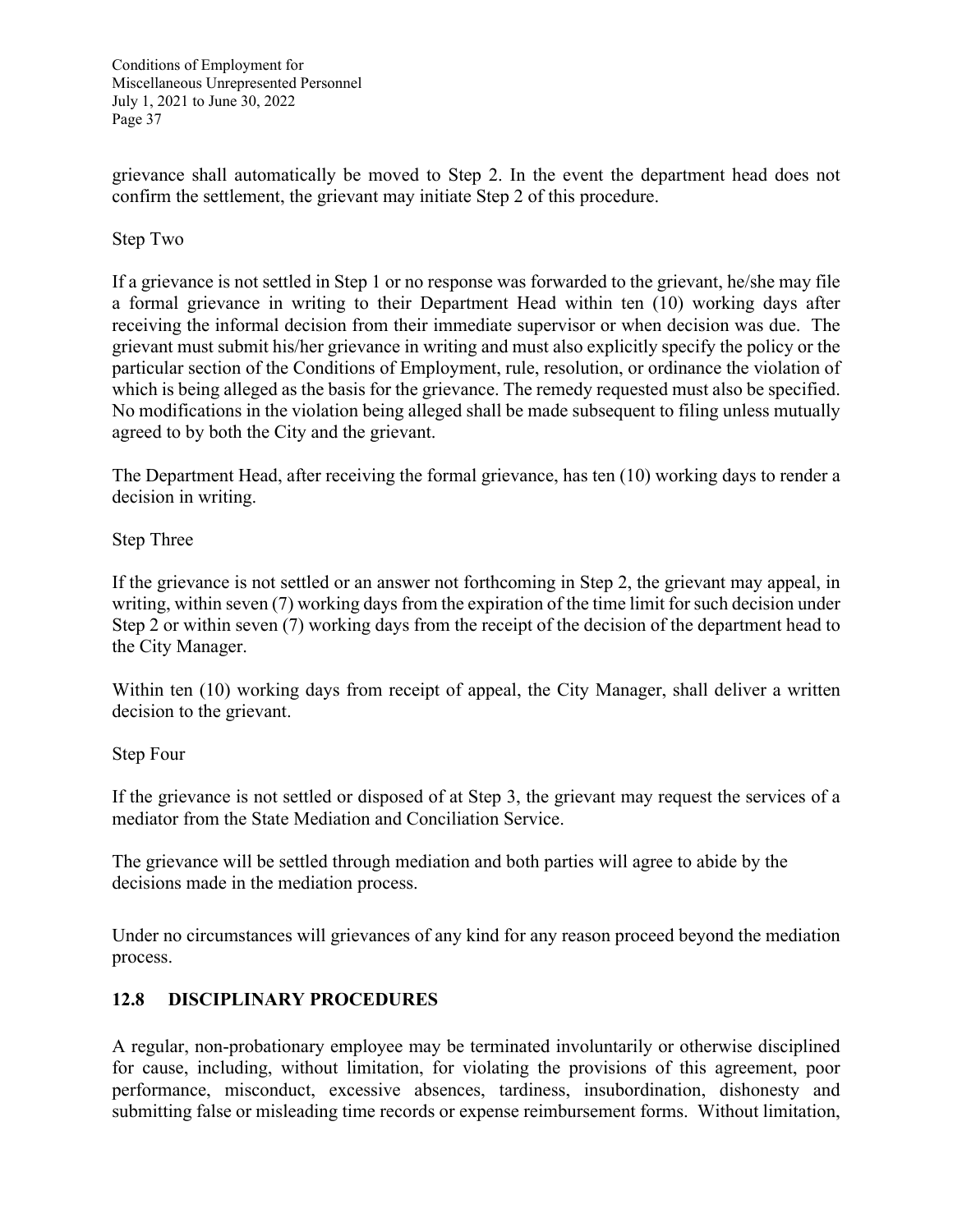grievance shall automatically be moved to Step 2. In the event the department head does not confirm the settlement, the grievant may initiate Step 2 of this procedure.

Step Two

If a grievance is not settled in Step 1 or no response was forwarded to the grievant, he/she may file a formal grievance in writing to their Department Head within ten (10) working days after receiving the informal decision from their immediate supervisor or when decision was due. The grievant must submit his/her grievance in writing and must also explicitly specify the policy or the particular section of the Conditions of Employment, rule, resolution, or ordinance the violation of which is being alleged as the basis for the grievance. The remedy requested must also be specified. No modifications in the violation being alleged shall be made subsequent to filing unless mutually agreed to by both the City and the grievant.

The Department Head, after receiving the formal grievance, has ten (10) working days to render a decision in writing.

Step Three

If the grievance is not settled or an answer not forthcoming in Step 2, the grievant may appeal, in writing, within seven (7) working days from the expiration of the time limit for such decision under Step 2 or within seven (7) working days from the receipt of the decision of the department head to the City Manager.

Within ten (10) working days from receipt of appeal, the City Manager, shall deliver a written decision to the grievant.

Step Four

If the grievance is not settled or disposed of at Step 3, the grievant may request the services of a mediator from the State Mediation and Conciliation Service.

The grievance will be settled through mediation and both parties will agree to abide by the decisions made in the mediation process.

Under no circumstances will grievances of any kind for any reason proceed beyond the mediation process.

## 12.8 DISCIPLINARY PROCEDURES

A regular, non-probationary employee may be terminated involuntarily or otherwise disciplined for cause, including, without limitation, for violating the provisions of this agreement, poor performance, misconduct, excessive absences, tardiness, insubordination, dishonesty and submitting false or misleading time records or expense reimbursement forms. Without limitation,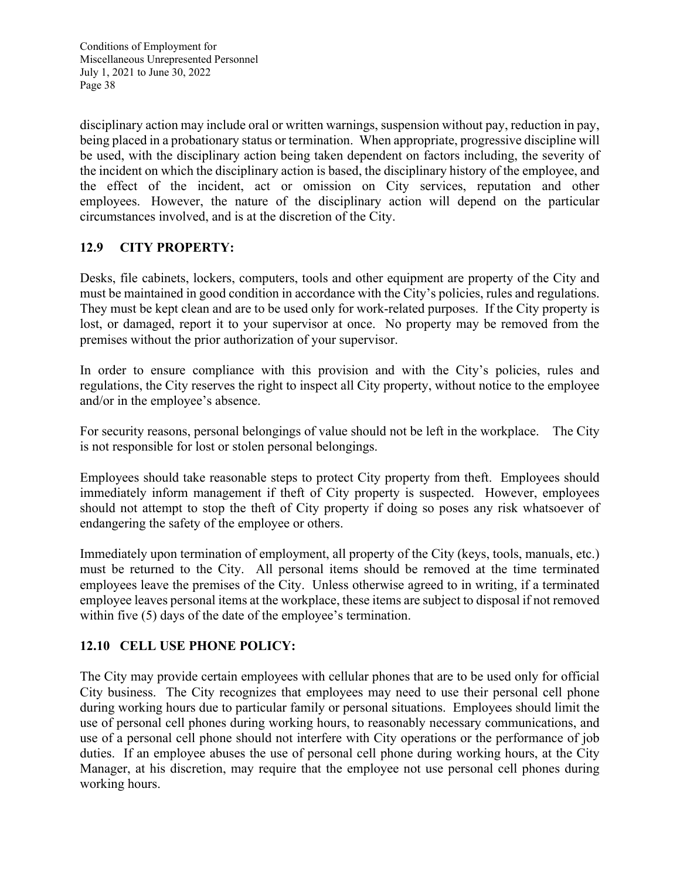disciplinary action may include oral or written warnings, suspension without pay, reduction in pay, being placed in a probationary status or termination. When appropriate, progressive discipline will be used, with the disciplinary action being taken dependent on factors including, the severity of the incident on which the disciplinary action is based, the disciplinary history of the employee, and the effect of the incident, act or omission on City services, reputation and other employees. However, the nature of the disciplinary action will depend on the particular circumstances involved, and is at the discretion of the City.

## 12.9 CITY PROPERTY:

Desks, file cabinets, lockers, computers, tools and other equipment are property of the City and must be maintained in good condition in accordance with the City's policies, rules and regulations. They must be kept clean and are to be used only for work-related purposes. If the City property is lost, or damaged, report it to your supervisor at once. No property may be removed from the premises without the prior authorization of your supervisor.

In order to ensure compliance with this provision and with the City's policies, rules and regulations, the City reserves the right to inspect all City property, without notice to the employee and/or in the employee's absence.

For security reasons, personal belongings of value should not be left in the workplace. The City is not responsible for lost or stolen personal belongings.

Employees should take reasonable steps to protect City property from theft. Employees should immediately inform management if theft of City property is suspected. However, employees should not attempt to stop the theft of City property if doing so poses any risk whatsoever of endangering the safety of the employee or others.

Immediately upon termination of employment, all property of the City (keys, tools, manuals, etc.) must be returned to the City. All personal items should be removed at the time terminated employees leave the premises of the City. Unless otherwise agreed to in writing, if a terminated employee leaves personal items at the workplace, these items are subject to disposal if not removed within five (5) days of the date of the employee's termination.

## 12.10 CELL USE PHONE POLICY:

The City may provide certain employees with cellular phones that are to be used only for official City business. The City recognizes that employees may need to use their personal cell phone during working hours due to particular family or personal situations. Employees should limit the use of personal cell phones during working hours, to reasonably necessary communications, and use of a personal cell phone should not interfere with City operations or the performance of job duties. If an employee abuses the use of personal cell phone during working hours, at the City Manager, at his discretion, may require that the employee not use personal cell phones during working hours.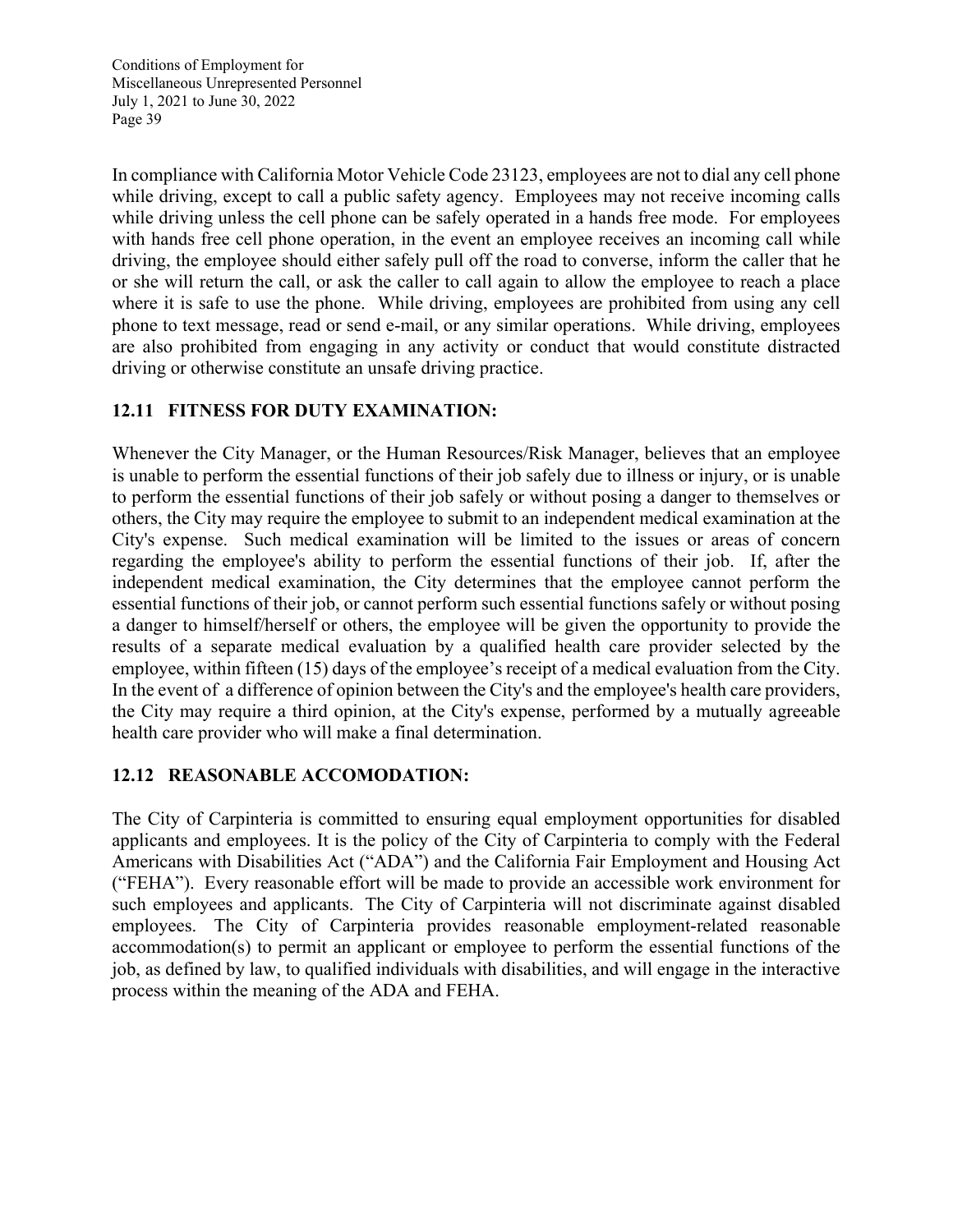In compliance with California Motor Vehicle Code 23123, employees are not to dial any cell phone while driving, except to call a public safety agency. Employees may not receive incoming calls while driving unless the cell phone can be safely operated in a hands free mode. For employees with hands free cell phone operation, in the event an employee receives an incoming call while driving, the employee should either safely pull off the road to converse, inform the caller that he or she will return the call, or ask the caller to call again to allow the employee to reach a place where it is safe to use the phone. While driving, employees are prohibited from using any cell phone to text message, read or send e-mail, or any similar operations. While driving, employees are also prohibited from engaging in any activity or conduct that would constitute distracted driving or otherwise constitute an unsafe driving practice.

### 12.11 FITNESS FOR DUTY EXAMINATION:

Whenever the City Manager, or the Human Resources/Risk Manager, believes that an employee is unable to perform the essential functions of their job safely due to illness or injury, or is unable to perform the essential functions of their job safely or without posing a danger to themselves or others, the City may require the employee to submit to an independent medical examination at the City's expense. Such medical examination will be limited to the issues or areas of concern regarding the employee's ability to perform the essential functions of their job. If, after the independent medical examination, the City determines that the employee cannot perform the essential functions of their job, or cannot perform such essential functions safely or without posing a danger to himself/herself or others, the employee will be given the opportunity to provide the results of a separate medical evaluation by a qualified health care provider selected by the employee, within fifteen (15) days of the employee's receipt of a medical evaluation from the City. In the event of a difference of opinion between the City's and the employee's health care providers, the City may require a third opinion, at the City's expense, performed by a mutually agreeable health care provider who will make a final determination.

### 12.12 REASONABLE ACCOMODATION:

The City of Carpinteria is committed to ensuring equal employment opportunities for disabled applicants and employees. It is the policy of the City of Carpinteria to comply with the Federal Americans with Disabilities Act ("ADA") and the California Fair Employment and Housing Act ("FEHA"). Every reasonable effort will be made to provide an accessible work environment for such employees and applicants. The City of Carpinteria will not discriminate against disabled employees. The City of Carpinteria provides reasonable employment-related reasonable accommodation(s) to permit an applicant or employee to perform the essential functions of the job, as defined by law, to qualified individuals with disabilities, and will engage in the interactive process within the meaning of the ADA and FEHA.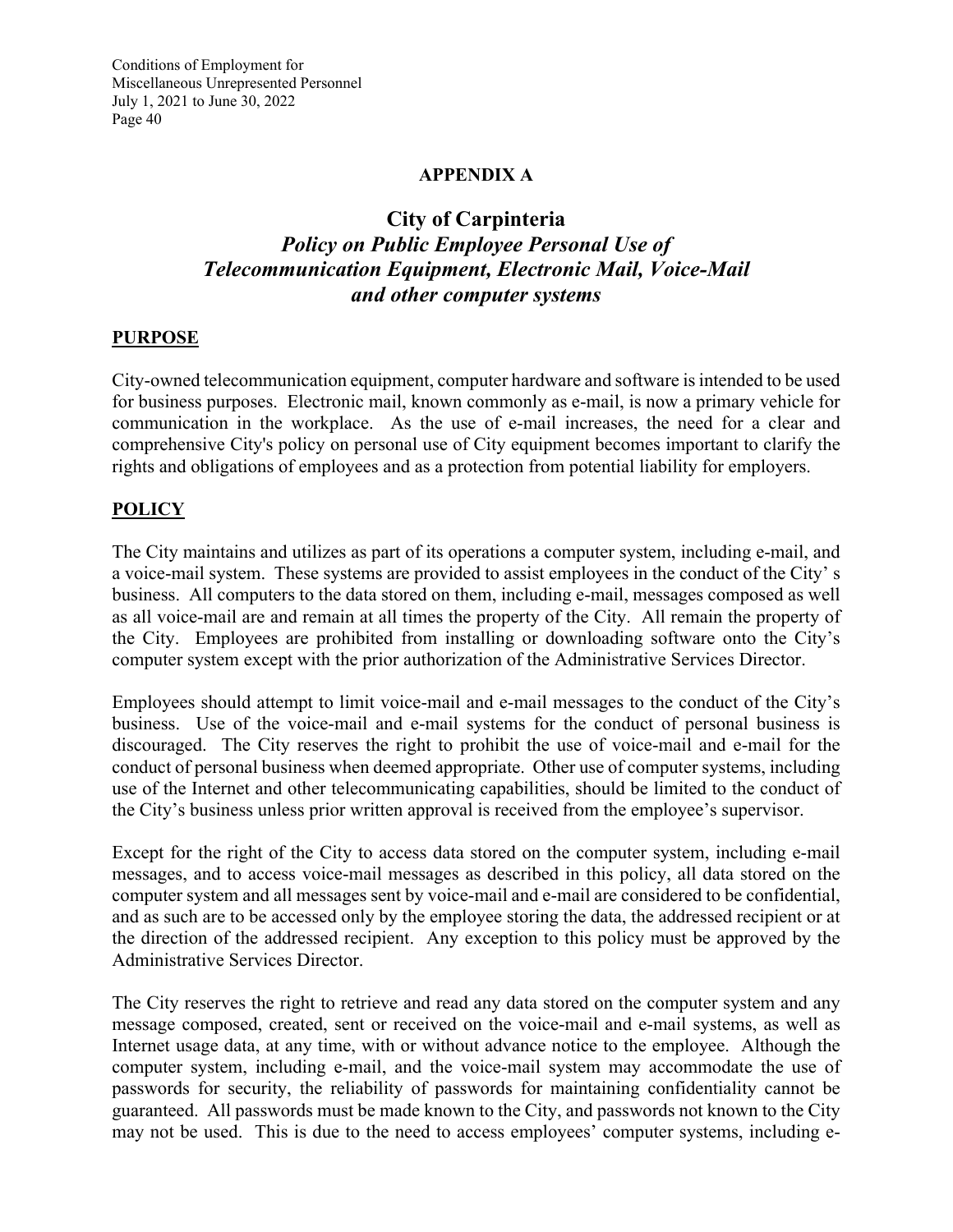**APPENDIX A**

# City of Carpinteria

## *Policy on Public Employee Personal Use of Telecommunication Equipment, Electronic Mail, Voice-Mail and other computer systems*

**PURPOSE**

City-owned telecommunication equipment, computer hardware and software is intended to be used for business purposes. Electronic mail, known commonly as e-mail, is now a primary vehicle for communication in the workplace. As the use of e-mail increases, the need for a clear and comprehensive City's policy on personal use of City equipment becomes important to clarify the rights and obligations of employees and as a protection from potential liability for employers.

**POLICY**

The City maintains and utilizes as part of its operations a computer system, including e-mail, and a voice-mail system. These systems are provided to assist employees in the conduct of the City' s business. All computers to the data stored on them, including e-mail, messages composed as well as all voice-mail are and remain at all times the property of the City. All remain the property of the City. Employees are prohibited from installing or downloading software onto the City's computer system except with the prior authorization of the Administrative Services Director.

Employees should attempt to limit voice-mail and e-mail messages to the conduct of the City's business. Use of the voice-mail and e-mail systems for the conduct of personal business is discouraged. The City reserves the right to prohibit the use of voice-mail and e-mail for the conduct of personal business when deemed appropriate. Other use of computer systems, including use of the Internet and other telecommunicating capabilities, should be limited to the conduct of the City's business unless prior written approval is received from the employee's supervisor.

Except for the right of the City to access data stored on the computer system, including e-mail messages, and to access voice-mail messages as described in this policy, all data stored on the computer system and all messages sent by voice-mail and e-mail are considered to be confidential, and as such are to be accessed only by the employee storing the data, the addressed recipient or at the direction of the addressed recipient. Any exception to this policy must be approved by the Administrative Services Director.

The City reserves the right to retrieve and read any data stored on the computer system and any message composed, created, sent or received on the voice-mail and e-mail systems, as well as Internet usage data, at any time, with or without advance notice to the employee. Although the computer system, including e-mail, and the voice-mail system may accommodate the use of passwords for security, the reliability of passwords for maintaining confidentiality cannot be guaranteed. All passwords must be made known to the City, and passwords not known to the City may not be used. This is due to the need to access employees' computer systems, including e-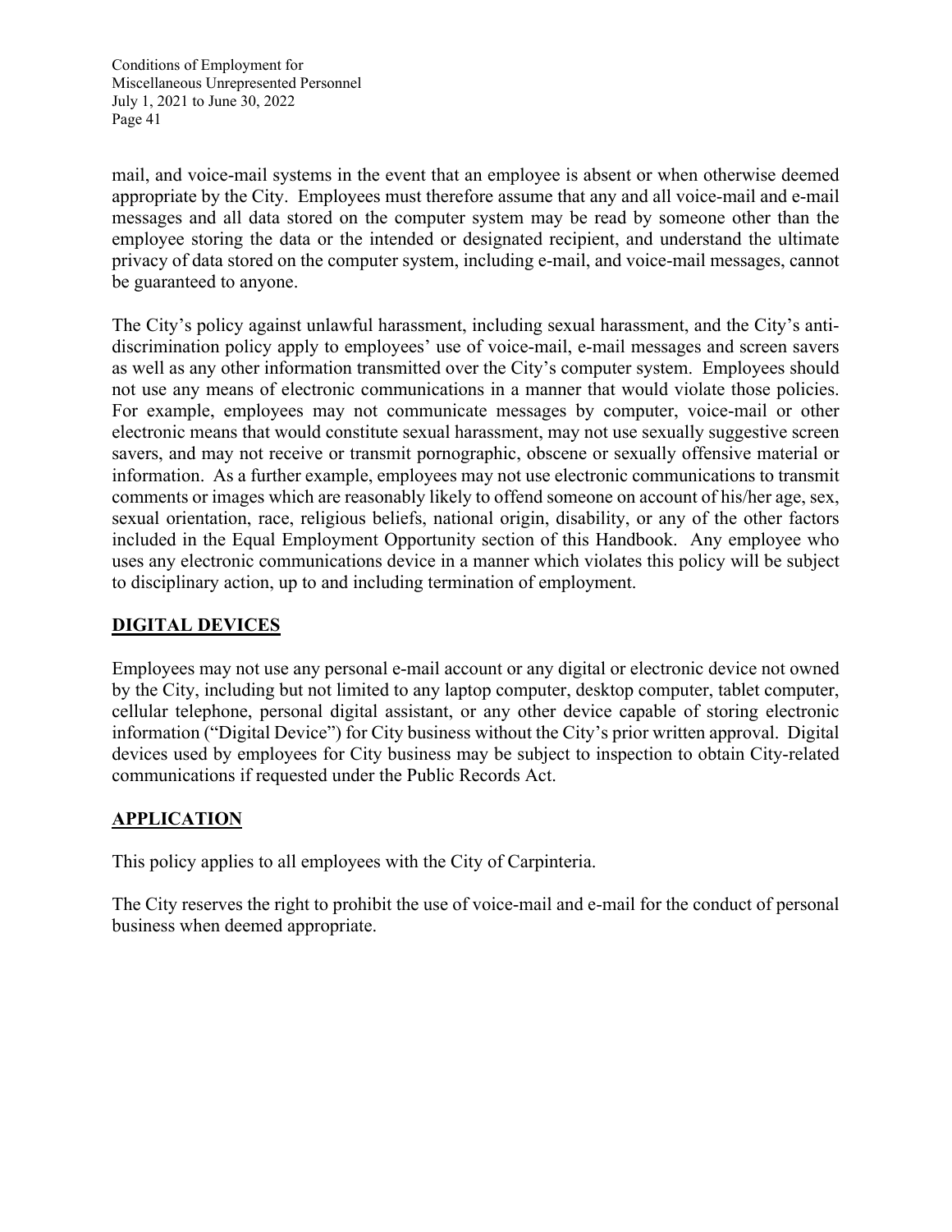mail, and voice-mail systems in the event that an employee is absent or when otherwise deemed appropriate by the City. Employees must therefore assume that any and all voice-mail and e-mail messages and all data stored on the computer system may be read by someone other than the employee storing the data or the intended or designated recipient, and understand the ultimate privacy of data stored on the computer system, including e-mail, and voice-mail messages, cannot be guaranteed to anyone.

The City's policy against unlawful harassment, including sexual harassment, and the City's anti-discrimination policy apply to employees' use of voice-mail, e-mail messages and screen savers as well as any other information transmitted over the City's computer system. Employees should not use any means of electronic communications in a manner that would violate those policies. For example, employees may not communicate messages by computer, voice-mail or other electronic means that would constitute sexual harassment, may not use sexually suggestive screen savers, and may not receive or transmit pornographic, obscene or sexually offensive material or information. As a further example, employees may not use electronic communications to transmit comments or images which are reasonably likely to offend someone on account of his/her age, sex, sexual orientation, race, religious beliefs, national origin, disability, or any of the other factors included in the Equal Employment Opportunity section of this Handbook. Any employee who uses any electronic communications device in a manner which violates this policy will be subject to disciplinary action, up to and including termination of employment.

## DIGITAL DEVICES

Employees may not use any personal e-mail account or any digital or electronic device not owned by the City, including but not limited to any laptop computer, desktop computer, tablet computer, cellular telephone, personal digital assistant, or any other device capable of storing electronic information ("Digital Device") for City business without the City's prior written approval. Digital devices used by employees for City business may be subject to inspection to obtain City-related communications if requested under the Public Records Act.

## APPLICATION

This policy applies to all employees with the City of Carpinteria.

The City reserves the right to prohibit the use of voice-mail and e-mail for the conduct of personal business when deemed appropriate.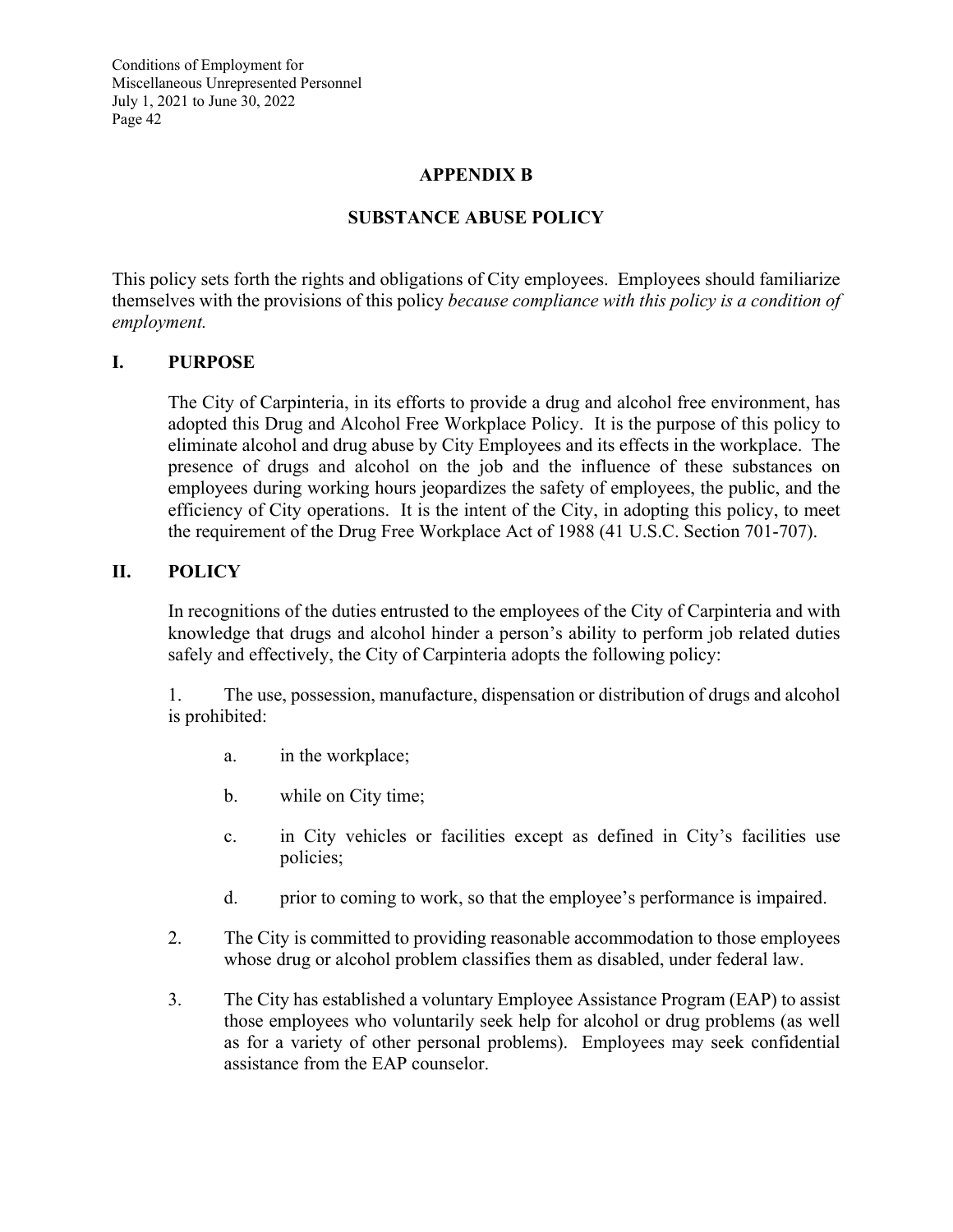# APPENDIX B

## SUBSTANCE ABUSE POLICY

This policy sets forth the rights and obligations of City employees. Employees should familiarize themselves with the provisions of this policy *because compliance with this policy is a condition of employment.*

### I. PURPOSE

The City of Carpinteria, in its efforts to provide a drug and alcohol free environment, has adopted this Drug and Alcohol Free Workplace Policy. It is the purpose of this policy to eliminate alcohol and drug abuse by City Employees and its effects in the workplace. The presence of drugs and alcohol on the job and the influence of these substances on employees during working hours jeopardizes the safety of employees, the public, and the efficiency of City operations. It is the intent of the City, in adopting this policy, to meet the requirement of the Drug Free Workplace Act of 1988 (41 U.S.C. Section 701-707).

### II. POLICY

In recognitions of the duties entrusted to the employees of the City of Carpinteria and with knowledge that drugs and alcohol hinder a person's ability to perform job related duties safely and effectively, the City of Carpinteria adopts the following policy:

1. The use, possession, manufacture, dispensation or distribution of drugs and alcohol is prohibited:
   - a. in the workplace;
   - b. while on City time;
   - c. in City vehicles or facilities except as defined in City's facilities use policies;
   - d. prior to coming to work, so that the employee's performance is impaired.

2. The City is committed to providing reasonable accommodation to those employees whose drug or alcohol problem classifies them as disabled, under federal law.

3. The City has established a voluntary Employee Assistance Program (EAP) to assist those employees who voluntarily seek help for alcohol or drug problems (as well as for a variety of other personal problems). Employees may seek confidential assistance from the EAP counselor.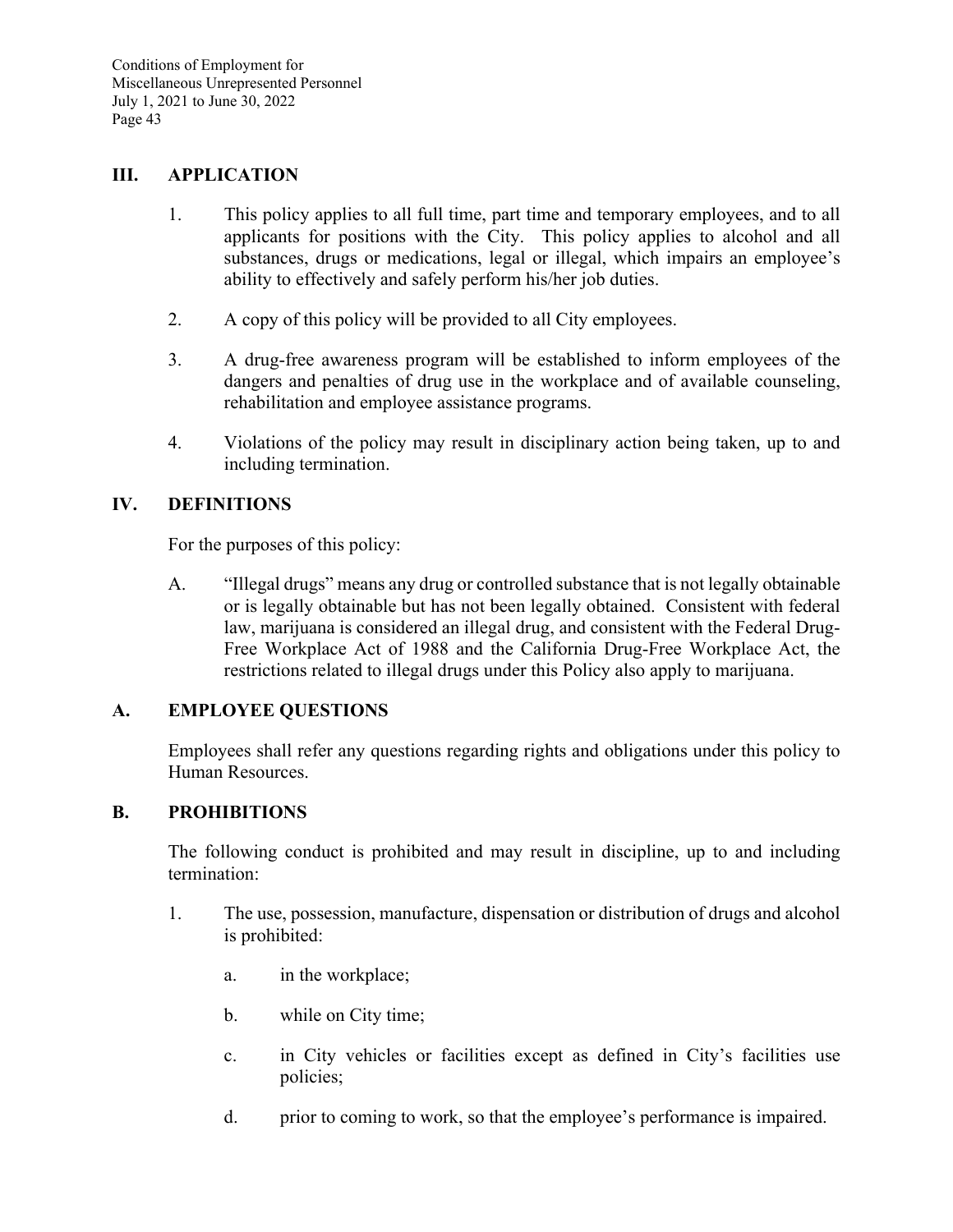## III. APPLICATION

1. This policy applies to all full time, part time and temporary employees, and to all applicants for positions with the City. This policy applies to alcohol and all substances, drugs or medications, legal or illegal, which impairs an employee's ability to effectively and safely perform his/her job duties.

2. A copy of this policy will be provided to all City employees.

3. A drug-free awareness program will be established to inform employees of the dangers and penalties of drug use in the workplace and of available counseling, rehabilitation and employee assistance programs.

4. Violations of the policy may result in disciplinary action being taken, up to and including termination.

## IV. DEFINITIONS

For the purposes of this policy:

A. "Illegal drugs" means any drug or controlled substance that is not legally obtainable or is legally obtainable but has not been legally obtained. Consistent with federal law, marijuana is considered an illegal drug, and consistent with the Federal Drug-Free Workplace Act of 1988 and the California Drug-Free Workplace Act, the restrictions related to illegal drugs under this Policy also apply to marijuana.

## A. EMPLOYEE QUESTIONS

Employees shall refer any questions regarding rights and obligations under this policy to Human Resources.

## B. PROHIBITIONS

The following conduct is prohibited and may result in discipline, up to and including termination:

1. The use, possession, manufacture, dispensation or distribution of drugs and alcohol is prohibited:

   a. in the workplace;

   b. while on City time;

   c. in City vehicles or facilities except as defined in City's facilities use policies;

   d. prior to coming to work, so that the employee's performance is impaired.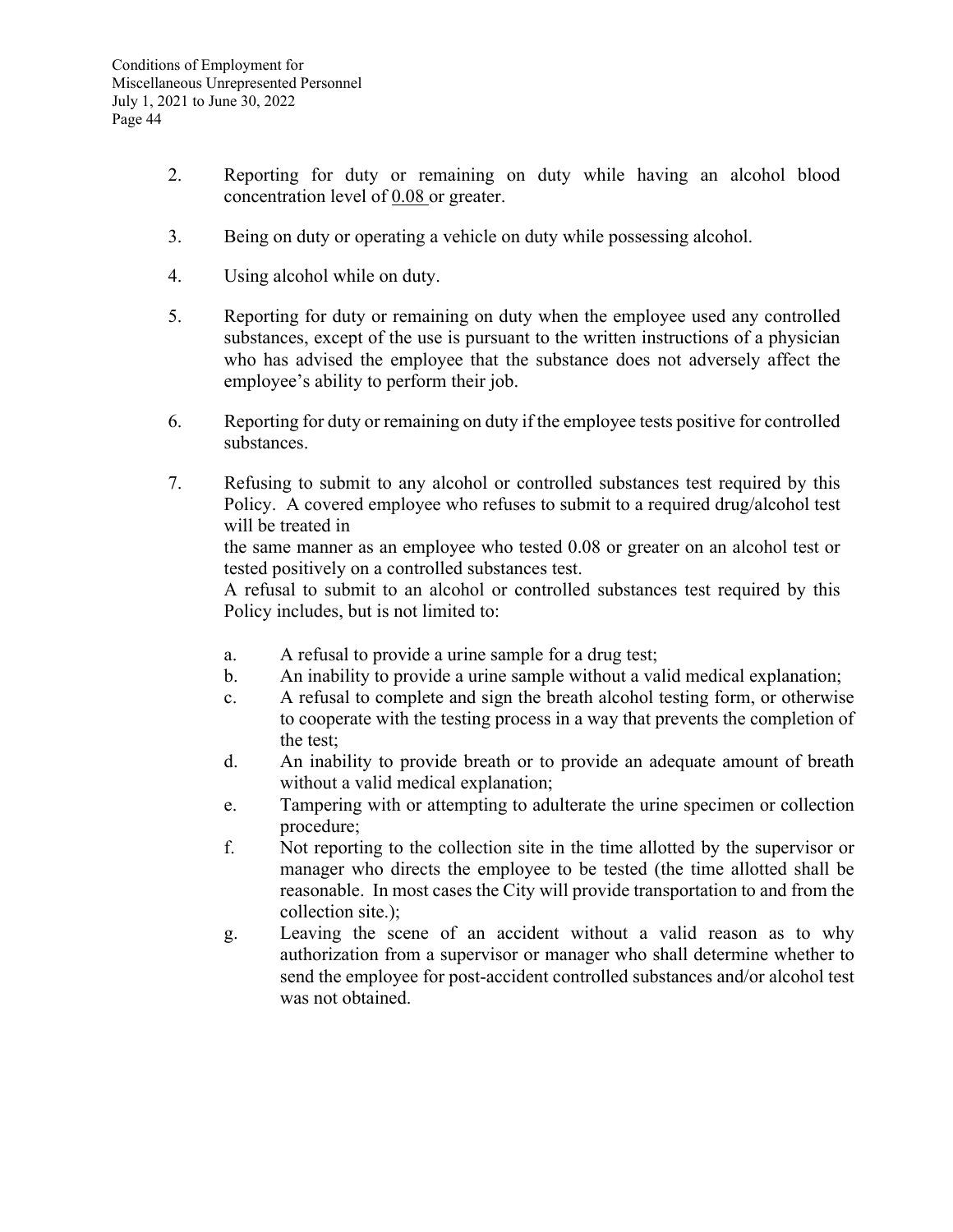2. Reporting for duty or remaining on duty while having an alcohol blood concentration level of <u>0.08</u> or greater.

3. Being on duty or operating a vehicle on duty while possessing alcohol.

4. Using alcohol while on duty.

5. Reporting for duty or remaining on duty when the employee used any controlled substances, except of the use is pursuant to the written instructions of a physician who has advised the employee that the substance does not adversely affect the employee's ability to perform their job.

6. Reporting for duty or remaining on duty if the employee tests positive for controlled substances.

7. Refusing to submit to any alcohol or controlled substances test required by this Policy. A covered employee who refuses to submit to a required drug/alcohol test will be treated in
   the same manner as an employee who tested 0.08 or greater on an alcohol test or tested positively on a controlled substances test.
   A refusal to submit to an alcohol or controlled substances test required by this Policy includes, but is not limited to:

   a. A refusal to provide a urine sample for a drug test;
   b. An inability to provide a urine sample without a valid medical explanation;
   c. A refusal to complete and sign the breath alcohol testing form, or otherwise to cooperate with the testing process in a way that prevents the completion of the test;
   d. An inability to provide breath or to provide an adequate amount of breath without a valid medical explanation;
   e. Tampering with or attempting to adulterate the urine specimen or collection procedure;
   f. Not reporting to the collection site in the time allotted by the supervisor or manager who directs the employee to be tested (the time allotted shall be reasonable. In most cases the City will provide transportation to and from the collection site.);
   g. Leaving the scene of an accident without a valid reason as to why authorization from a supervisor or manager who shall determine whether to send the employee for post-accident controlled substances and/or alcohol test was not obtained.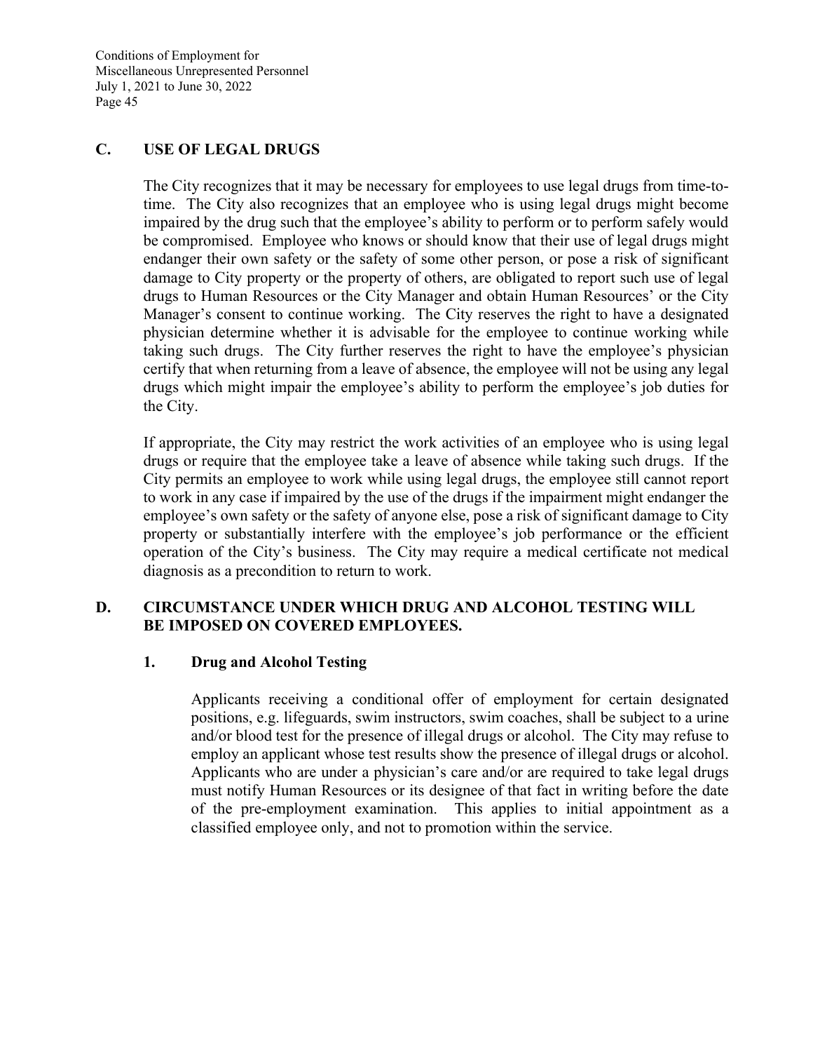## C. USE OF LEGAL DRUGS

The City recognizes that it may be necessary for employees to use legal drugs from time-to-time. The City also recognizes that an employee who is using legal drugs might become impaired by the drug such that the employee's ability to perform or to perform safely would be compromised. Employee who knows or should know that their use of legal drugs might endanger their own safety or the safety of some other person, or pose a risk of significant damage to City property or the property of others, are obligated to report such use of legal drugs to Human Resources or the City Manager and obtain Human Resources' or the City Manager's consent to continue working. The City reserves the right to have a designated physician determine whether it is advisable for the employee to continue working while taking such drugs. The City further reserves the right to have the employee's physician certify that when returning from a leave of absence, the employee will not be using any legal drugs which might impair the employee's ability to perform the employee's job duties for the City.

If appropriate, the City may restrict the work activities of an employee who is using legal drugs or require that the employee take a leave of absence while taking such drugs. If the City permits an employee to work while using legal drugs, the employee still cannot report to work in any case if impaired by the use of the drugs if the impairment might endanger the employee's own safety or the safety of anyone else, pose a risk of significant damage to City property or substantially interfere with the employee's job performance or the efficient operation of the City's business. The City may require a medical certificate not medical diagnosis as a precondition to return to work.

## D. CIRCUMSTANCE UNDER WHICH DRUG AND ALCOHOL TESTING WILL BE IMPOSED ON COVERED EMPLOYEES.

### 1. Drug and Alcohol Testing

Applicants receiving a conditional offer of employment for certain designated positions, e.g. lifeguards, swim instructors, swim coaches, shall be subject to a urine and/or blood test for the presence of illegal drugs or alcohol. The City may refuse to employ an applicant whose test results show the presence of illegal drugs or alcohol. Applicants who are under a physician's care and/or are required to take legal drugs must notify Human Resources or its designee of that fact in writing before the date of the pre-employment examination. This applies to initial appointment as a classified employee only, and not to promotion within the service.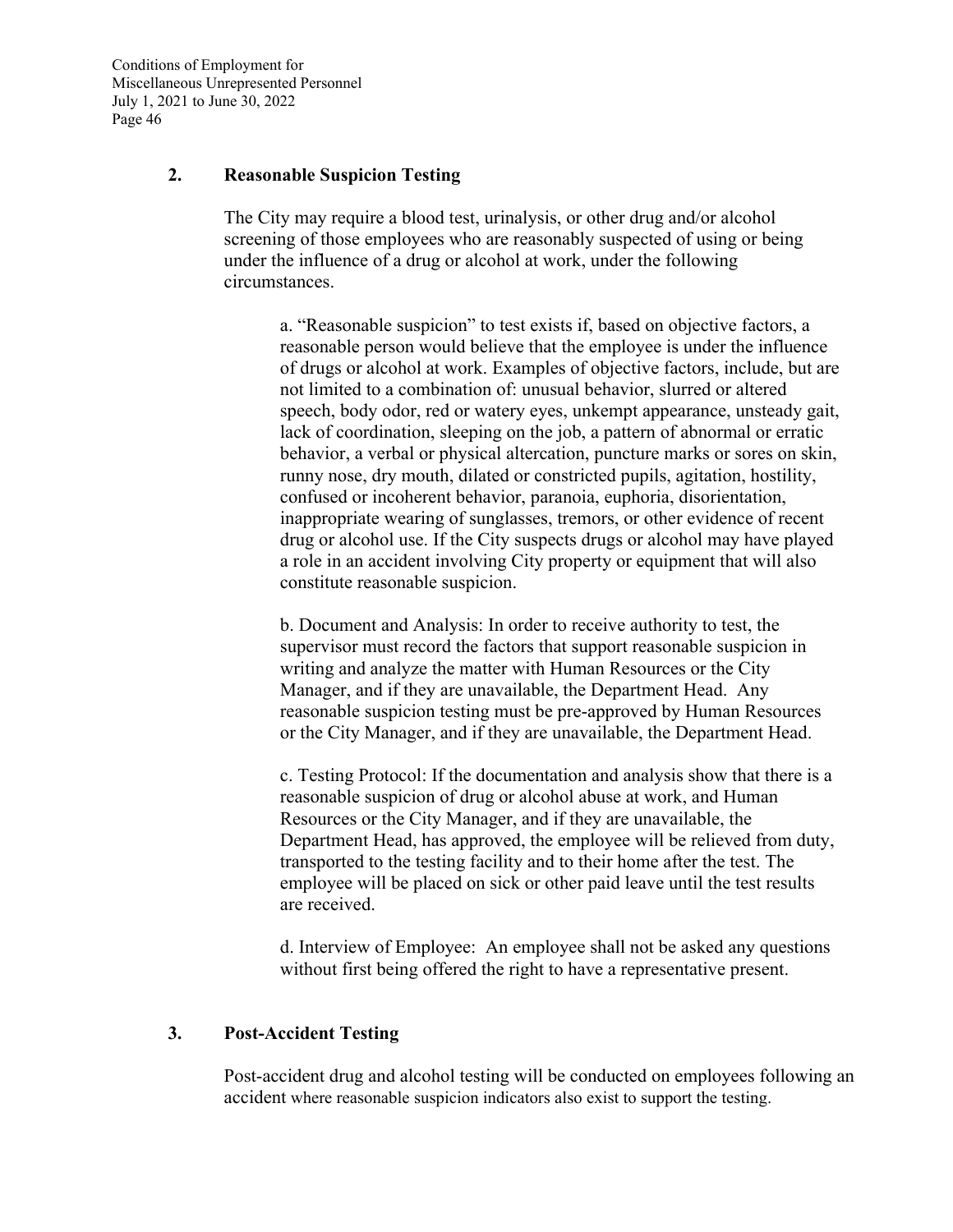### 2. Reasonable Suspicion Testing

The City may require a blood test, urinalysis, or other drug and/or alcohol screening of those employees who are reasonably suspected of using or being under the influence of a drug or alcohol at work, under the following circumstances.

a. "Reasonable suspicion" to test exists if, based on objective factors, a reasonable person would believe that the employee is under the influence of drugs or alcohol at work. Examples of objective factors, include, but are not limited to a combination of: unusual behavior, slurred or altered speech, body odor, red or watery eyes, unkempt appearance, unsteady gait, lack of coordination, sleeping on the job, a pattern of abnormal or erratic behavior, a verbal or physical altercation, puncture marks or sores on skin, runny nose, dry mouth, dilated or constricted pupils, agitation, hostility, confused or incoherent behavior, paranoia, euphoria, disorientation, inappropriate wearing of sunglasses, tremors, or other evidence of recent drug or alcohol use. If the City suspects drugs or alcohol may have played a role in an accident involving City property or equipment that will also constitute reasonable suspicion.

b. Document and Analysis: In order to receive authority to test, the supervisor must record the factors that support reasonable suspicion in writing and analyze the matter with Human Resources or the City Manager, and if they are unavailable, the Department Head. Any reasonable suspicion testing must be pre-approved by Human Resources or the City Manager, and if they are unavailable, the Department Head.

c. Testing Protocol: If the documentation and analysis show that there is a reasonable suspicion of drug or alcohol abuse at work, and Human Resources or the City Manager, and if they are unavailable, the Department Head, has approved, the employee will be relieved from duty, transported to the testing facility and to their home after the test. The employee will be placed on sick or other paid leave until the test results are received.

d. Interview of Employee: An employee shall not be asked any questions without first being offered the right to have a representative present.

### 3. Post-Accident Testing

Post-accident drug and alcohol testing will be conducted on employees following an accident where reasonable suspicion indicators also exist to support the testing.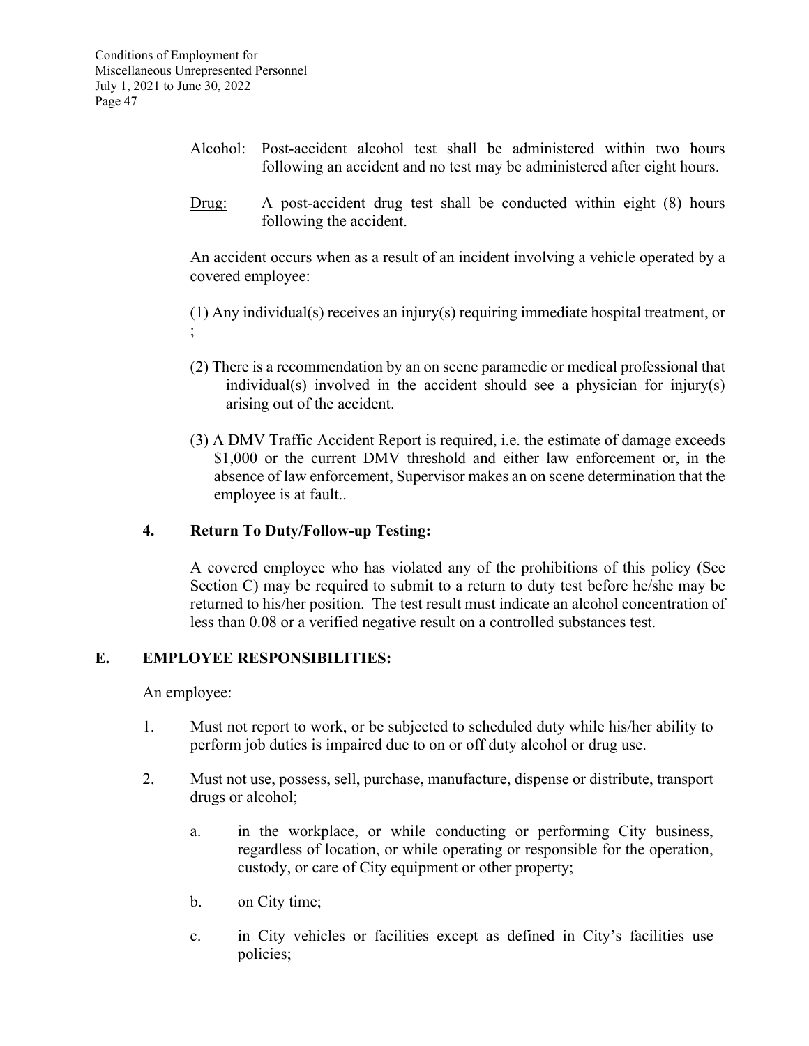Alcohol: Post-accident alcohol test shall be administered within two hours following an accident and no test may be administered after eight hours.

Drug: A post-accident drug test shall be conducted within eight (8) hours following the accident.

An accident occurs when as a result of an incident involving a vehicle operated by a covered employee:

(1) Any individual(s) receives an injury(s) requiring immediate hospital treatment, or ;

(2) There is a recommendation by an on scene paramedic or medical professional that individual(s) involved in the accident should see a physician for injury(s) arising out of the accident.

(3) A DMV Traffic Accident Report is required, i.e. the estimate of damage exceeds $1,000 or the current DMV threshold and either law enforcement or, in the absence of law enforcement, Supervisor makes an on scene determination that the employee is at fault..

**4. Return To Duty/Follow-up Testing:**

A covered employee who has violated any of the prohibitions of this policy (See Section C) may be required to submit to a return to duty test before he/she may be returned to his/her position. The test result must indicate an alcohol concentration of less than 0.08 or a verified negative result on a controlled substances test.

## E. EMPLOYEE RESPONSIBILITIES:

An employee:

1. Must not report to work, or be subjected to scheduled duty while his/her ability to perform job duties is impaired due to on or off duty alcohol or drug use.

2. Must not use, possess, sell, purchase, manufacture, dispense or distribute, transport drugs or alcohol;

   a. in the workplace, or while conducting or performing City business, regardless of location, or while operating or responsible for the operation, custody, or care of City equipment or other property;

   b. on City time;

   c. in City vehicles or facilities except as defined in City's facilities use policies;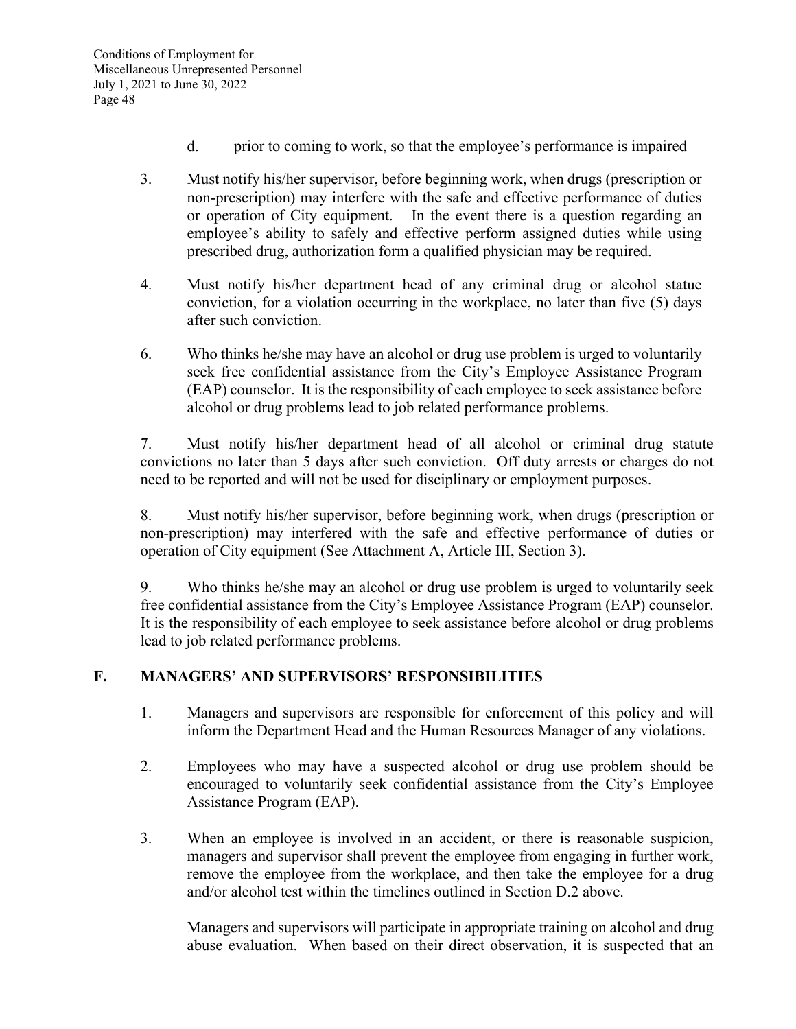d. prior to coming to work, so that the employee's performance is impaired

3. Must notify his/her supervisor, before beginning work, when drugs (prescription or non-prescription) may interfere with the safe and effective performance of duties or operation of City equipment. In the event there is a question regarding an employee's ability to safely and effective perform assigned duties while using prescribed drug, authorization form a qualified physician may be required.

4. Must notify his/her department head of any criminal drug or alcohol statue conviction, for a violation occurring in the workplace, no later than five (5) days after such conviction.

6. Who thinks he/she may have an alcohol or drug use problem is urged to voluntarily seek free confidential assistance from the City's Employee Assistance Program (EAP) counselor. It is the responsibility of each employee to seek assistance before alcohol or drug problems lead to job related performance problems.

7. Must notify his/her department head of all alcohol or criminal drug statute convictions no later than 5 days after such conviction. Off duty arrests or charges do not need to be reported and will not be used for disciplinary or employment purposes.

8. Must notify his/her supervisor, before beginning work, when drugs (prescription or non-prescription) may interfered with the safe and effective performance of duties or operation of City equipment (See Attachment A, Article III, Section 3).

9. Who thinks he/she may an alcohol or drug use problem is urged to voluntarily seek free confidential assistance from the City's Employee Assistance Program (EAP) counselor. It is the responsibility of each employee to seek assistance before alcohol or drug problems lead to job related performance problems.

## F. MANAGERS' AND SUPERVISORS' RESPONSIBILITIES

1. Managers and supervisors are responsible for enforcement of this policy and will inform the Department Head and the Human Resources Manager of any violations.

2. Employees who may have a suspected alcohol or drug use problem should be encouraged to voluntarily seek confidential assistance from the City's Employee Assistance Program (EAP).

3. When an employee is involved in an accident, or there is reasonable suspicion, managers and supervisor shall prevent the employee from engaging in further work, remove the employee from the workplace, and then take the employee for a drug and/or alcohol test within the timelines outlined in Section D.2 above.

   Managers and supervisors will participate in appropriate training on alcohol and drug abuse evaluation. When based on their direct observation, it is suspected that an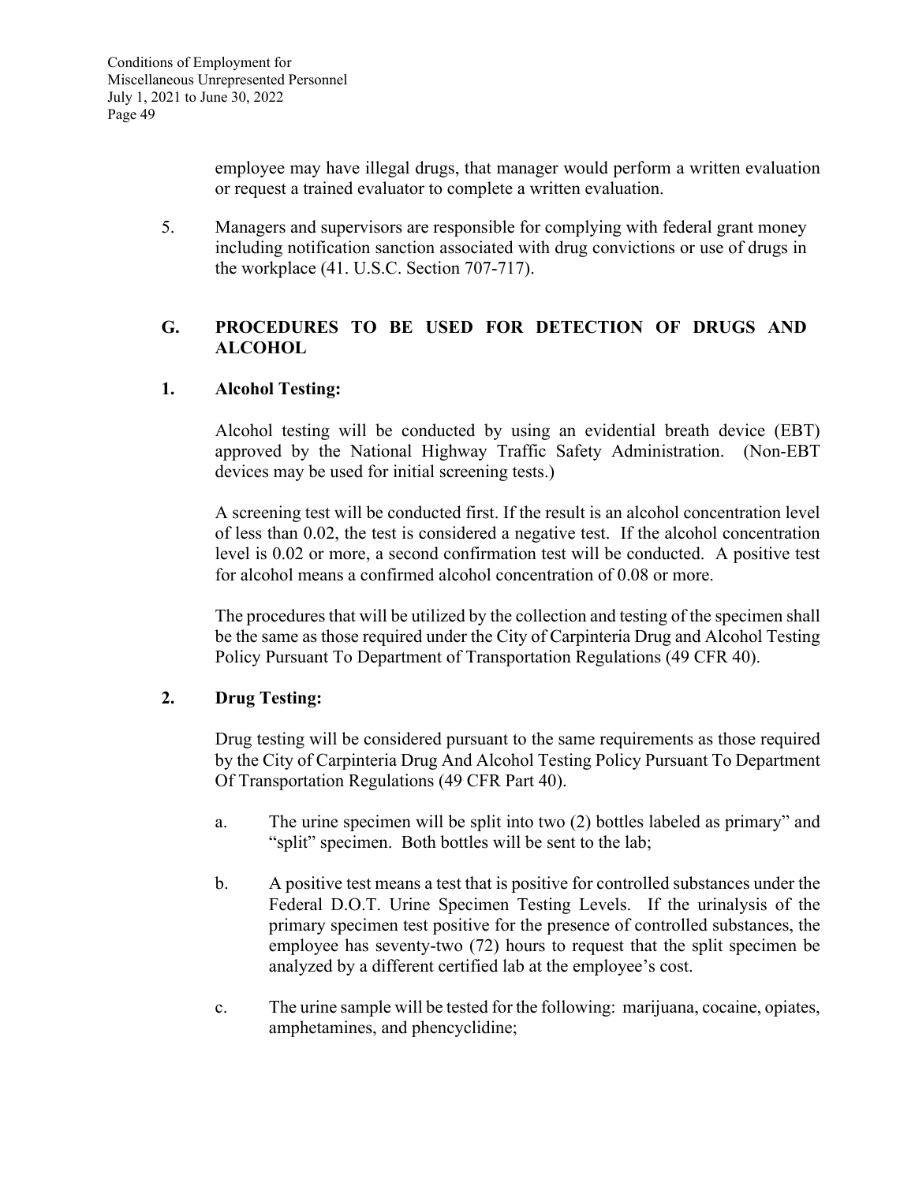employee may have illegal drugs, that manager would perform a written evaluation or request a trained evaluator to complete a written evaluation.

5. Managers and supervisors are responsible for complying with federal grant money including notification sanction associated with drug convictions or use of drugs in the workplace (41. U.S.C. Section 707-717).

## G. PROCEDURES TO BE USED FOR DETECTION OF DRUGS AND ALCOHOL

### 1. Alcohol Testing:

Alcohol testing will be conducted by using an evidential breath device (EBT) approved by the National Highway Traffic Safety Administration. (Non-EBT devices may be used for initial screening tests.)

A screening test will be conducted first. If the result is an alcohol concentration level of less than 0.02, the test is considered a negative test. If the alcohol concentration level is 0.02 or more, a second confirmation test will be conducted. A positive test for alcohol means a confirmed alcohol concentration of 0.08 or more.

The procedures that will be utilized by the collection and testing of the specimen shall be the same as those required under the City of Carpinteria Drug and Alcohol Testing Policy Pursuant To Department of Transportation Regulations (49 CFR 40).

### 2. Drug Testing:

Drug testing will be considered pursuant to the same requirements as those required by the City of Carpinteria Drug And Alcohol Testing Policy Pursuant To Department Of Transportation Regulations (49 CFR Part 40).

a. The urine specimen will be split into two (2) bottles labeled as primary" and "split" specimen. Both bottles will be sent to the lab;

b. A positive test means a test that is positive for controlled substances under the Federal D.O.T. Urine Specimen Testing Levels. If the urinalysis of the primary specimen test positive for the presence of controlled substances, the employee has seventy-two (72) hours to request that the split specimen be analyzed by a different certified lab at the employee's cost.

c. The urine sample will be tested for the following: marijuana, cocaine, opiates, amphetamines, and phencyclidine;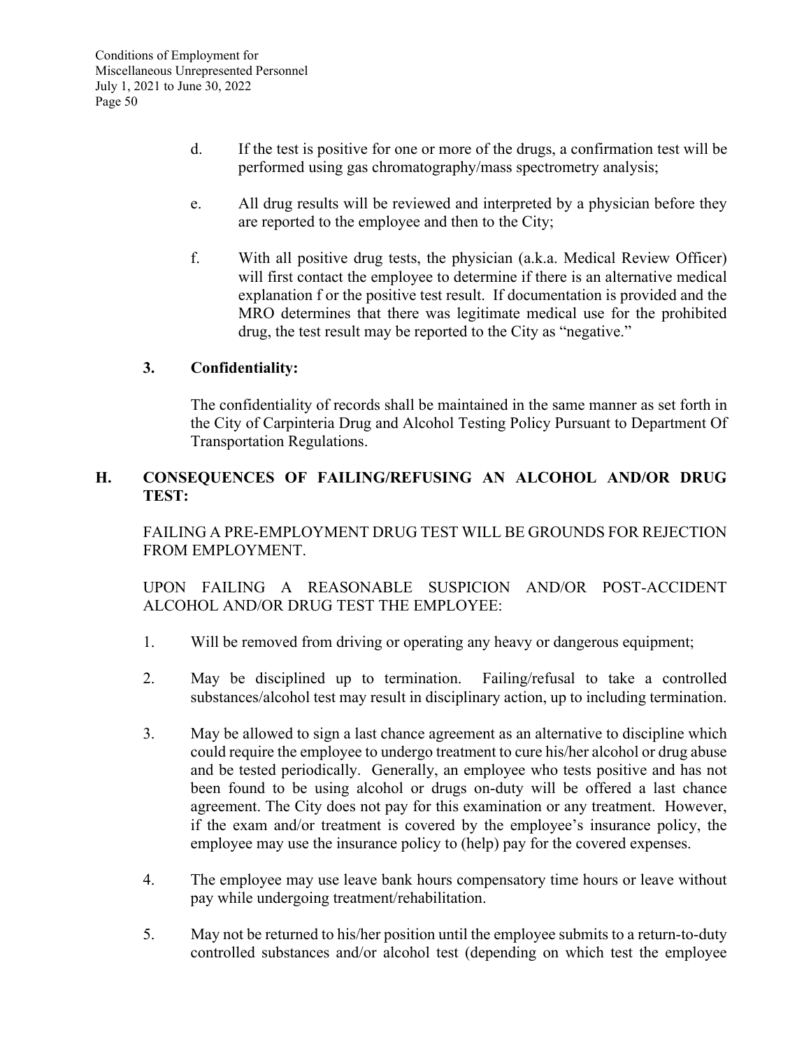d. If the test is positive for one or more of the drugs, a confirmation test will be performed using gas chromatography/mass spectrometry analysis;

e. All drug results will be reviewed and interpreted by a physician before they are reported to the employee and then to the City;

f. With all positive drug tests, the physician (a.k.a. Medical Review Officer) will first contact the employee to determine if there is an alternative medical explanation f or the positive test result. If documentation is provided and the MRO determines that there was legitimate medical use for the prohibited drug, the test result may be reported to the City as "negative."

**3. Confidentiality:**

The confidentiality of records shall be maintained in the same manner as set forth in the City of Carpinteria Drug and Alcohol Testing Policy Pursuant to Department Of Transportation Regulations.

## H. CONSEQUENCES OF FAILING/REFUSING AN ALCOHOL AND/OR DRUG TEST:

FAILING A PRE-EMPLOYMENT DRUG TEST WILL BE GROUNDS FOR REJECTION FROM EMPLOYMENT.

UPON FAILING A REASONABLE SUSPICION AND/OR POST-ACCIDENT ALCOHOL AND/OR DRUG TEST THE EMPLOYEE:

1. Will be removed from driving or operating any heavy or dangerous equipment;

2. May be disciplined up to termination. Failing/refusal to take a controlled substances/alcohol test may result in disciplinary action, up to including termination.

3. May be allowed to sign a last chance agreement as an alternative to discipline which could require the employee to undergo treatment to cure his/her alcohol or drug abuse and be tested periodically. Generally, an employee who tests positive and has not been found to be using alcohol or drugs on-duty will be offered a last chance agreement. The City does not pay for this examination or any treatment. However, if the exam and/or treatment is covered by the employee's insurance policy, the employee may use the insurance policy to (help) pay for the covered expenses.

4. The employee may use leave bank hours compensatory time hours or leave without pay while undergoing treatment/rehabilitation.

5. May not be returned to his/her position until the employee submits to a return-to-duty controlled substances and/or alcohol test (depending on which test the employee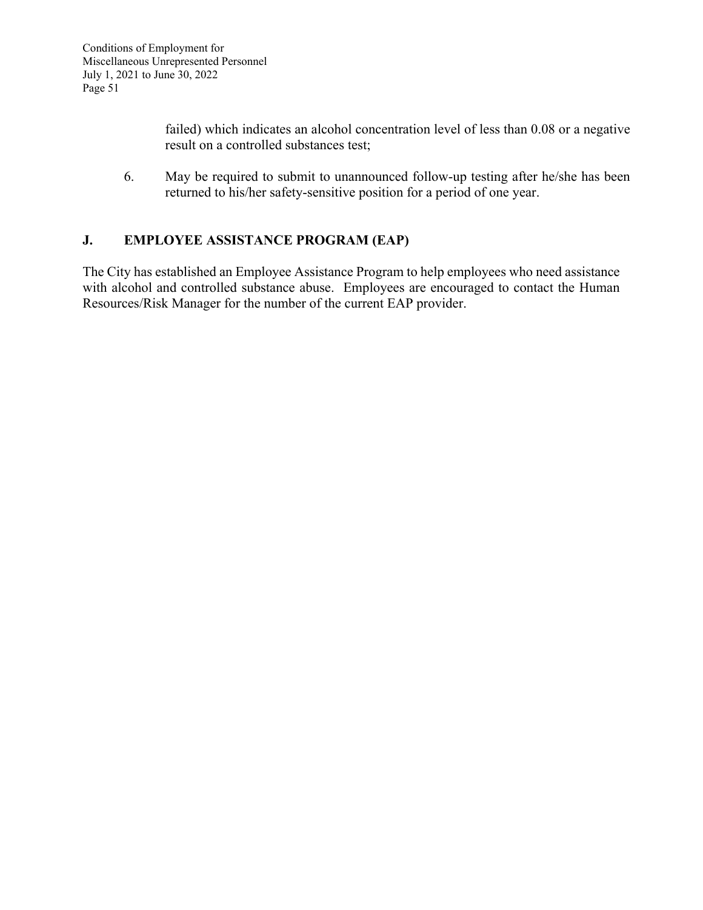failed) which indicates an alcohol concentration level of less than 0.08 or a negative result on a controlled substances test;

6. May be required to submit to unannounced follow-up testing after he/she has been returned to his/her safety-sensitive position for a period of one year.

## J. EMPLOYEE ASSISTANCE PROGRAM (EAP)

The City has established an Employee Assistance Program to help employees who need assistance with alcohol and controlled substance abuse. Employees are encouraged to contact the Human Resources/Risk Manager for the number of the current EAP provider.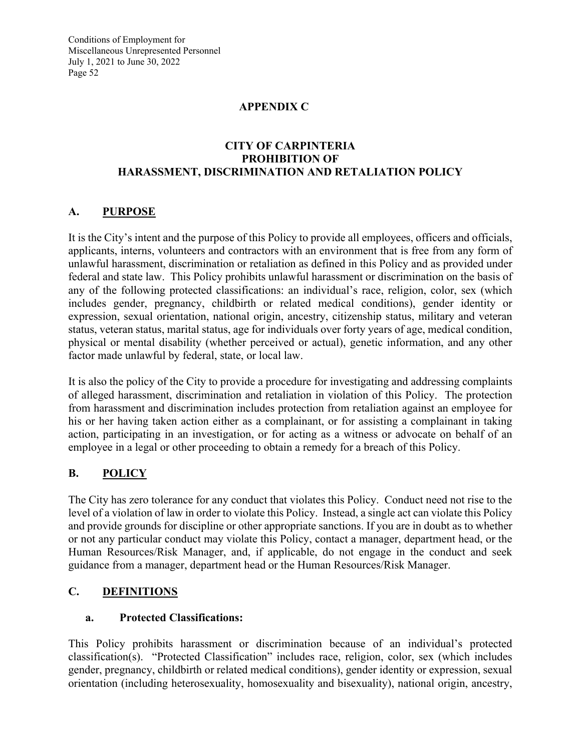# APPENDIX C

## CITY OF CARPINTERIA
## PROHIBITION OF
## HARASSMENT, DISCRIMINATION AND RETALIATION POLICY

### A. PURPOSE

It is the City's intent and the purpose of this Policy to provide all employees, officers and officials, applicants, interns, volunteers and contractors with an environment that is free from any form of unlawful harassment, discrimination or retaliation as defined in this Policy and as provided under federal and state law. This Policy prohibits unlawful harassment or discrimination on the basis of any of the following protected classifications: an individual's race, religion, color, sex (which includes gender, pregnancy, childbirth or related medical conditions), gender identity or expression, sexual orientation, national origin, ancestry, citizenship status, military and veteran status, veteran status, marital status, age for individuals over forty years of age, medical condition, physical or mental disability (whether perceived or actual), genetic information, and any other factor made unlawful by federal, state, or local law.

It is also the policy of the City to provide a procedure for investigating and addressing complaints of alleged harassment, discrimination and retaliation in violation of this Policy. The protection from harassment and discrimination includes protection from retaliation against an employee for his or her having taken action either as a complainant, or for assisting a complainant in taking action, participating in an investigation, or for acting as a witness or advocate on behalf of an employee in a legal or other proceeding to obtain a remedy for a breach of this Policy.

### B. POLICY

The City has zero tolerance for any conduct that violates this Policy. Conduct need not rise to the level of a violation of law in order to violate this Policy. Instead, a single act can violate this Policy and provide grounds for discipline or other appropriate sanctions. If you are in doubt as to whether or not any particular conduct may violate this Policy, contact a manager, department head, or the Human Resources/Risk Manager, and, if applicable, do not engage in the conduct and seek guidance from a manager, department head or the Human Resources/Risk Manager.

### C. DEFINITIONS

#### a. Protected Classifications:

This Policy prohibits harassment or discrimination because of an individual's protected classification(s). "Protected Classification" includes race, religion, color, sex (which includes gender, pregnancy, childbirth or related medical conditions), gender identity or expression, sexual orientation (including heterosexuality, homosexuality and bisexuality), national origin, ancestry,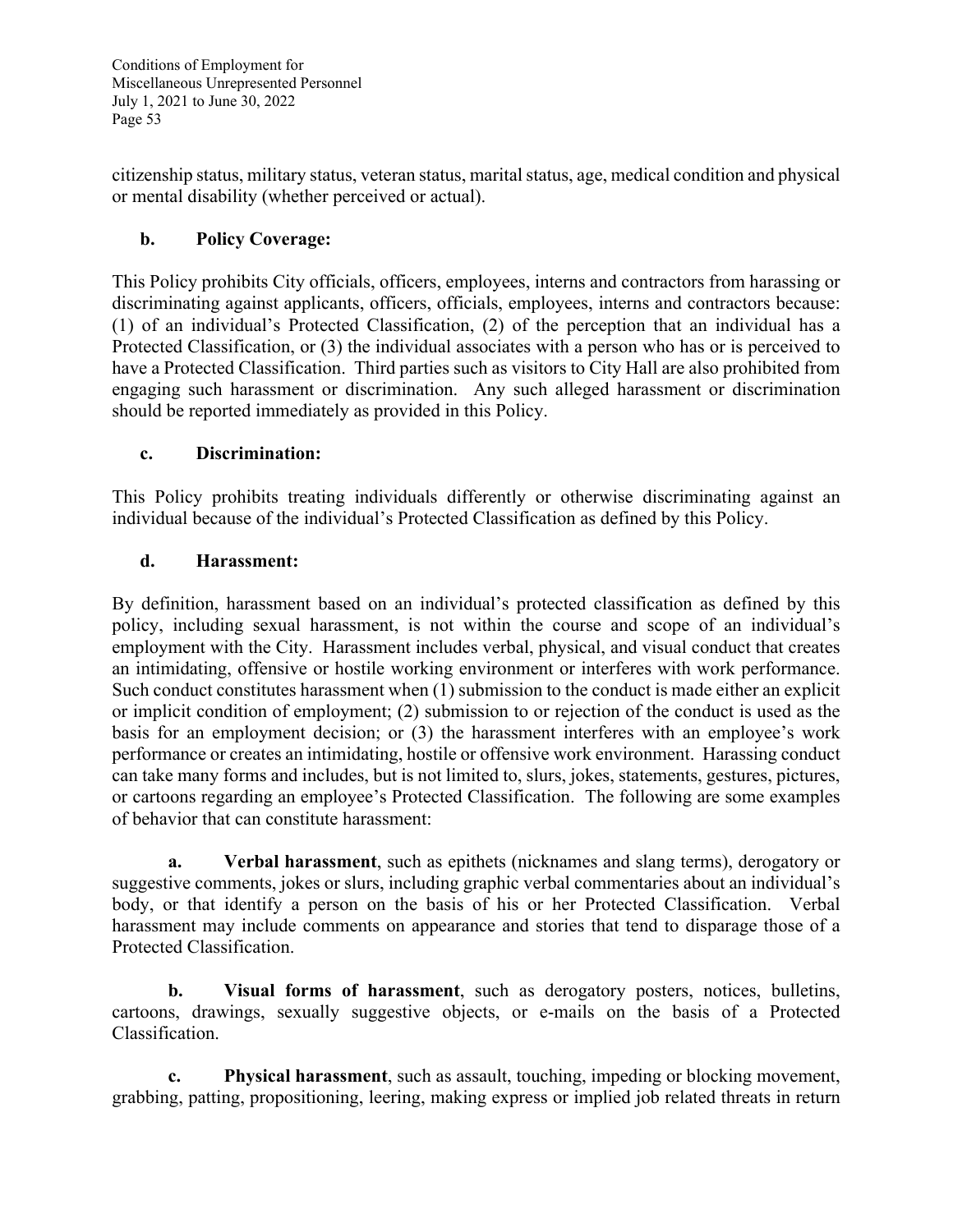citizenship status, military status, veteran status, marital status, age, medical condition and physical or mental disability (whether perceived or actual).

**b. Policy Coverage:**

This Policy prohibits City officials, officers, employees, interns and contractors from harassing or discriminating against applicants, officers, officials, employees, interns and contractors because: (1) of an individual's Protected Classification, (2) of the perception that an individual has a Protected Classification, or (3) the individual associates with a person who has or is perceived to have a Protected Classification. Third parties such as visitors to City Hall are also prohibited from engaging such harassment or discrimination. Any such alleged harassment or discrimination should be reported immediately as provided in this Policy.

**c. Discrimination:**

This Policy prohibits treating individuals differently or otherwise discriminating against an individual because of the individual's Protected Classification as defined by this Policy.

**d. Harassment:**

By definition, harassment based on an individual's protected classification as defined by this policy, including sexual harassment, is not within the course and scope of an individual's employment with the City. Harassment includes verbal, physical, and visual conduct that creates an intimidating, offensive or hostile working environment or interferes with work performance. Such conduct constitutes harassment when (1) submission to the conduct is made either an explicit or implicit condition of employment; (2) submission to or rejection of the conduct is used as the basis for an employment decision; or (3) the harassment interferes with an employee's work performance or creates an intimidating, hostile or offensive work environment. Harassing conduct can take many forms and includes, but is not limited to, slurs, jokes, statements, gestures, pictures, or cartoons regarding an employee's Protected Classification. The following are some examples of behavior that can constitute harassment:

**a. Verbal harassment**, such as epithets (nicknames and slang terms), derogatory or suggestive comments, jokes or slurs, including graphic verbal commentaries about an individual's body, or that identify a person on the basis of his or her Protected Classification. Verbal harassment may include comments on appearance and stories that tend to disparage those of a Protected Classification.

**b. Visual forms of harassment**, such as derogatory posters, notices, bulletins, cartoons, drawings, sexually suggestive objects, or e-mails on the basis of a Protected Classification.

**c. Physical harassment**, such as assault, touching, impeding or blocking movement, grabbing, patting, propositioning, leering, making express or implied job related threats in return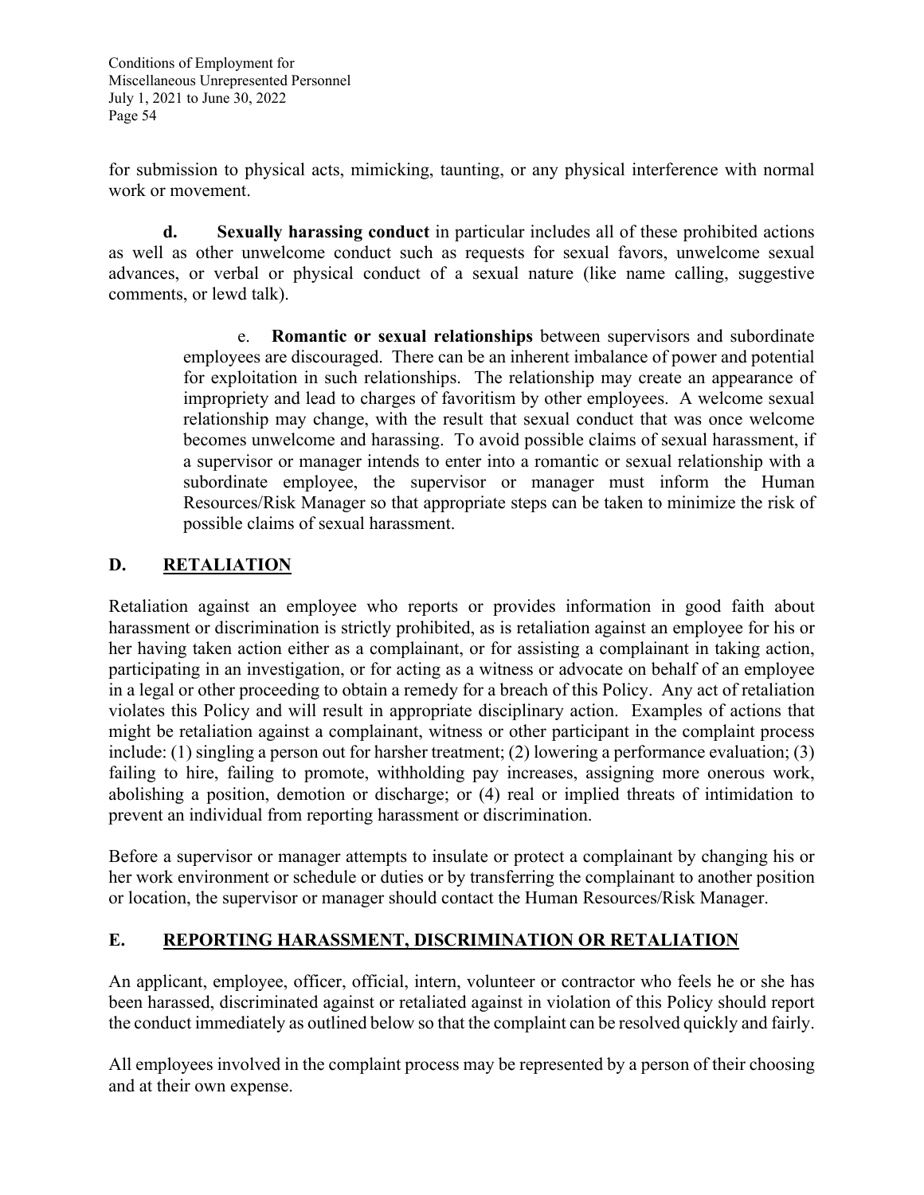for submission to physical acts, mimicking, taunting, or any physical interference with normal work or movement.

**d. Sexually harassing conduct** in particular includes all of these prohibited actions as well as other unwelcome conduct such as requests for sexual favors, unwelcome sexual advances, or verbal or physical conduct of a sexual nature (like name calling, suggestive comments, or lewd talk).

e. **Romantic or sexual relationships** between supervisors and subordinate employees are discouraged. There can be an inherent imbalance of power and potential for exploitation in such relationships. The relationship may create an appearance of impropriety and lead to charges of favoritism by other employees. A welcome sexual relationship may change, with the result that sexual conduct that was once welcome becomes unwelcome and harassing. To avoid possible claims of sexual harassment, if a supervisor or manager intends to enter into a romantic or sexual relationship with a subordinate employee, the supervisor or manager must inform the Human Resources/Risk Manager so that appropriate steps can be taken to minimize the risk of possible claims of sexual harassment.

## D. RETALIATION

Retaliation against an employee who reports or provides information in good faith about harassment or discrimination is strictly prohibited, as is retaliation against an employee for his or her having taken action either as a complainant, or for assisting a complainant in taking action, participating in an investigation, or for acting as a witness or advocate on behalf of an employee in a legal or other proceeding to obtain a remedy for a breach of this Policy. Any act of retaliation violates this Policy and will result in appropriate disciplinary action. Examples of actions that might be retaliation against a complainant, witness or other participant in the complaint process include: (1) singling a person out for harsher treatment; (2) lowering a performance evaluation; (3) failing to hire, failing to promote, withholding pay increases, assigning more onerous work, abolishing a position, demotion or discharge; or (4) real or implied threats of intimidation to prevent an individual from reporting harassment or discrimination.

Before a supervisor or manager attempts to insulate or protect a complainant by changing his or her work environment or schedule or duties or by transferring the complainant to another position or location, the supervisor or manager should contact the Human Resources/Risk Manager.

## E. REPORTING HARASSMENT, DISCRIMINATION OR RETALIATION

An applicant, employee, officer, official, intern, volunteer or contractor who feels he or she has been harassed, discriminated against or retaliated against in violation of this Policy should report the conduct immediately as outlined below so that the complaint can be resolved quickly and fairly.

All employees involved in the complaint process may be represented by a person of their choosing and at their own expense.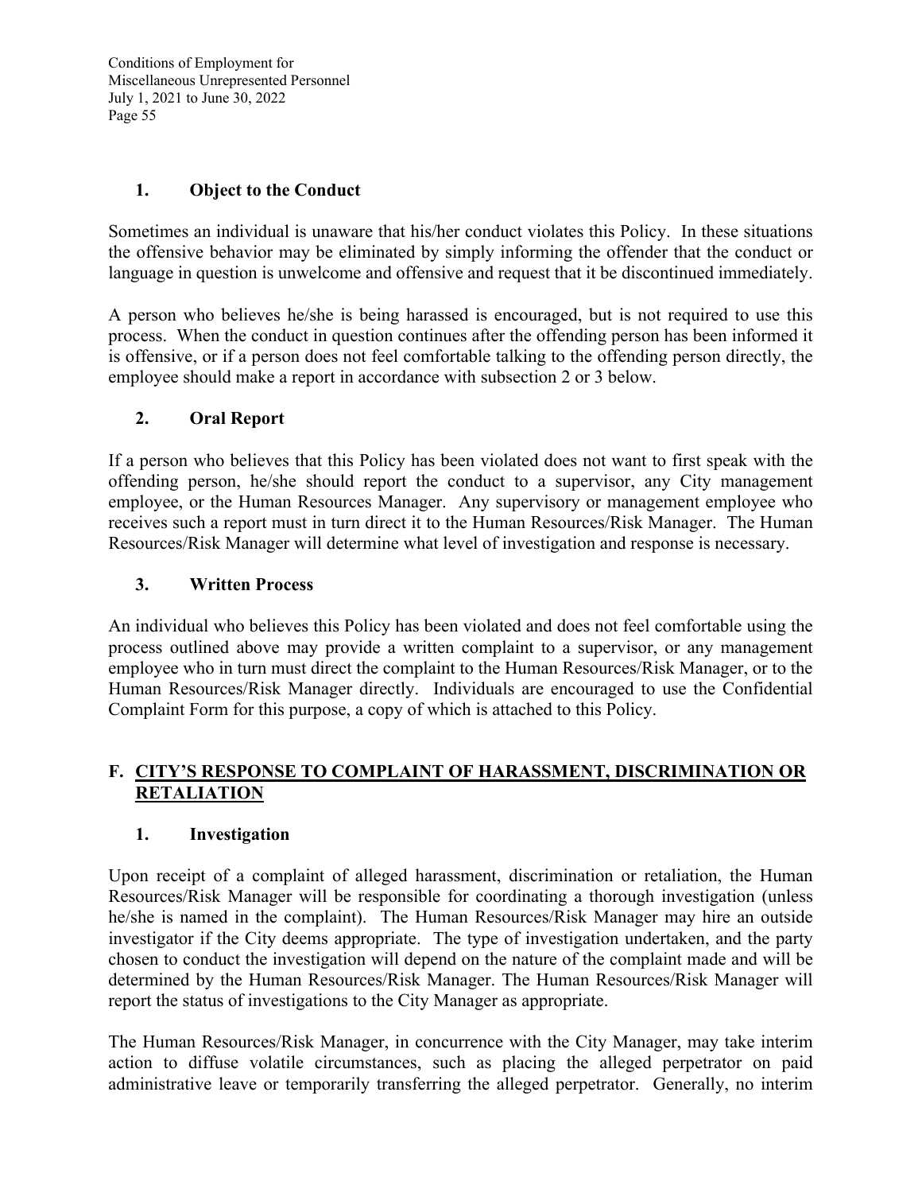### 1. Object to the Conduct

Sometimes an individual is unaware that his/her conduct violates this Policy. In these situations the offensive behavior may be eliminated by simply informing the offender that the conduct or language in question is unwelcome and offensive and request that it be discontinued immediately.

A person who believes he/she is being harassed is encouraged, but is not required to use this process. When the conduct in question continues after the offending person has been informed it is offensive, or if a person does not feel comfortable talking to the offending person directly, the employee should make a report in accordance with subsection 2 or 3 below.

### 2. Oral Report

If a person who believes that this Policy has been violated does not want to first speak with the offending person, he/she should report the conduct to a supervisor, any City management employee, or the Human Resources Manager. Any supervisory or management employee who receives such a report must in turn direct it to the Human Resources/Risk Manager. The Human Resources/Risk Manager will determine what level of investigation and response is necessary.

### 3. Written Process

An individual who believes this Policy has been violated and does not feel comfortable using the process outlined above may provide a written complaint to a supervisor, or any management employee who in turn must direct the complaint to the Human Resources/Risk Manager, or to the Human Resources/Risk Manager directly. Individuals are encouraged to use the Confidential Complaint Form for this purpose, a copy of which is attached to this Policy.

## F. CITY'S RESPONSE TO COMPLAINT OF HARASSMENT, DISCRIMINATION OR RETALIATION

### 1. Investigation

Upon receipt of a complaint of alleged harassment, discrimination or retaliation, the Human Resources/Risk Manager will be responsible for coordinating a thorough investigation (unless he/she is named in the complaint). The Human Resources/Risk Manager may hire an outside investigator if the City deems appropriate. The type of investigation undertaken, and the party chosen to conduct the investigation will depend on the nature of the complaint made and will be determined by the Human Resources/Risk Manager. The Human Resources/Risk Manager will report the status of investigations to the City Manager as appropriate.

The Human Resources/Risk Manager, in concurrence with the City Manager, may take interim action to diffuse volatile circumstances, such as placing the alleged perpetrator on paid administrative leave or temporarily transferring the alleged perpetrator. Generally, no interim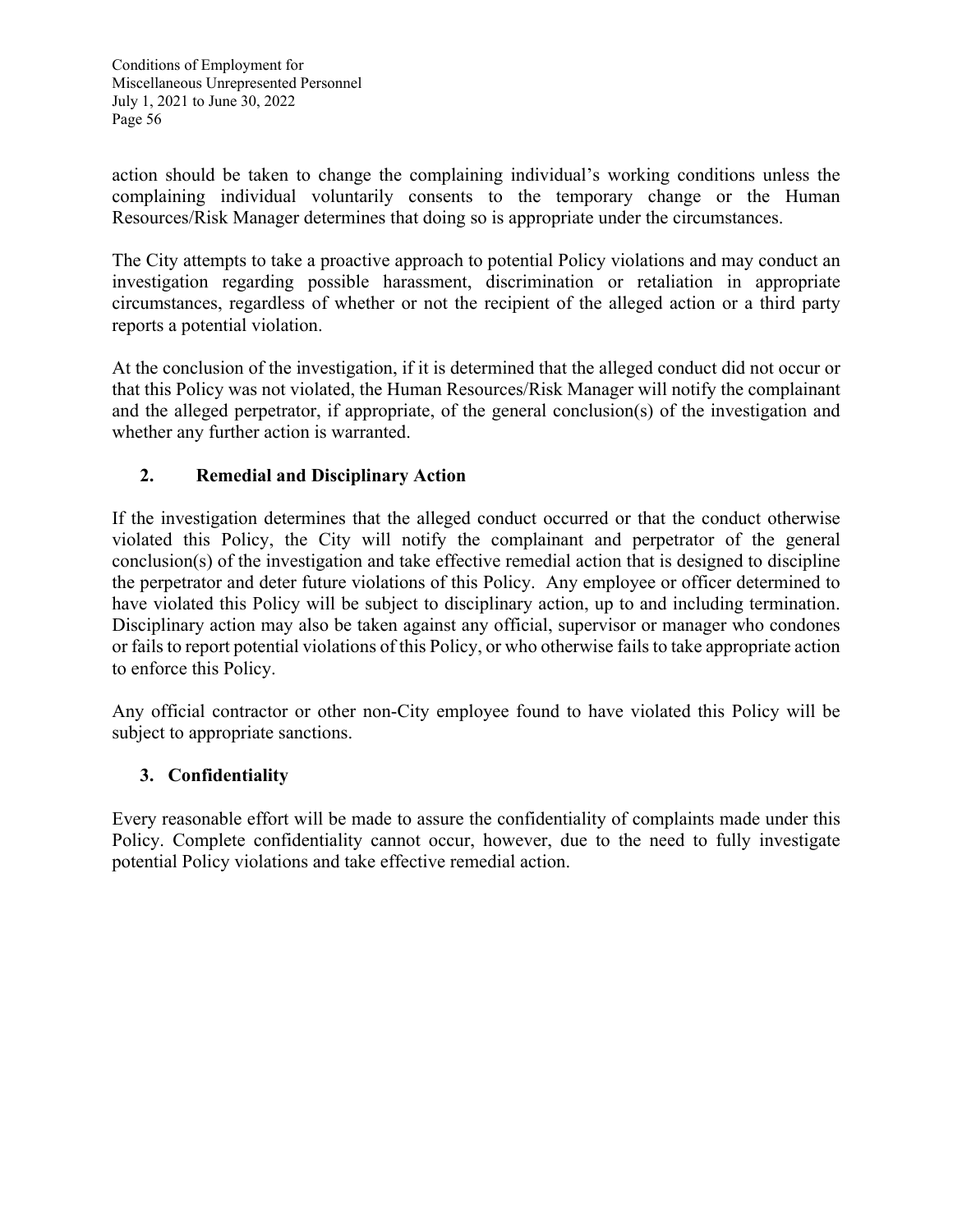action should be taken to change the complaining individual's working conditions unless the complaining individual voluntarily consents to the temporary change or the Human Resources/Risk Manager determines that doing so is appropriate under the circumstances.

The City attempts to take a proactive approach to potential Policy violations and may conduct an investigation regarding possible harassment, discrimination or retaliation in appropriate circumstances, regardless of whether or not the recipient of the alleged action or a third party reports a potential violation.

At the conclusion of the investigation, if it is determined that the alleged conduct did not occur or that this Policy was not violated, the Human Resources/Risk Manager will notify the complainant and the alleged perpetrator, if appropriate, of the general conclusion(s) of the investigation and whether any further action is warranted.

### 2. Remedial and Disciplinary Action

If the investigation determines that the alleged conduct occurred or that the conduct otherwise violated this Policy, the City will notify the complainant and perpetrator of the general conclusion(s) of the investigation and take effective remedial action that is designed to discipline the perpetrator and deter future violations of this Policy. Any employee or officer determined to have violated this Policy will be subject to disciplinary action, up to and including termination. Disciplinary action may also be taken against any official, supervisor or manager who condones or fails to report potential violations of this Policy, or who otherwise fails to take appropriate action to enforce this Policy.

Any official contractor or other non-City employee found to have violated this Policy will be subject to appropriate sanctions.

### 3. Confidentiality

Every reasonable effort will be made to assure the confidentiality of complaints made under this Policy. Complete confidentiality cannot occur, however, due to the need to fully investigate potential Policy violations and take effective remedial action.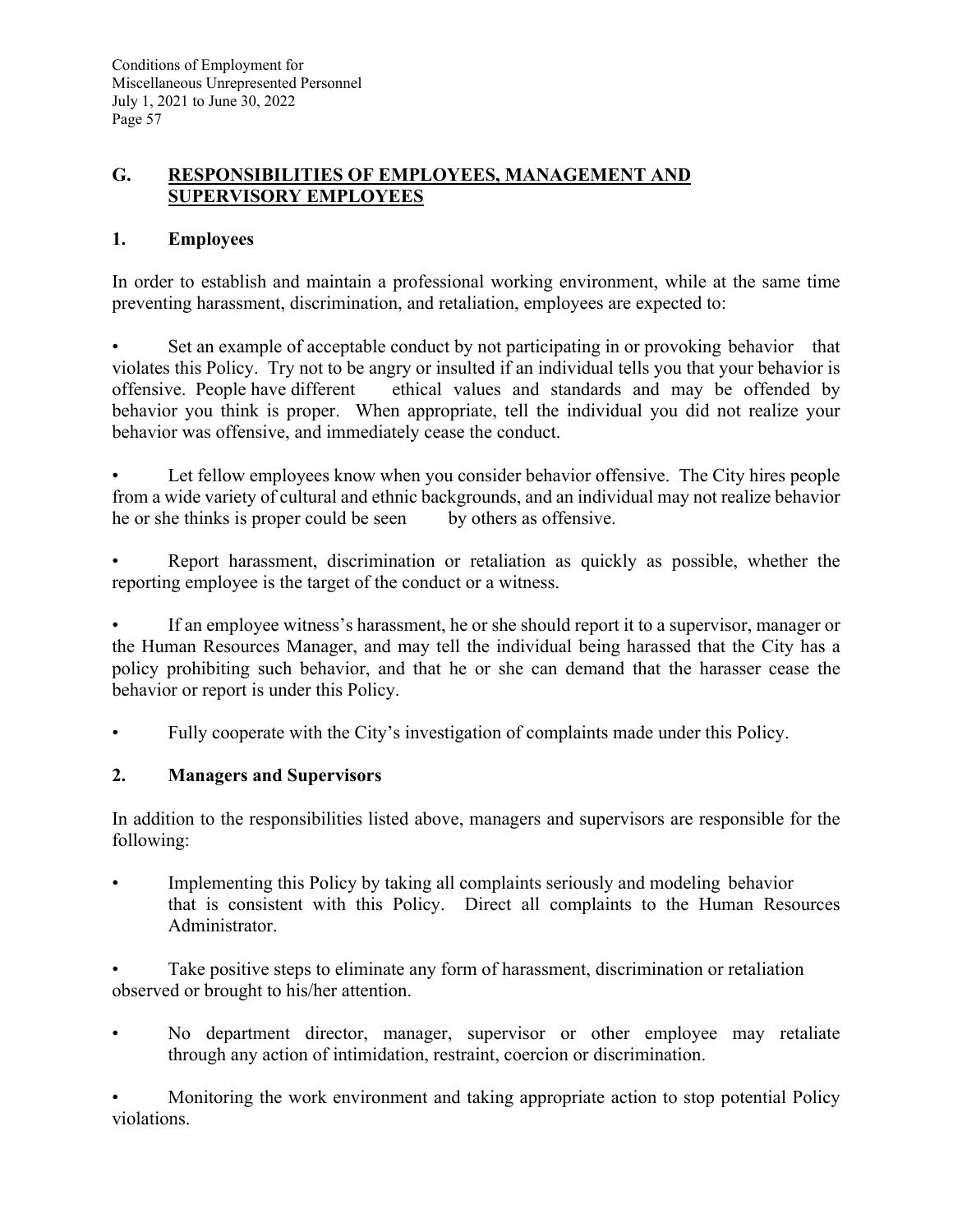## G. RESPONSIBILITIES OF EMPLOYEES, MANAGEMENT AND SUPERVISORY EMPLOYEES

### 1. Employees

In order to establish and maintain a professional working environment, while at the same time preventing harassment, discrimination, and retaliation, employees are expected to:

- Set an example of acceptable conduct by not participating in or provoking behavior that violates this Policy. Try not to be angry or insulted if an individual tells you that your behavior is offensive. People have different ethical values and standards and may be offended by behavior you think is proper. When appropriate, tell the individual you did not realize your behavior was offensive, and immediately cease the conduct.

- Let fellow employees know when you consider behavior offensive. The City hires people from a wide variety of cultural and ethnic backgrounds, and an individual may not realize behavior he or she thinks is proper could be seen by others as offensive.

- Report harassment, discrimination or retaliation as quickly as possible, whether the reporting employee is the target of the conduct or a witness.

- If an employee witness's harassment, he or she should report it to a supervisor, manager or the Human Resources Manager, and may tell the individual being harassed that the City has a policy prohibiting such behavior, and that he or she can demand that the harasser cease the behavior or report is under this Policy.

- Fully cooperate with the City's investigation of complaints made under this Policy.

### 2. Managers and Supervisors

In addition to the responsibilities listed above, managers and supervisors are responsible for the following:

- Implementing this Policy by taking all complaints seriously and modeling behavior that is consistent with this Policy. Direct all complaints to the Human Resources Administrator.

- Take positive steps to eliminate any form of harassment, discrimination or retaliation observed or brought to his/her attention.

- No department director, manager, supervisor or other employee may retaliate through any action of intimidation, restraint, coercion or discrimination.

- Monitoring the work environment and taking appropriate action to stop potential Policy violations.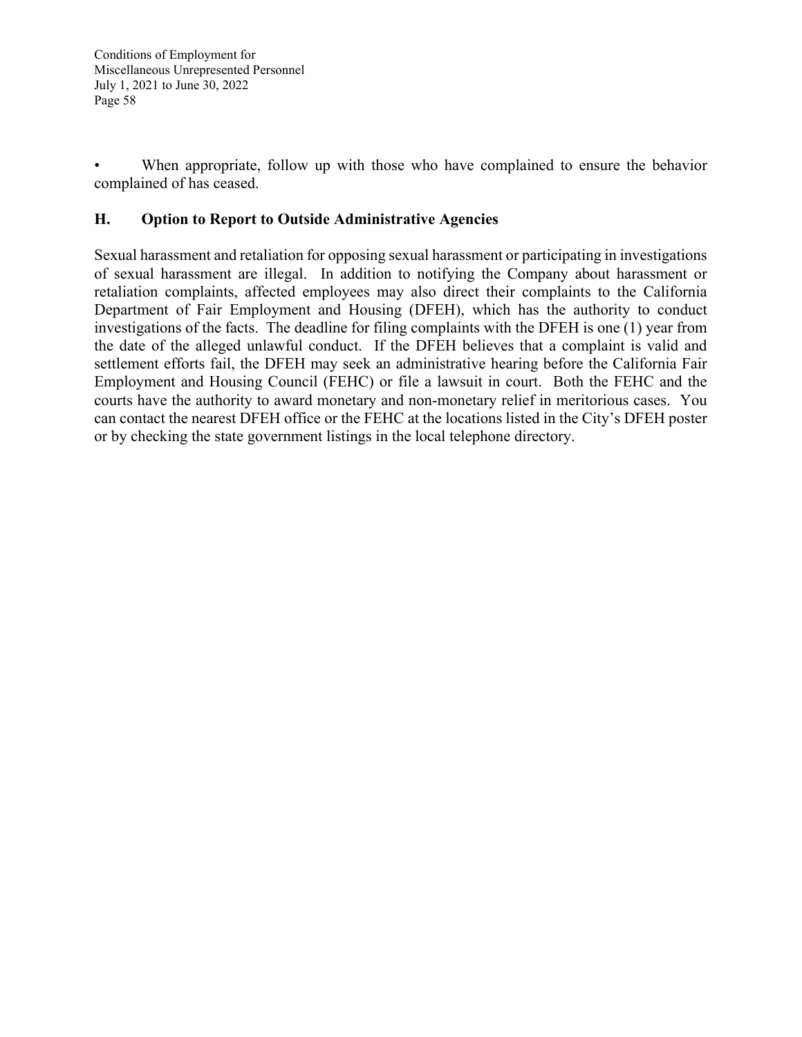- When appropriate, follow up with those who have complained to ensure the behavior complained of has ceased.

### H. Option to Report to Outside Administrative Agencies

Sexual harassment and retaliation for opposing sexual harassment or participating in investigations of sexual harassment are illegal. In addition to notifying the Company about harassment or retaliation complaints, affected employees may also direct their complaints to the California Department of Fair Employment and Housing (DFEH), which has the authority to conduct investigations of the facts. The deadline for filing complaints with the DFEH is one (1) year from the date of the alleged unlawful conduct. If the DFEH believes that a complaint is valid and settlement efforts fail, the DFEH may seek an administrative hearing before the California Fair Employment and Housing Council (FEHC) or file a lawsuit in court. Both the FEHC and the courts have the authority to award monetary and non-monetary relief in meritorious cases. You can contact the nearest DFEH office or the FEHC at the locations listed in the City's DFEH poster or by checking the state government listings in the local telephone directory.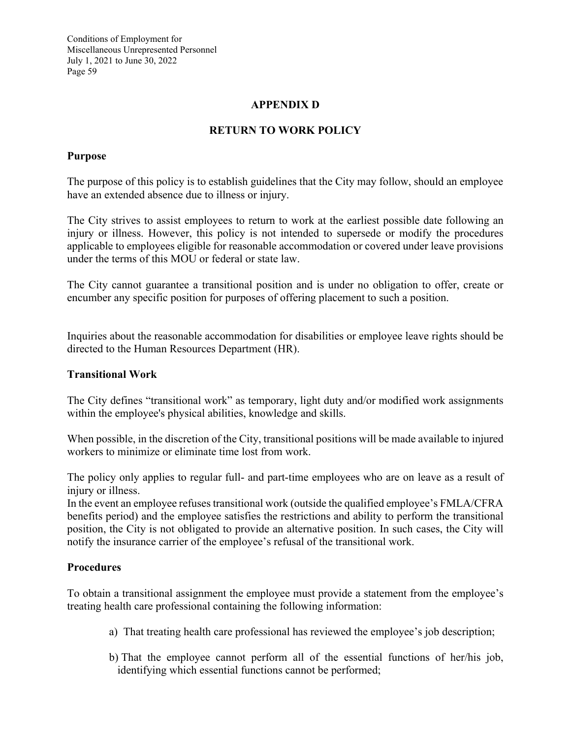# APPENDIX D

## RETURN TO WORK POLICY

### Purpose

The purpose of this policy is to establish guidelines that the City may follow, should an employee have an extended absence due to illness or injury.

The City strives to assist employees to return to work at the earliest possible date following an injury or illness. However, this policy is not intended to supersede or modify the procedures applicable to employees eligible for reasonable accommodation or covered under leave provisions under the terms of this MOU or federal or state law.

The City cannot guarantee a transitional position and is under no obligation to offer, create or encumber any specific position for purposes of offering placement to such a position.

Inquiries about the reasonable accommodation for disabilities or employee leave rights should be directed to the Human Resources Department (HR).

### Transitional Work

The City defines "transitional work" as temporary, light duty and/or modified work assignments within the employee's physical abilities, knowledge and skills.

When possible, in the discretion of the City, transitional positions will be made available to injured workers to minimize or eliminate time lost from work.

The policy only applies to regular full- and part-time employees who are on leave as a result of injury or illness.

In the event an employee refuses transitional work (outside the qualified employee's FMLA/CFRA benefits period) and the employee satisfies the restrictions and ability to perform the transitional position, the City is not obligated to provide an alternative position. In such cases, the City will notify the insurance carrier of the employee's refusal of the transitional work.

### Procedures

To obtain a transitional assignment the employee must provide a statement from the employee's treating health care professional containing the following information:

a) That treating health care professional has reviewed the employee's job description;

b) That the employee cannot perform all of the essential functions of her/his job, identifying which essential functions cannot be performed;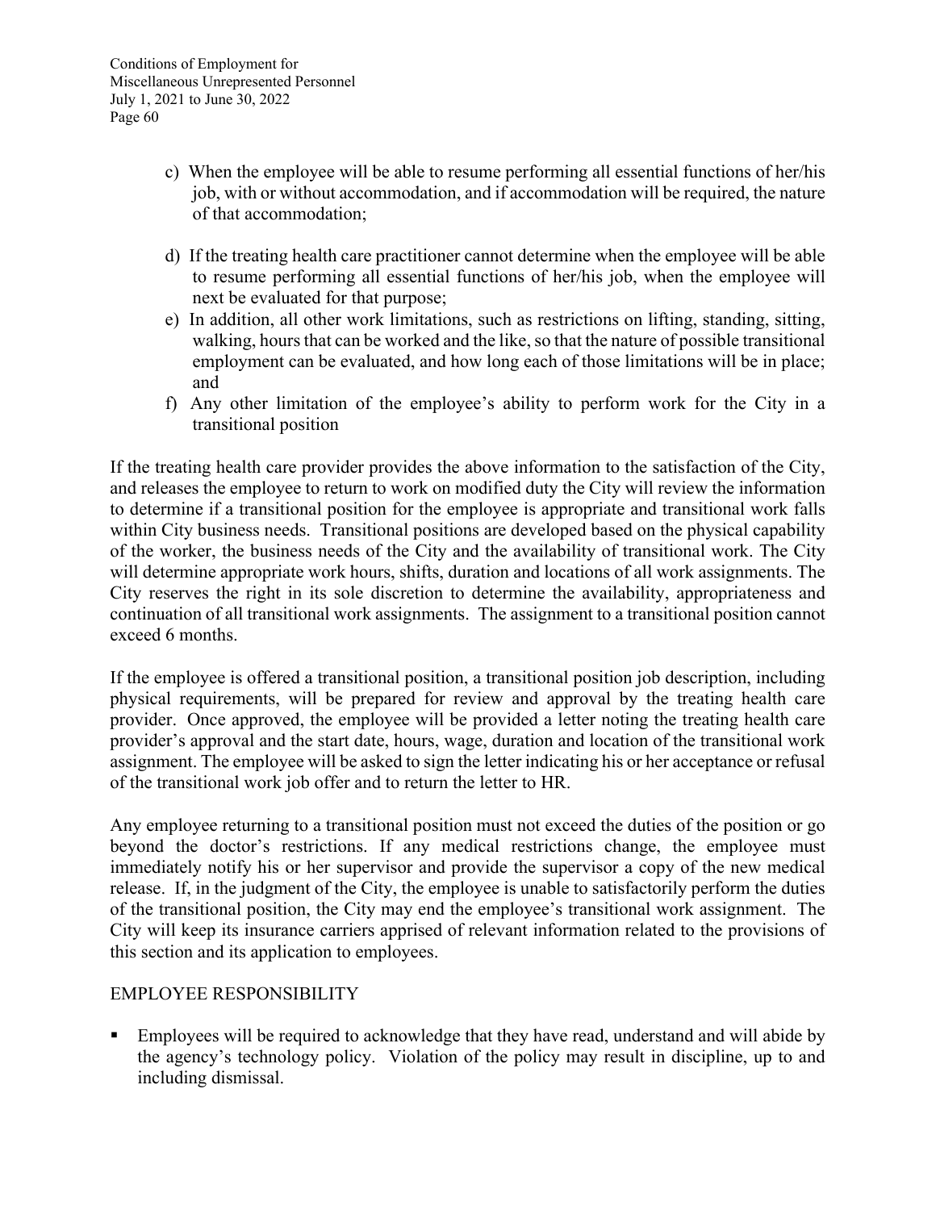c) When the employee will be able to resume performing all essential functions of her/his job, with or without accommodation, and if accommodation will be required, the nature of that accommodation;

d) If the treating health care practitioner cannot determine when the employee will be able to resume performing all essential functions of her/his job, when the employee will next be evaluated for that purpose;

e) In addition, all other work limitations, such as restrictions on lifting, standing, sitting, walking, hours that can be worked and the like, so that the nature of possible transitional employment can be evaluated, and how long each of those limitations will be in place; and

f) Any other limitation of the employee's ability to perform work for the City in a transitional position

If the treating health care provider provides the above information to the satisfaction of the City, and releases the employee to return to work on modified duty the City will review the information to determine if a transitional position for the employee is appropriate and transitional work falls within City business needs. Transitional positions are developed based on the physical capability of the worker, the business needs of the City and the availability of transitional work. The City will determine appropriate work hours, shifts, duration and locations of all work assignments. The City reserves the right in its sole discretion to determine the availability, appropriateness and continuation of all transitional work assignments. The assignment to a transitional position cannot exceed 6 months.

If the employee is offered a transitional position, a transitional position job description, including physical requirements, will be prepared for review and approval by the treating health care provider. Once approved, the employee will be provided a letter noting the treating health care provider's approval and the start date, hours, wage, duration and location of the transitional work assignment. The employee will be asked to sign the letter indicating his or her acceptance or refusal of the transitional work job offer and to return the letter to HR.

Any employee returning to a transitional position must not exceed the duties of the position or go beyond the doctor's restrictions. If any medical restrictions change, the employee must immediately notify his or her supervisor and provide the supervisor a copy of the new medical release. If, in the judgment of the City, the employee is unable to satisfactorily perform the duties of the transitional position, the City may end the employee's transitional work assignment. The City will keep its insurance carriers apprised of relevant information related to the provisions of this section and its application to employees.

## EMPLOYEE RESPONSIBILITY

- Employees will be required to acknowledge that they have read, understand and will abide by the agency's technology policy. Violation of the policy may result in discipline, up to and including dismissal.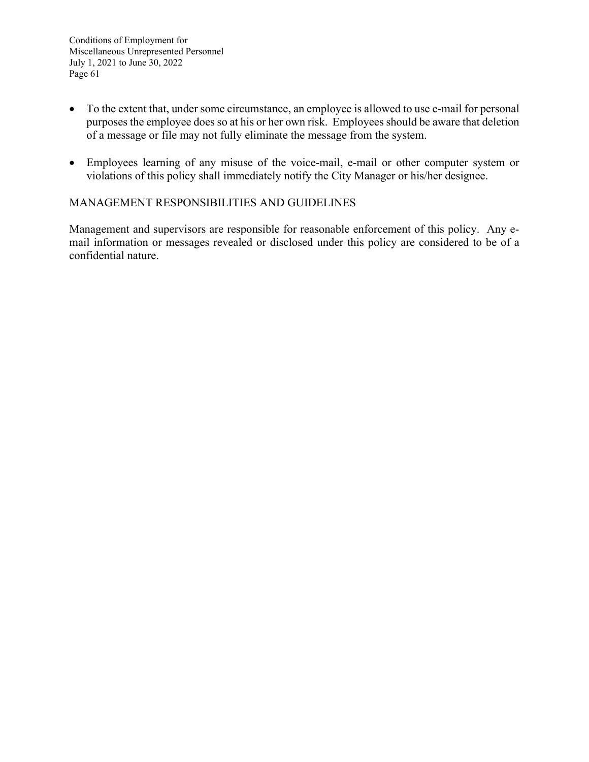- To the extent that, under some circumstance, an employee is allowed to use e-mail for personal purposes the employee does so at his or her own risk. Employees should be aware that deletion of a message or file may not fully eliminate the message from the system.

- Employees learning of any misuse of the voice-mail, e-mail or other computer system or violations of this policy shall immediately notify the City Manager or his/her designee.

## MANAGEMENT RESPONSIBILITIES AND GUIDELINES

Management and supervisors are responsible for reasonable enforcement of this policy. Any e-mail information or messages revealed or disclosed under this policy are considered to be of a confidential nature.